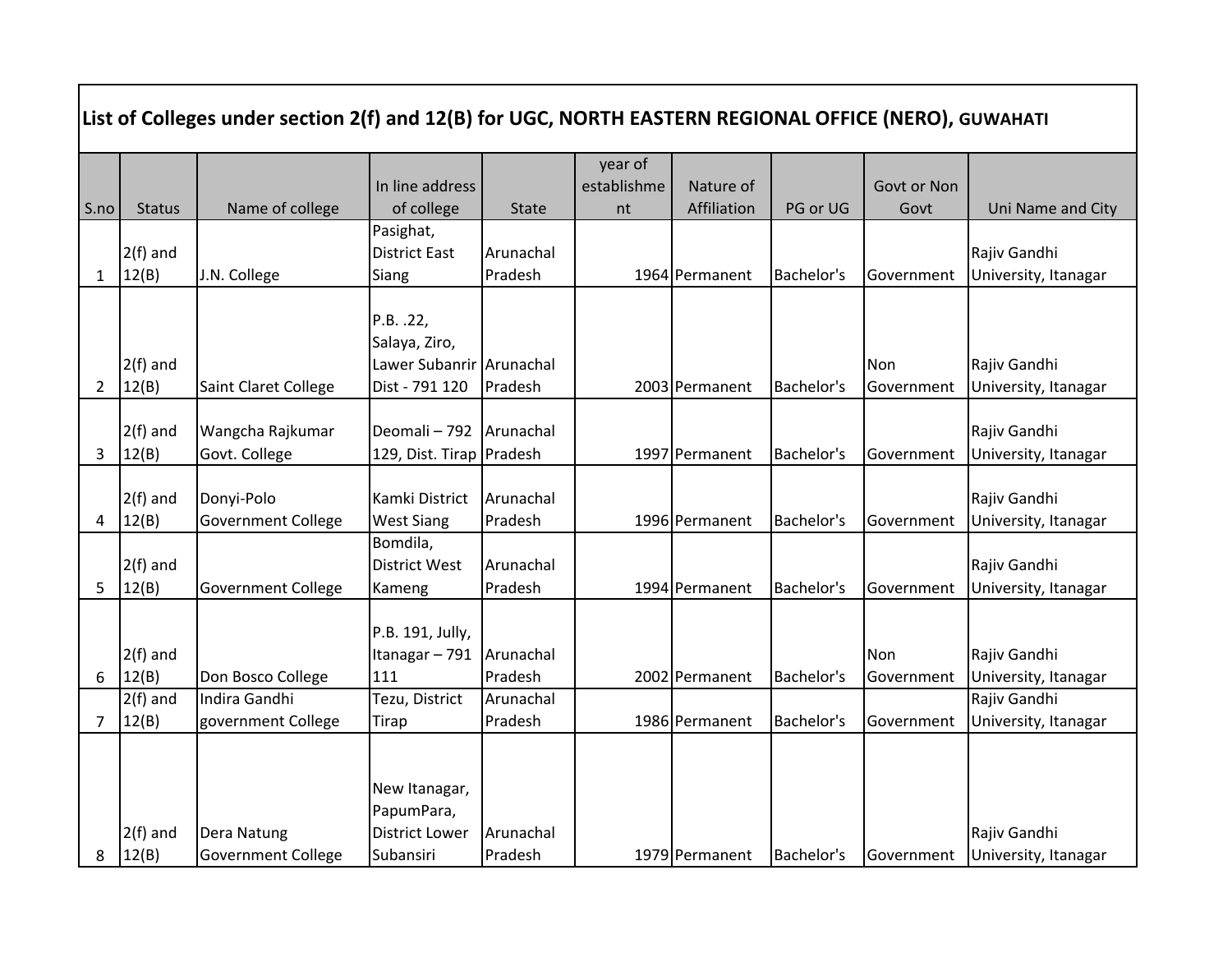## List of Colleges under section 2(f) and 12(B) for UGC, NORTH EASTERN REGIONAL OFFICE (NERO), GUWAHATI

| S.no | Status | Name of college | In line address of college | State | year of establishment | Nature of Affiliation | PG or UG | Govt or Non Govt | Uni Name and City |
|---|---|---|---|---|---|---|---|---|---|
| 1 | 2(f) and 12(B) | J.N. College | Pasighat, District East Siang | Arunachal Pradesh | 1964 | Permanent | Bachelor's | Government | Rajiv Gandhi University, Itanagar |
| 2 | 2(f) and 12(B) | Saint Claret College | P.B. .22, Salaya, Ziro, Lawer Subanrir Dist - 791 120 | Arunachal Pradesh | 2003 | Permanent | Bachelor's | Non Government | Rajiv Gandhi University, Itanagar |
| 3 | 2(f) and 12(B) | Wangcha Rajkumar Govt. College | Deomali – 792 129, Dist. Tirap | Arunachal Pradesh | 1997 | Permanent | Bachelor's | Government | Rajiv Gandhi University, Itanagar |
| 4 | 2(f) and 12(B) | Donyi-Polo Government College | Kamki District West Siang | Arunachal Pradesh | 1996 | Permanent | Bachelor's | Government | Rajiv Gandhi University, Itanagar |
| 5 | 2(f) and 12(B) | Government College | Bomdila, District West Kameng | Arunachal Pradesh | 1994 | Permanent | Bachelor's | Government | Rajiv Gandhi University, Itanagar |
| 6 | 2(f) and 12(B) | Don Bosco College | P.B. 191, Jully, Itanagar – 791 111 | Arunachal Pradesh | 2002 | Permanent | Bachelor's | Non Government | Rajiv Gandhi University, Itanagar |
| 7 | 2(f) and 12(B) | Indira Gandhi government College | Tezu, District Tirap | Arunachal Pradesh | 1986 | Permanent | Bachelor's | Government | Rajiv Gandhi University, Itanagar |
| 8 | 2(f) and 12(B) | Dera Natung Government College | New Itanagar, PapumPara, District Lower Subansiri | Arunachal Pradesh | 1979 | Permanent | Bachelor's | Government | Rajiv Gandhi University, Itanagar |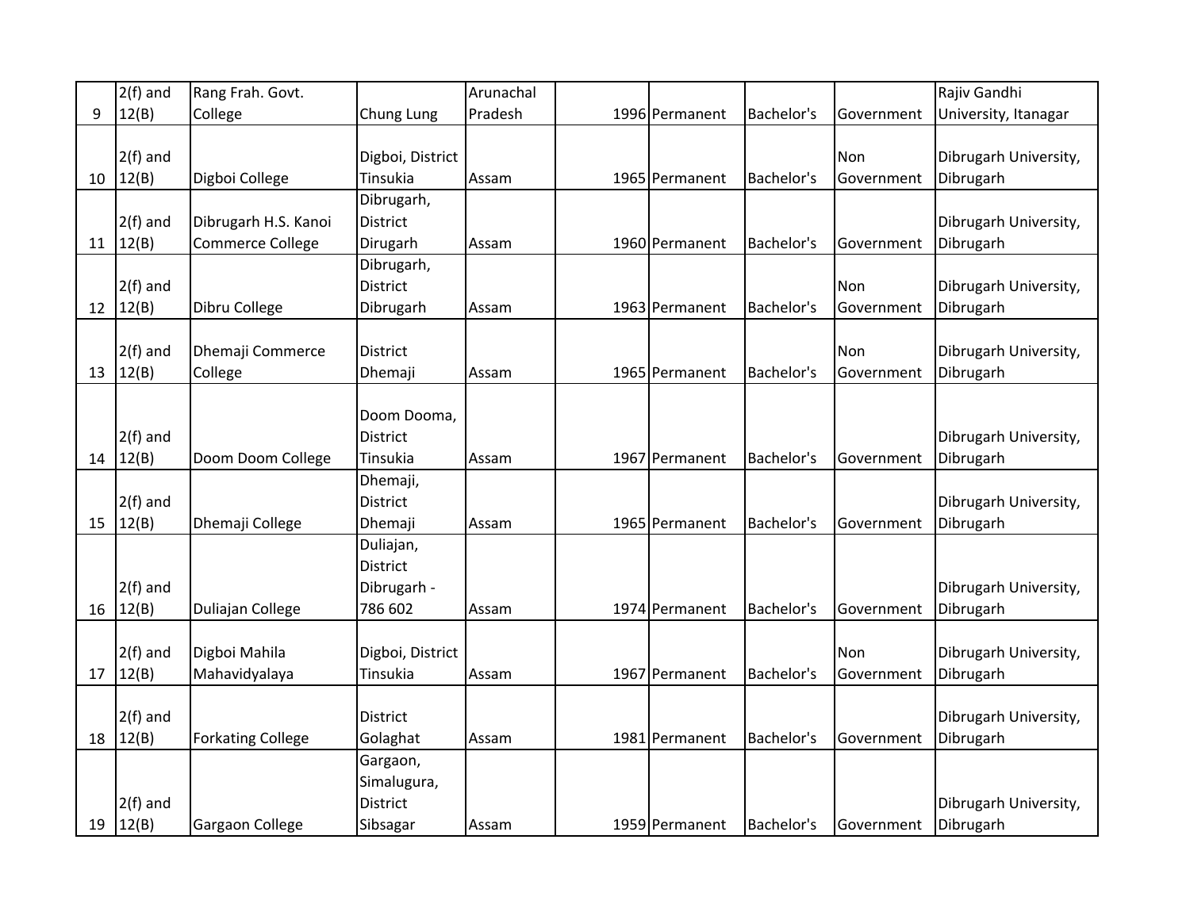| | | | | | | | | | |
|---|---|---|---|---|---|---|---|---|---|
| 9 | 2(f) and 12(B) | Rang Frah. Govt. College | Chung Lung | Arunachal Pradesh | 1996 | Permanent | Bachelor's | Government | Rajiv Gandhi University, Itanagar |
| 10 | 2(f) and 12(B) | Digboi College | Digboi, District Tinsukia | Assam | 1965 | Permanent | Bachelor's | Non Government | Dibrugarh University, Dibrugarh |
| 11 | 2(f) and 12(B) | Dibrugarh H.S. Kanoi Commerce College | Dibrugarh, District Dirugarh | Assam | 1960 | Permanent | Bachelor's | Government | Dibrugarh University, Dibrugarh |
| 12 | 2(f) and 12(B) | Dibru College | Dibrugarh, District Dibrugarh | Assam | 1963 | Permanent | Bachelor's | Non Government | Dibrugarh University, Dibrugarh |
| 13 | 2(f) and 12(B) | Dhemaji Commerce College | District Dhemaji | Assam | 1965 | Permanent | Bachelor's | Non Government | Dibrugarh University, Dibrugarh |
| 14 | 2(f) and 12(B) | Doom Doom College | Doom Dooma, District Tinsukia | Assam | 1967 | Permanent | Bachelor's | Government | Dibrugarh University, Dibrugarh |
| 15 | 2(f) and 12(B) | Dhemaji College | Dhemaji, District Dhemaji | Assam | 1965 | Permanent | Bachelor's | Government | Dibrugarh University, Dibrugarh |
| 16 | 2(f) and 12(B) | Duliajan College | Duliajan, District Dibrugarh - 786 602 | Assam | 1974 | Permanent | Bachelor's | Government | Dibrugarh University, Dibrugarh |
| 17 | 2(f) and 12(B) | Digboi Mahila Mahavidyalaya | Digboi, District Tinsukia | Assam | 1967 | Permanent | Bachelor's | Non Government | Dibrugarh University, Dibrugarh |
| 18 | 2(f) and 12(B) | Forkating College | District Golaghat | Assam | 1981 | Permanent | Bachelor's | Government | Dibrugarh University, Dibrugarh |
| 19 | 2(f) and 12(B) | Gargaon College | Gargaon, Simalugura, District Sibsagar | Assam | 1959 | Permanent | Bachelor's | Government | Dibrugarh University, Dibrugarh |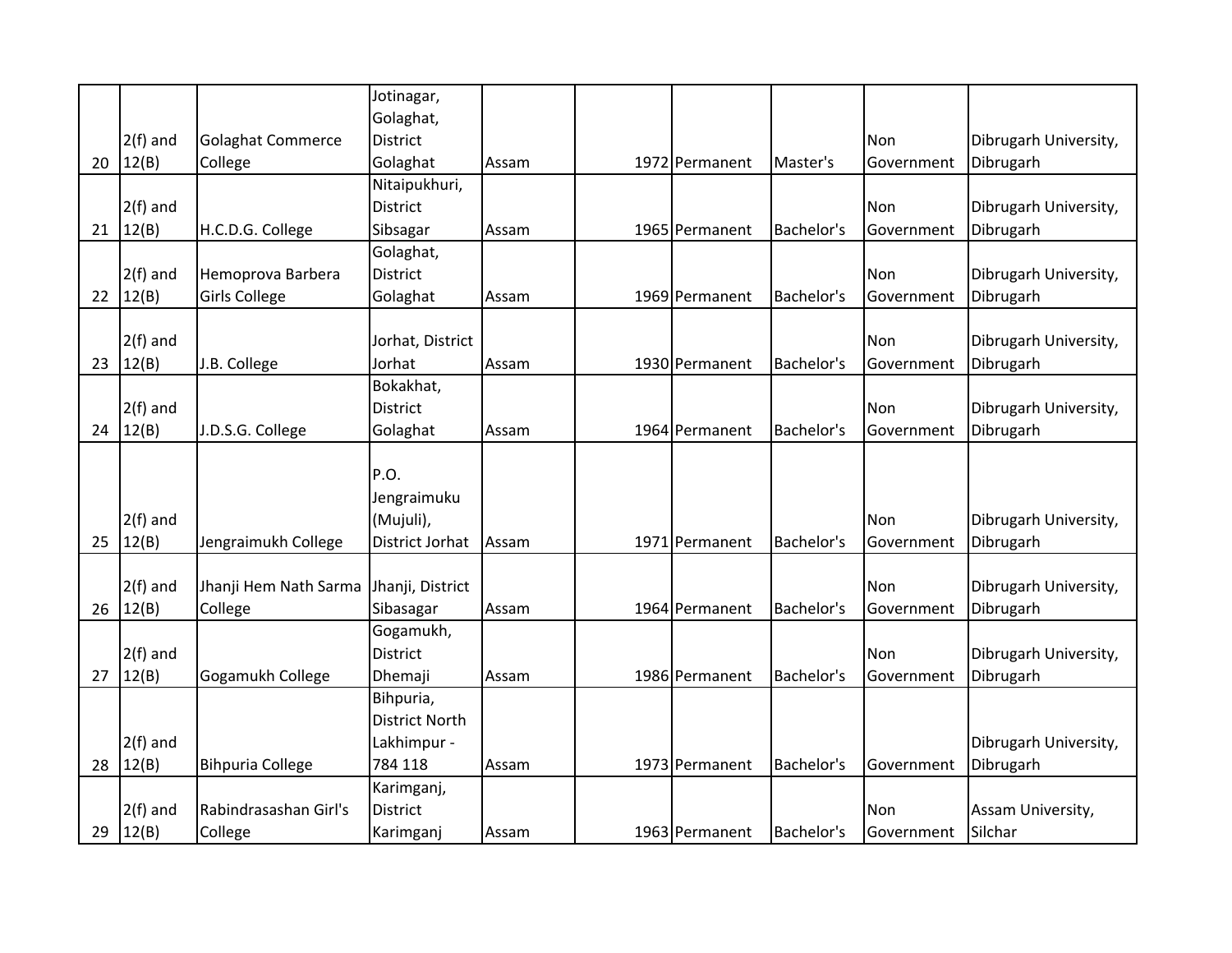| | | | | | | | | | |
|---|---|---|---|---|---|---|---|---|---|
| 20 | 2(f) and 12(B) | Golaghat Commerce College | Jotinagar, Golaghat, District Golaghat | Assam | 1972 | Permanent | Master's | Non Government | Dibrugarh University, Dibrugarh |
| 21 | 2(f) and 12(B) | H.C.D.G. College | Nitaipukhuri, District Sibsagar | Assam | 1965 | Permanent | Bachelor's | Non Government | Dibrugarh University, Dibrugarh |
| 22 | 2(f) and 12(B) | Hemoprova Barbera Girls College | Golaghat, District Golaghat | Assam | 1969 | Permanent | Bachelor's | Non Government | Dibrugarh University, Dibrugarh |
| 23 | 2(f) and 12(B) | J.B. College | Jorhat, District Jorhat | Assam | 1930 | Permanent | Bachelor's | Non Government | Dibrugarh University, Dibrugarh |
| 24 | 2(f) and 12(B) | J.D.S.G. College | Bokakhat, District Golaghat | Assam | 1964 | Permanent | Bachelor's | Non Government | Dibrugarh University, Dibrugarh |
| 25 | 2(f) and 12(B) | Jengraimukh College | P.O. Jengraimuku (Mujuli), District Jorhat | Assam | 1971 | Permanent | Bachelor's | Non Government | Dibrugarh University, Dibrugarh |
| 26 | 2(f) and 12(B) | Jhanji Hem Nath Sarma College | Jhanji, District Sibasagar | Assam | 1964 | Permanent | Bachelor's | Non Government | Dibrugarh University, Dibrugarh |
| 27 | 2(f) and 12(B) | Gogamukh College | Gogamukh, District Dhemaji | Assam | 1986 | Permanent | Bachelor's | Non Government | Dibrugarh University, Dibrugarh |
| 28 | 2(f) and 12(B) | Bihpuria College | Bihpuria, District North Lakhimpur - 784 118 | Assam | 1973 | Permanent | Bachelor's | Government | Dibrugarh University, Dibrugarh |
| 29 | 2(f) and 12(B) | Rabindrasashan Girl's College | Karimganj, District Karimganj | Assam | 1963 | Permanent | Bachelor's | Non Government | Assam University, Silchar |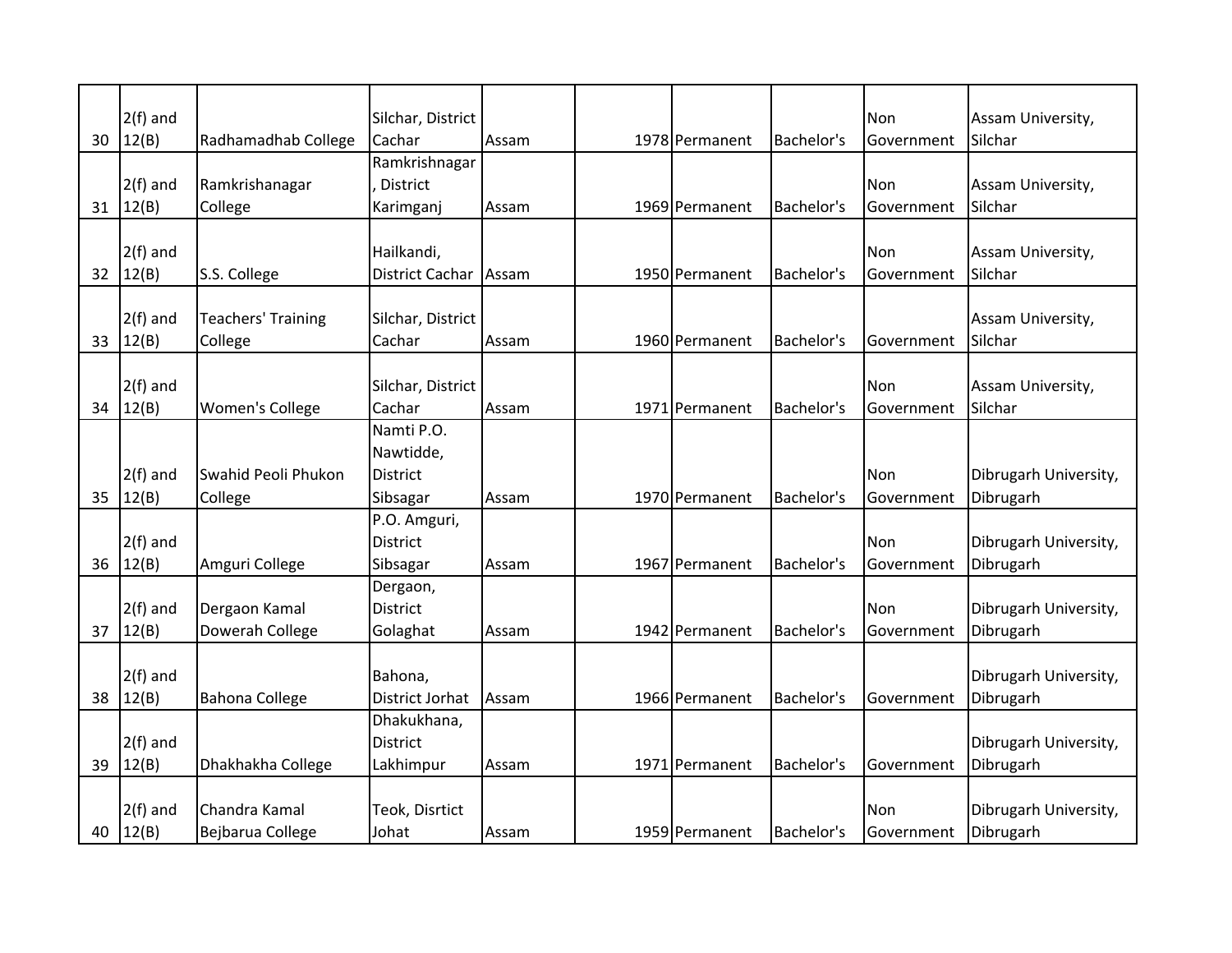| | | | | | | | | | |
|---|---|---|---|---|---|---|---|---|---|
| 30 | 2(f) and 12(B) | Radhamadhab College | Silchar, District Cachar | Assam | | 1978 | Permanent | Bachelor's | Non Government | Assam University, Silchar |
| 31 | 2(f) and 12(B) | Ramkrishanagar College | Ramkrishnagar, District Karimganj | Assam | | 1969 | Permanent | Bachelor's | Non Government | Assam University, Silchar |
| 32 | 2(f) and 12(B) | S.S. College | Hailkandi, District Cachar | Assam | | 1950 | Permanent | Bachelor's | Non Government | Assam University, Silchar |
| 33 | 2(f) and 12(B) | Teachers' Training College | Silchar, District Cachar | Assam | | 1960 | Permanent | Bachelor's | Government | Assam University, Silchar |
| 34 | 2(f) and 12(B) | Women's College | Silchar, District Cachar | Assam | | 1971 | Permanent | Bachelor's | Non Government | Assam University, Silchar |
| 35 | 2(f) and 12(B) | Swahid Peoli Phukon College | Namti P.O. Nawtidde, District Sibsagar | Assam | | 1970 | Permanent | Bachelor's | Non Government | Dibrugarh University, Dibrugarh |
| 36 | 2(f) and 12(B) | Amguri College | P.O. Amguri, District Sibsagar | Assam | | 1967 | Permanent | Bachelor's | Non Government | Dibrugarh University, Dibrugarh |
| 37 | 2(f) and 12(B) | Dergaon Kamal Dowerah College | Dergaon, District Golaghat | Assam | | 1942 | Permanent | Bachelor's | Non Government | Dibrugarh University, Dibrugarh |
| 38 | 2(f) and 12(B) | Bahona College | Bahona, District Jorhat | Assam | | 1966 | Permanent | Bachelor's | Government | Dibrugarh University, Dibrugarh |
| 39 | 2(f) and 12(B) | Dhakhakha College | Dhakukhana, District Lakhimpur | Assam | | 1971 | Permanent | Bachelor's | Government | Dibrugarh University, Dibrugarh |
| 40 | 2(f) and 12(B) | Chandra Kamal Bejbarua College | Teok, Disrtict Johat | Assam | | 1959 | Permanent | Bachelor's | Non Government | Dibrugarh University, Dibrugarh |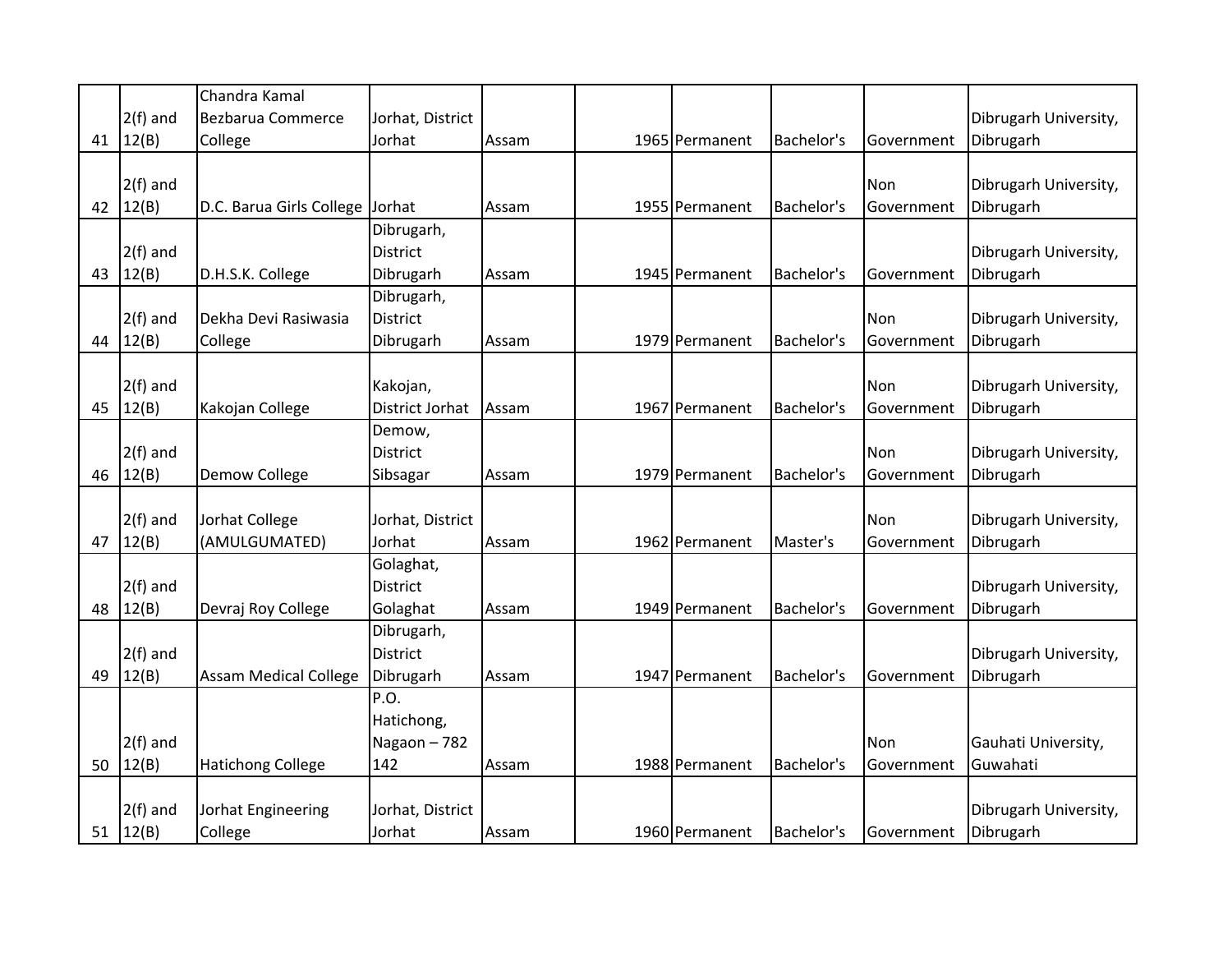| 41 | 2(f) and 12(B) | Chandra Kamal Bezbarua Commerce College | Jorhat, District Jorhat | Assam | 1965 | Permanent | Bachelor's | Government | Dibrugarh University, Dibrugarh |
|---|---|---|---|---|---|---|---|---|---|
| 42 | 2(f) and 12(B) | D.C. Barua Girls College | Jorhat | Assam | 1955 | Permanent | Bachelor's | Non Government | Dibrugarh University, Dibrugarh |
| 43 | 2(f) and 12(B) | D.H.S.K. College | Dibrugarh, District Dibrugarh | Assam | 1945 | Permanent | Bachelor's | Government | Dibrugarh University, Dibrugarh |
| 44 | 2(f) and 12(B) | Dekha Devi Rasiwasia College | Dibrugarh, District Dibrugarh | Assam | 1979 | Permanent | Bachelor's | Non Government | Dibrugarh University, Dibrugarh |
| 45 | 2(f) and 12(B) | Kakojan College | Kakojan, District Jorhat | Assam | 1967 | Permanent | Bachelor's | Non Government | Dibrugarh University, Dibrugarh |
| 46 | 2(f) and 12(B) | Demow College | Demow, District Sibsagar | Assam | 1979 | Permanent | Bachelor's | Non Government | Dibrugarh University, Dibrugarh |
| 47 | 2(f) and 12(B) | Jorhat College (AMULGUMATED) | Jorhat, District Jorhat | Assam | 1962 | Permanent | Master's | Non Government | Dibrugarh University, Dibrugarh |
| 48 | 2(f) and 12(B) | Devraj Roy College | Golaghat, District Golaghat | Assam | 1949 | Permanent | Bachelor's | Government | Dibrugarh University, Dibrugarh |
| 49 | 2(f) and 12(B) | Assam Medical College | Dibrugarh, District Dibrugarh | Assam | 1947 | Permanent | Bachelor's | Government | Dibrugarh University, Dibrugarh |
| 50 | 2(f) and 12(B) | Hatichong College | P.O. Hatichong, Nagaon – 782 142 | Assam | 1988 | Permanent | Bachelor's | Non Government | Gauhati University, Guwahati |
| 51 | 2(f) and 12(B) | Jorhat Engineering College | Jorhat, District Jorhat | Assam | 1960 | Permanent | Bachelor's | Government | Dibrugarh University, Dibrugarh |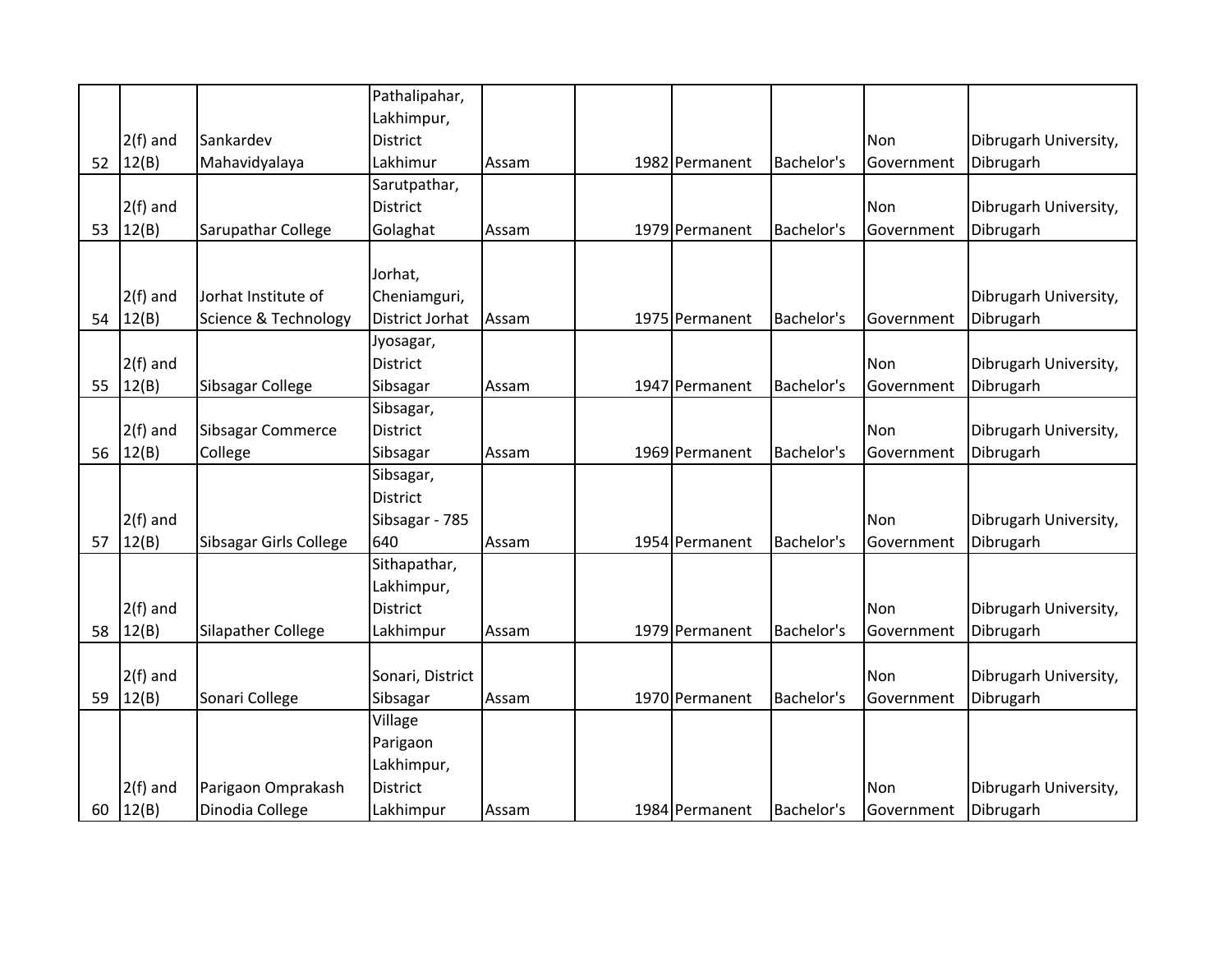| | | | | | | | | | |
|---|---|---|---|---|---|---|---|---|---|
| 52 | 2(f) and 12(B) | Sankardev Mahavidyalaya | Pathalipahar, Lakhimpur, District Lakhimur | Assam | | 1982 | Permanent | Bachelor's | Non Government | Dibrugarh University, Dibrugarh |
| 53 | 2(f) and 12(B) | Sarupathar College | Sarutpathar, District Golaghat | Assam | | 1979 | Permanent | Bachelor's | Non Government | Dibrugarh University, Dibrugarh |
| 54 | 2(f) and 12(B) | Jorhat Institute of Science & Technology | Jorhat, Cheniamguri, District Jorhat | Assam | | 1975 | Permanent | Bachelor's | Government | Dibrugarh University, Dibrugarh |
| 55 | 2(f) and 12(B) | Sibsagar College | Jyosagar, District Sibsagar | Assam | | 1947 | Permanent | Bachelor's | Non Government | Dibrugarh University, Dibrugarh |
| 56 | 2(f) and 12(B) | Sibsagar Commerce College | Sibsagar, District Sibsagar | Assam | | 1969 | Permanent | Bachelor's | Non Government | Dibrugarh University, Dibrugarh |
| 57 | 2(f) and 12(B) | Sibsagar Girls College | Sibsagar, District Sibsagar - 785 640 | Assam | | 1954 | Permanent | Bachelor's | Non Government | Dibrugarh University, Dibrugarh |
| 58 | 2(f) and 12(B) | Silapather College | Sithapathar, Lakhimpur, District Lakhimpur | Assam | | 1979 | Permanent | Bachelor's | Non Government | Dibrugarh University, Dibrugarh |
| 59 | 2(f) and 12(B) | Sonari College | Sonari, District Sibsagar | Assam | | 1970 | Permanent | Bachelor's | Non Government | Dibrugarh University, Dibrugarh |
| 60 | 2(f) and 12(B) | Parigaon Omprakash Dinodia College | Village Parigaon Lakhimpur, District Lakhimpur | Assam | | 1984 | Permanent | Bachelor's | Non Government | Dibrugarh University, Dibrugarh |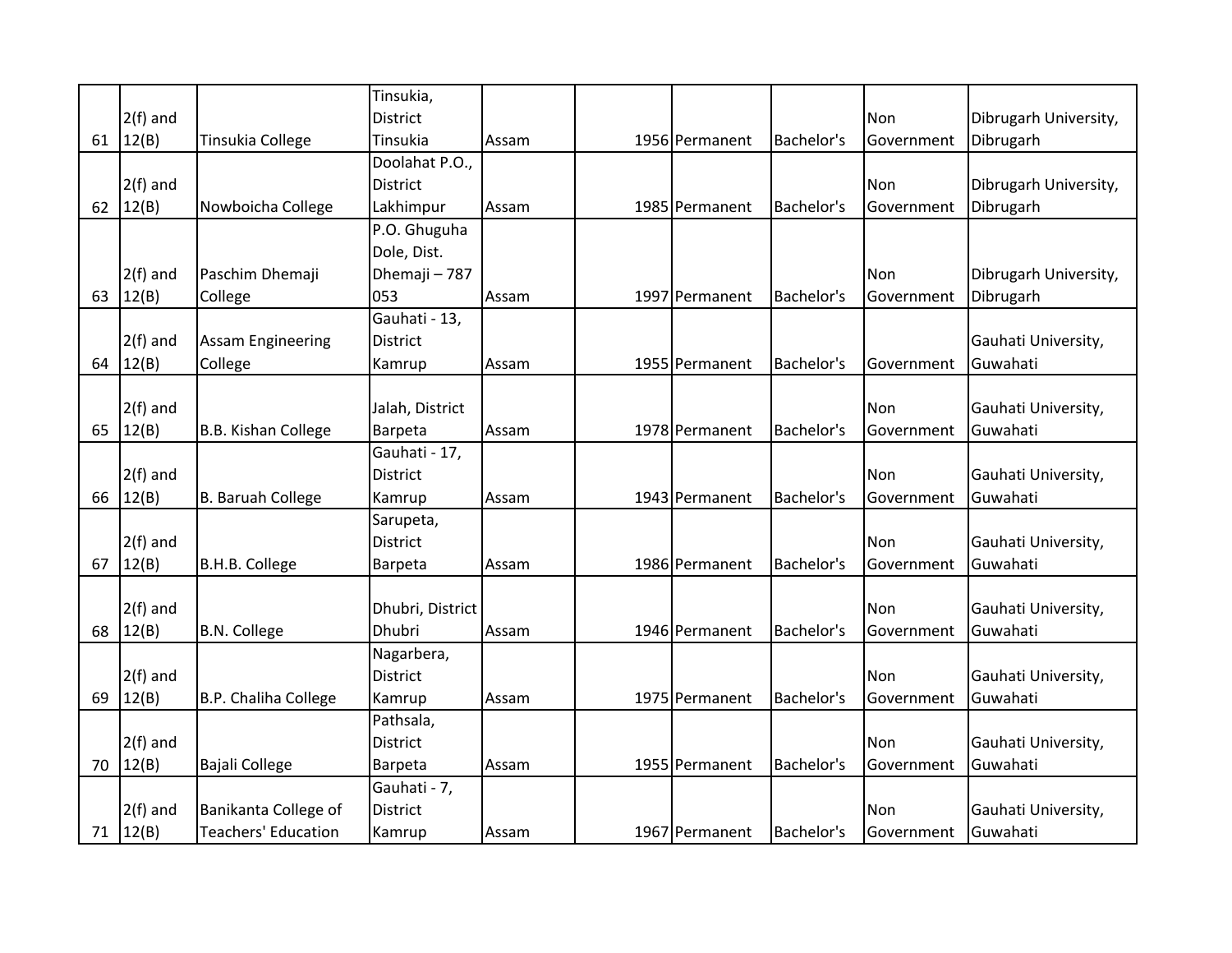| | | | | | | | | | | |
|---|---|---|---|---|---|---|---|---|---|---|
| 61 | 2(f) and 12(B) | Tinsukia College | Tinsukia, District Tinsukia | Assam | | 1956 | Permanent | Bachelor's | Non Government | Dibrugarh University, Dibrugarh |
| 62 | 2(f) and 12(B) | Nowboicha College | Doolahat P.O., District Lakhimpur | Assam | | 1985 | Permanent | Bachelor's | Non Government | Dibrugarh University, Dibrugarh |
| 63 | 2(f) and 12(B) | Paschim Dhemaji College | P.O. Ghuguha Dole, Dist. Dhemaji – 787 053 | Assam | | 1997 | Permanent | Bachelor's | Non Government | Dibrugarh University, Dibrugarh |
| 64 | 2(f) and 12(B) | Assam Engineering College | Gauhati - 13, District Kamrup | Assam | | 1955 | Permanent | Bachelor's | Government | Gauhati University, Guwahati |
| 65 | 2(f) and 12(B) | B.B. Kishan College | Jalah, District Barpeta | Assam | | 1978 | Permanent | Bachelor's | Non Government | Gauhati University, Guwahati |
| 66 | 2(f) and 12(B) | B. Baruah College | Gauhati - 17, District Kamrup | Assam | | 1943 | Permanent | Bachelor's | Non Government | Gauhati University, Guwahati |
| 67 | 2(f) and 12(B) | B.H.B. College | Sarupeta, District Barpeta | Assam | | 1986 | Permanent | Bachelor's | Non Government | Gauhati University, Guwahati |
| 68 | 2(f) and 12(B) | B.N. College | Dhubri, District Dhubri | Assam | | 1946 | Permanent | Bachelor's | Non Government | Gauhati University, Guwahati |
| 69 | 2(f) and 12(B) | B.P. Chaliha College | Nagarbera, District Kamrup | Assam | | 1975 | Permanent | Bachelor's | Non Government | Gauhati University, Guwahati |
| 70 | 2(f) and 12(B) | Bajali College | Pathsala, District Barpeta | Assam | | 1955 | Permanent | Bachelor's | Non Government | Gauhati University, Guwahati |
| 71 | 2(f) and 12(B) | Banikanta College of Teachers' Education | Gauhati - 7, District Kamrup | Assam | | 1967 | Permanent | Bachelor's | Non Government | Gauhati University, Guwahati |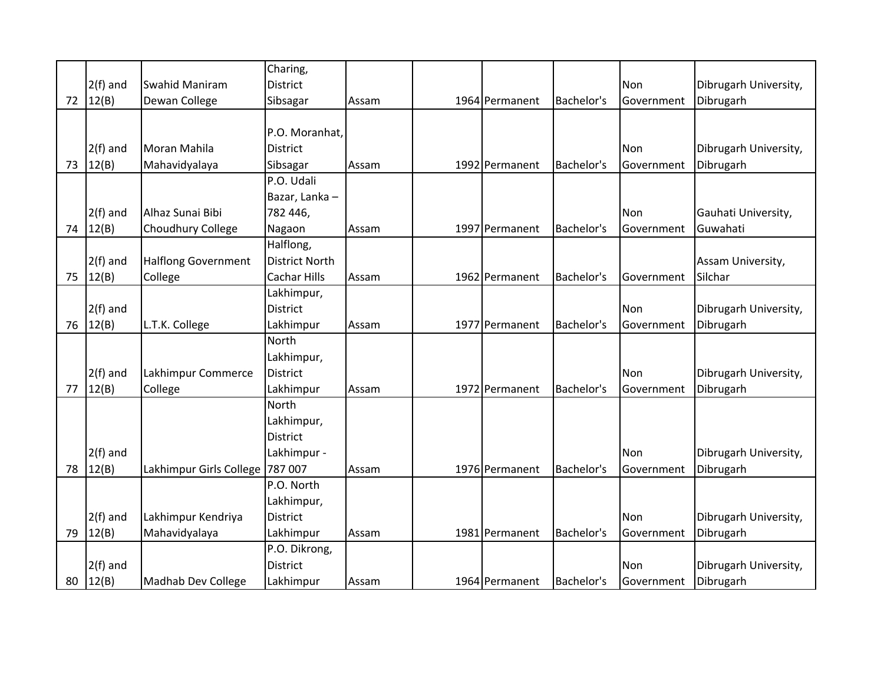| 72 | 2(f) and 12(B) | Swahid Maniram Dewan College | Charing, District Sibsagar | Assam | 1964 | Permanent | Bachelor's | Non Government | Dibrugarh University, Dibrugarh |
|---|---|---|---|---|---|---|---|---|---|
| 73 | 2(f) and 12(B) | Moran Mahila Mahavidyalaya | P.O. Moranhat, District Sibsagar | Assam | 1992 | Permanent | Bachelor's | Non Government | Dibrugarh University, Dibrugarh |
| 74 | 2(f) and 12(B) | Alhaz Sunai Bibi Choudhury College | P.O. Udali Bazar, Lanka – 782 446, Nagaon | Assam | 1997 | Permanent | Bachelor's | Non Government | Gauhati University, Guwahati |
| 75 | 2(f) and 12(B) | Halflong Government College | Halflong, District North Cachar Hills | Assam | 1962 | Permanent | Bachelor's | Government | Assam University, Silchar |
| 76 | 2(f) and 12(B) | L.T.K. College | Lakhimpur, District Lakhimpur | Assam | 1977 | Permanent | Bachelor's | Non Government | Dibrugarh University, Dibrugarh |
| 77 | 2(f) and 12(B) | Lakhimpur Commerce College | North Lakhimpur, District Lakhimpur | Assam | 1972 | Permanent | Bachelor's | Non Government | Dibrugarh University, Dibrugarh |
| 78 | 2(f) and 12(B) | Lakhimpur Girls College | North Lakhimpur, District Lakhimpur - 787 007 | Assam | 1976 | Permanent | Bachelor's | Non Government | Dibrugarh University, Dibrugarh |
| 79 | 2(f) and 12(B) | Lakhimpur Kendriya Mahavidyalaya | P.O. North Lakhimpur, District Lakhimpur | Assam | 1981 | Permanent | Bachelor's | Non Government | Dibrugarh University, Dibrugarh |
| 80 | 2(f) and 12(B) | Madhab Dev College | P.O. Dikrong, District Lakhimpur | Assam | 1964 | Permanent | Bachelor's | Non Government | Dibrugarh University, Dibrugarh |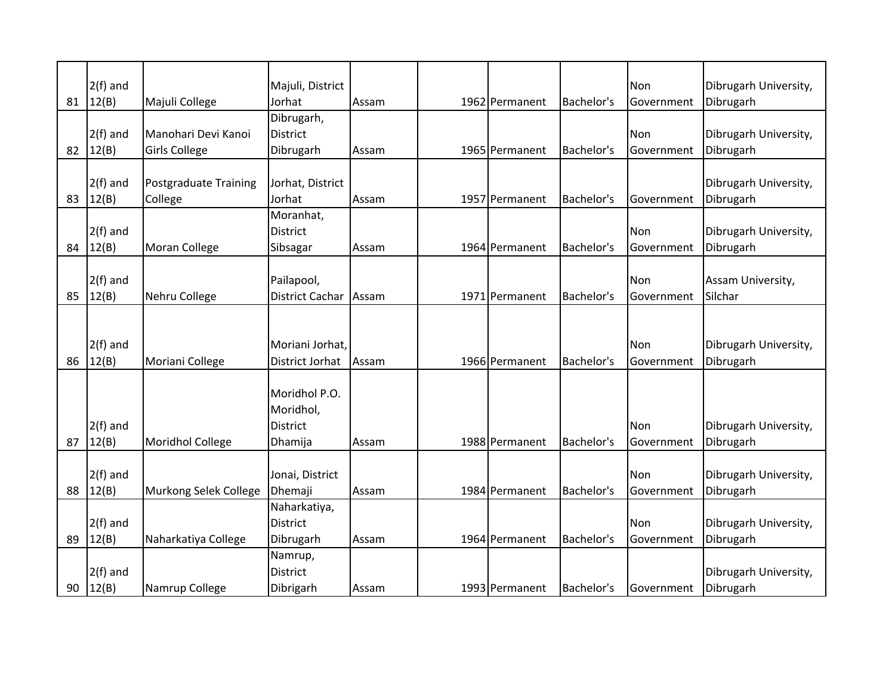| | | | | | | | | | | |
|---|---|---|---|---|---|---|---|---|---|---|
| 81 | 2(f) and 12(B) | Majuli College | Majuli, District Jorhat | Assam | | 1962 | Permanent | Bachelor's | Non Government | Dibrugarh University, Dibrugarh |
| 82 | 2(f) and 12(B) | Manohari Devi Kanoi Girls College | Dibrugarh, District Dibrugarh | Assam | | 1965 | Permanent | Bachelor's | Non Government | Dibrugarh University, Dibrugarh |
| 83 | 2(f) and 12(B) | Postgraduate Training College | Jorhat, District Jorhat | Assam | | 1957 | Permanent | Bachelor's | Government | Dibrugarh University, Dibrugarh |
| 84 | 2(f) and 12(B) | Moran College | Moranhat, District Sibsagar | Assam | | 1964 | Permanent | Bachelor's | Non Government | Dibrugarh University, Dibrugarh |
| 85 | 2(f) and 12(B) | Nehru College | Pailapool, District Cachar | Assam | | 1971 | Permanent | Bachelor's | Non Government | Assam University, Silchar |
| 86 | 2(f) and 12(B) | Moriani College | Moriani Jorhat, District Jorhat | Assam | | 1966 | Permanent | Bachelor's | Non Government | Dibrugarh University, Dibrugarh |
| 87 | 2(f) and 12(B) | Moridhol College | Moridhol P.O. Moridhol, District Dhamija | Assam | | 1988 | Permanent | Bachelor's | Non Government | Dibrugarh University, Dibrugarh |
| 88 | 2(f) and 12(B) | Murkong Selek College | Jonai, District Dhemaji | Assam | | 1984 | Permanent | Bachelor's | Non Government | Dibrugarh University, Dibrugarh |
| 89 | 2(f) and 12(B) | Naharkatiya College | Naharkatiya, District Dibrugarh | Assam | | 1964 | Permanent | Bachelor's | Non Government | Dibrugarh University, Dibrugarh |
| 90 | 2(f) and 12(B) | Namrup College | Namrup, District Dibrigarh | Assam | | 1993 | Permanent | Bachelor's | Government | Dibrugarh University, Dibrugarh |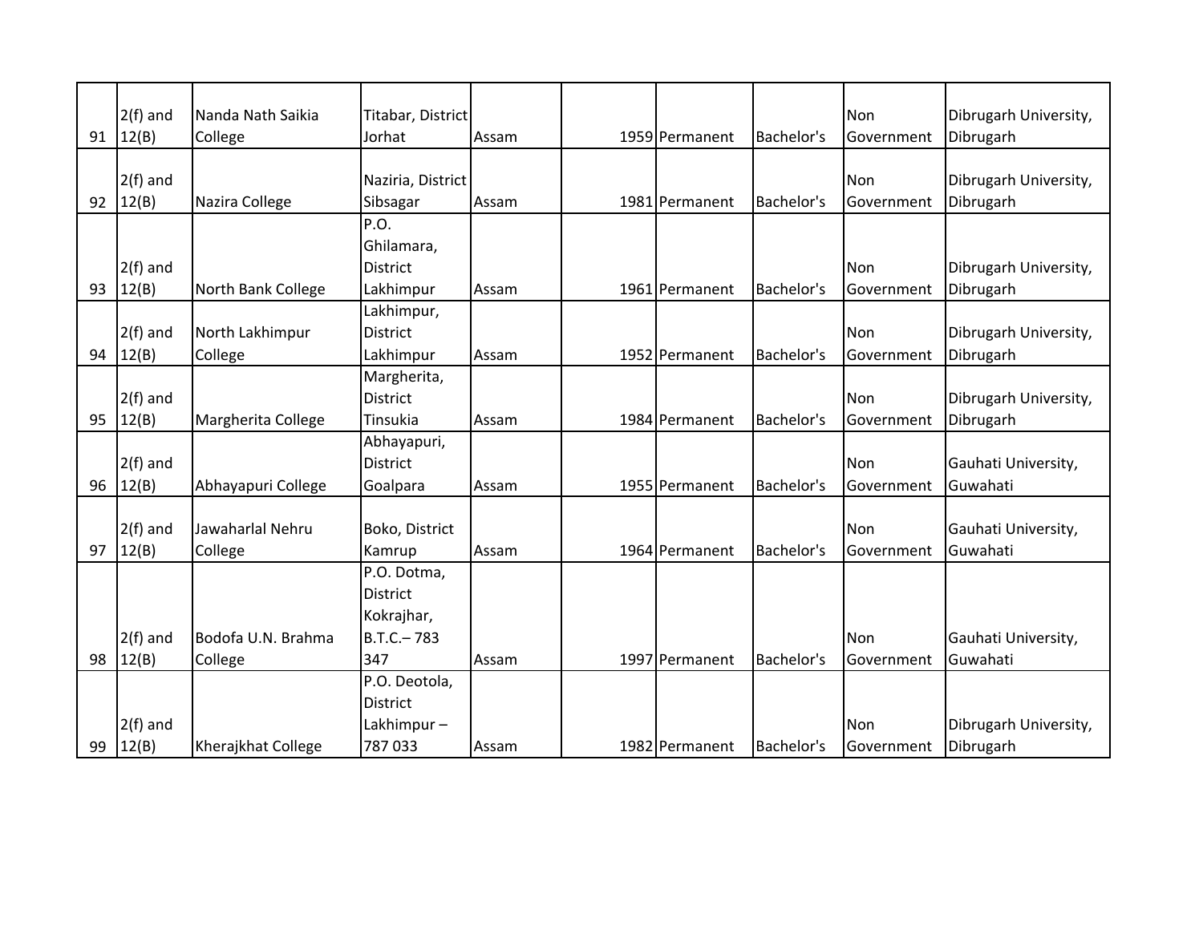| | | | | | | | | | |
|---|---|---|---|---|---|---|---|---|---|
| 91 | 2(f) and 12(B) | Nanda Nath Saikia College | Titabar, District Jorhat | Assam | 1959 | Permanent | Bachelor's | Non Government | Dibrugarh University, Dibrugarh |
| 92 | 2(f) and 12(B) | Nazira College | Naziria, District Sibsagar | Assam | 1981 | Permanent | Bachelor's | Non Government | Dibrugarh University, Dibrugarh |
| 93 | 2(f) and 12(B) | North Bank College | P.O. Ghilamara, District Lakhimpur | Assam | 1961 | Permanent | Bachelor's | Non Government | Dibrugarh University, Dibrugarh |
| 94 | 2(f) and 12(B) | North Lakhimpur College | Lakhimpur, District Lakhimpur | Assam | 1952 | Permanent | Bachelor's | Non Government | Dibrugarh University, Dibrugarh |
| 95 | 2(f) and 12(B) | Margherita College | Margherita, District Tinsukia | Assam | 1984 | Permanent | Bachelor's | Non Government | Dibrugarh University, Dibrugarh |
| 96 | 2(f) and 12(B) | Abhayapuri College | Abhayapuri, District Goalpara | Assam | 1955 | Permanent | Bachelor's | Non Government | Gauhati University, Guwahati |
| 97 | 2(f) and 12(B) | Jawaharlal Nehru College | Boko, District Kamrup | Assam | 1964 | Permanent | Bachelor's | Non Government | Gauhati University, Guwahati |
| 98 | 2(f) and 12(B) | Bodofa U.N. Brahma College | P.O. Dotma, District Kokrajhar, B.T.C.– 783 347 | Assam | 1997 | Permanent | Bachelor's | Non Government | Gauhati University, Guwahati |
| 99 | 2(f) and 12(B) | Kherajkhat College | P.O. Deotola, District Lakhimpur – 787 033 | Assam | 1982 | Permanent | Bachelor's | Non Government | Dibrugarh University, Dibrugarh |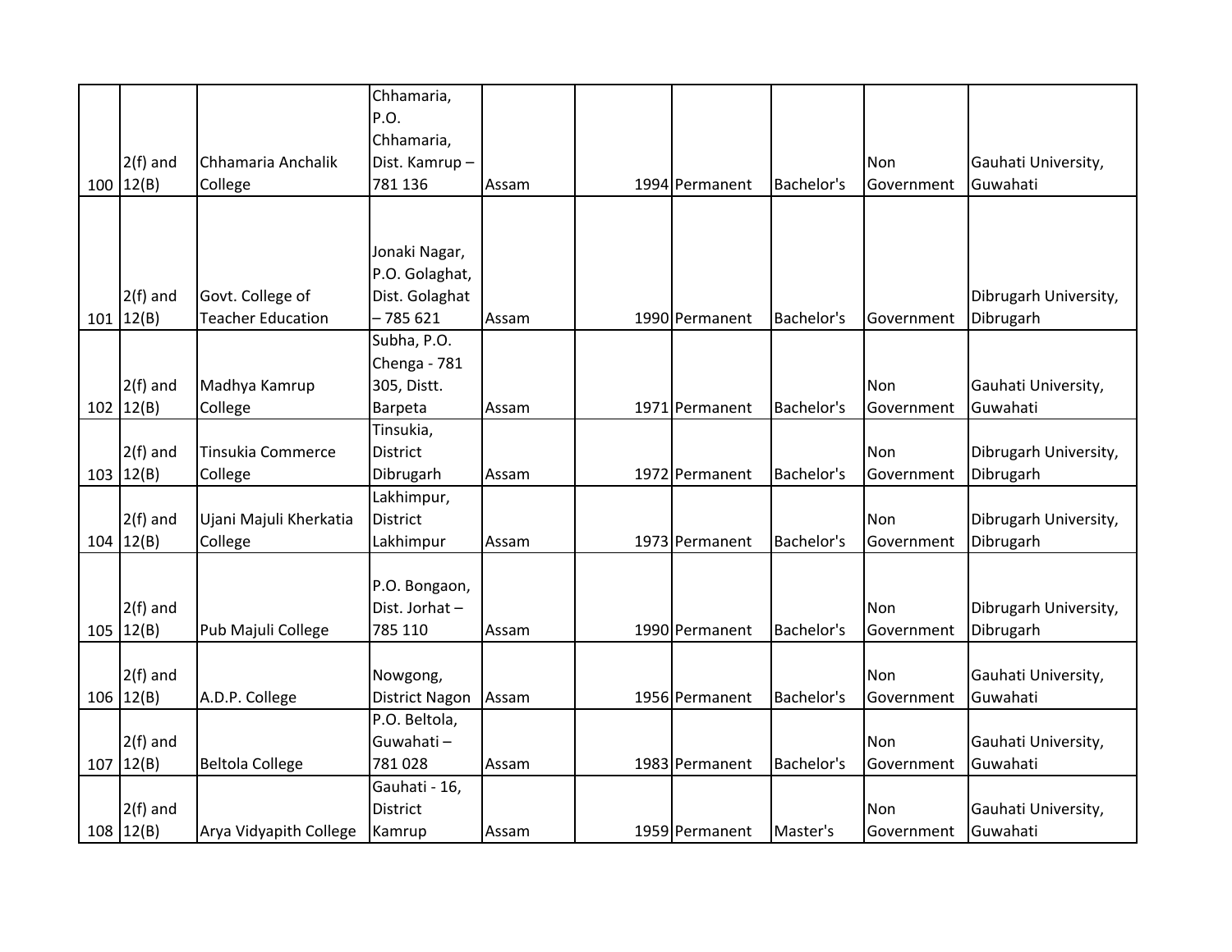| | | | | | | | | | | |
|---|---|---|---|---|---|---|---|---|---|---|
| 100 | 2(f) and 12(B) | Chhamaria Anchalik College | Chhamaria, P.O. Chhamaria, Dist. Kamrup – 781 136 | Assam | | 1994 | Permanent | Bachelor's | Non Government | Gauhati University, Guwahati |
| 101 | 2(f) and 12(B) | Govt. College of Teacher Education | Jonaki Nagar, P.O. Golaghat, Dist. Golaghat – 785 621 | Assam | | 1990 | Permanent | Bachelor's | Government | Dibrugarh University, Dibrugarh |
| 102 | 2(f) and 12(B) | Madhya Kamrup College | Subha, P.O. Chenga - 781 305, Distt. Barpeta | Assam | | 1971 | Permanent | Bachelor's | Non Government | Gauhati University, Guwahati |
| 103 | 2(f) and 12(B) | Tinsukia Commerce College | Tinsukia, District Dibrugarh | Assam | | 1972 | Permanent | Bachelor's | Non Government | Dibrugarh University, Dibrugarh |
| 104 | 2(f) and 12(B) | Ujani Majuli Kherkatia College | Lakhimpur, District Lakhimpur | Assam | | 1973 | Permanent | Bachelor's | Non Government | Dibrugarh University, Dibrugarh |
| 105 | 2(f) and 12(B) | Pub Majuli College | P.O. Bongaon, Dist. Jorhat – 785 110 | Assam | | 1990 | Permanent | Bachelor's | Non Government | Dibrugarh University, Dibrugarh |
| 106 | 2(f) and 12(B) | A.D.P. College | Nowgong, District Nagon | Assam | | 1956 | Permanent | Bachelor's | Non Government | Gauhati University, Guwahati |
| 107 | 2(f) and 12(B) | Beltola College | P.O. Beltola, Guwahati – 781 028 | Assam | | 1983 | Permanent | Bachelor's | Non Government | Gauhati University, Guwahati |
| 108 | 2(f) and 12(B) | Arya Vidyapith College | Gauhati - 16, District Kamrup | Assam | | 1959 | Permanent | Master's | Non Government | Gauhati University, Guwahati |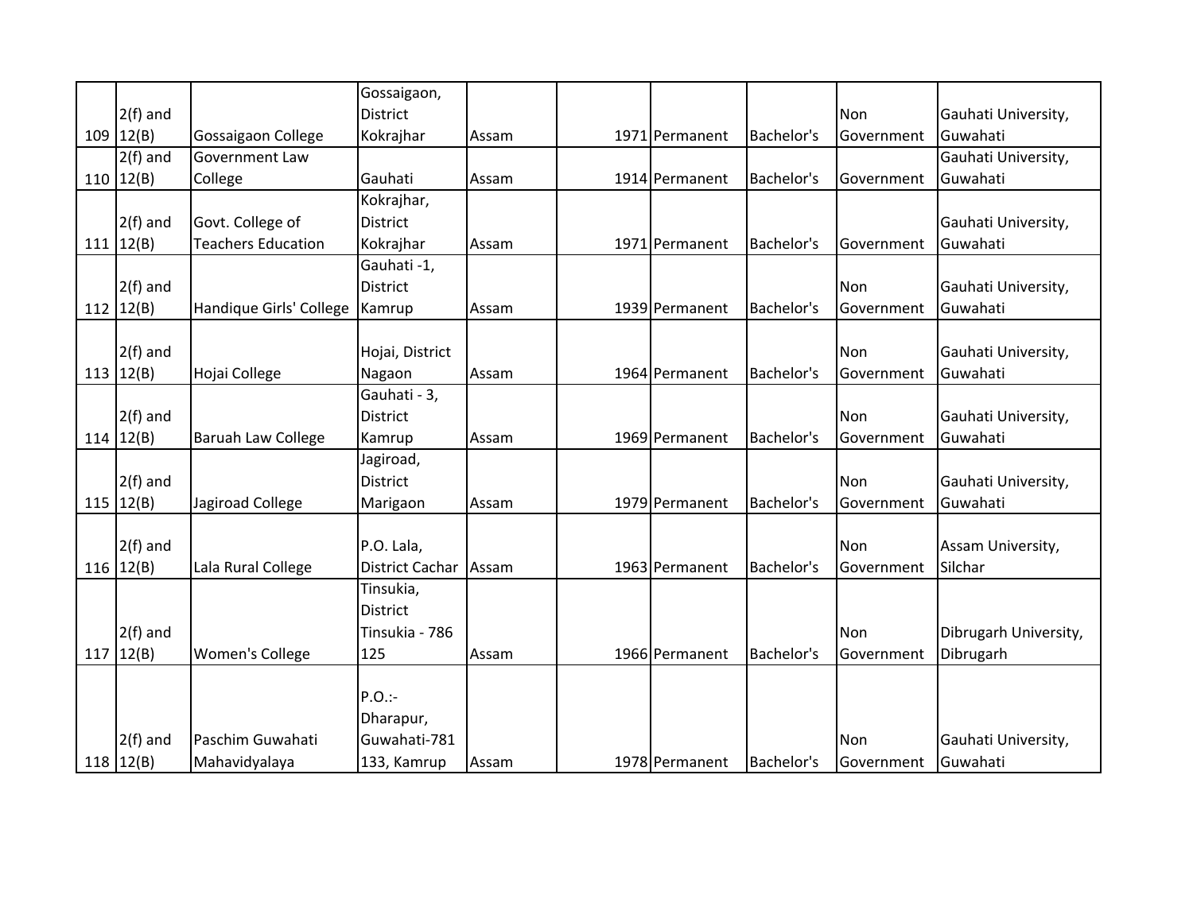| | | | | | | | | | |
|---|---|---|---|---|---|---|---|---|---|
| 109 | 2(f) and 12(B) | Gossaigaon College | Gossaigaon, District Kokrajhar | Assam | 1971 | Permanent | Bachelor's | Non Government | Gauhati University, Guwahati |
| 110 | 2(f) and 12(B) | Government Law College | Gauhati | Assam | 1914 | Permanent | Bachelor's | Government | Gauhati University, Guwahati |
| 111 | 2(f) and 12(B) | Govt. College of Teachers Education | Kokrajhar, District Kokrajhar | Assam | 1971 | Permanent | Bachelor's | Government | Gauhati University, Guwahati |
| 112 | 2(f) and 12(B) | Handique Girls' College | Gauhati -1, District Kamrup | Assam | 1939 | Permanent | Bachelor's | Non Government | Gauhati University, Guwahati |
| 113 | 2(f) and 12(B) | Hojai College | Hojai, District Nagaon | Assam | 1964 | Permanent | Bachelor's | Non Government | Gauhati University, Guwahati |
| 114 | 2(f) and 12(B) | Baruah Law College | Gauhati - 3, District Kamrup | Assam | 1969 | Permanent | Bachelor's | Non Government | Gauhati University, Guwahati |
| 115 | 2(f) and 12(B) | Jagiroad College | Jagiroad, District Marigaon | Assam | 1979 | Permanent | Bachelor's | Non Government | Gauhati University, Guwahati |
| 116 | 2(f) and 12(B) | Lala Rural College | P.O. Lala, District Cachar | Assam | 1963 | Permanent | Bachelor's | Non Government | Assam University, Silchar |
| 117 | 2(f) and 12(B) | Women's College | Tinsukia, District Tinsukia - 786 125 | Assam | 1966 | Permanent | Bachelor's | Non Government | Dibrugarh University, Dibrugarh |
| 118 | 2(f) and 12(B) | Paschim Guwahati Mahavidyalaya | P.O.:- Dharapur, Guwahati-781 133, Kamrup | Assam | 1978 | Permanent | Bachelor's | Non Government | Gauhati University, Guwahati |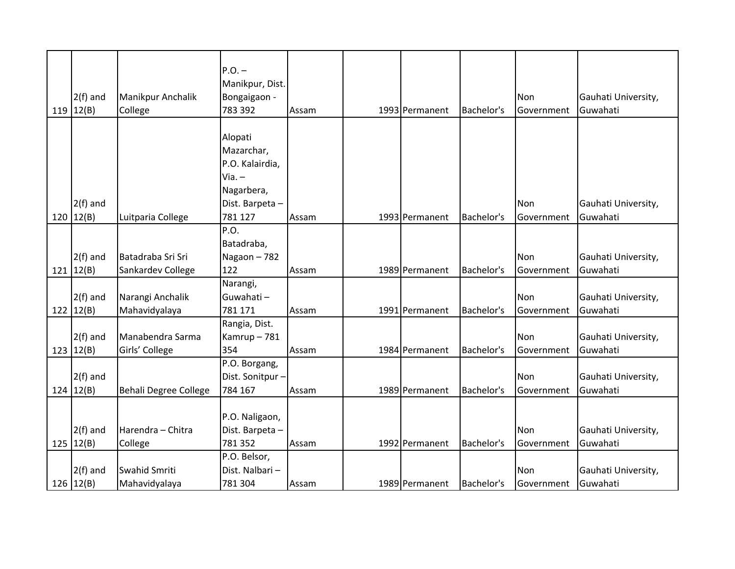| | | | | | | | | | |
|---|---|---|---|---|---|---|---|---|---|
| 119 | 2(f) and 12(B) | Manikpur Anchalik College | P.O. – Manikpur, Dist. Bongaigaon - 783 392 | Assam | | 1993 | Permanent | Bachelor's | Non Government | Gauhati University, Guwahati |
| 120 | 2(f) and 12(B) | Luitparia College | Alopati Mazarchar, P.O. Kalairdia, Via. – Nagarbera, Dist. Barpeta – 781 127 | Assam | | 1993 | Permanent | Bachelor's | Non Government | Gauhati University, Guwahati |
| 121 | 2(f) and 12(B) | Batadraba Sri Sri Sankardev College | P.O. Batadraba, Nagaon – 782 122 | Assam | | 1989 | Permanent | Bachelor's | Non Government | Gauhati University, Guwahati |
| 122 | 2(f) and 12(B) | Narangi Anchalik Mahavidyalaya | Narangi, Guwahati – 781 171 | Assam | | 1991 | Permanent | Bachelor's | Non Government | Gauhati University, Guwahati |
| 123 | 2(f) and 12(B) | Manabendra Sarma Girls' College | Rangia, Dist. Kamrup – 781 354 | Assam | | 1984 | Permanent | Bachelor's | Non Government | Gauhati University, Guwahati |
| 124 | 2(f) and 12(B) | Behali Degree College | P.O. Borgang, Dist. Sonitpur – 784 167 | Assam | | 1989 | Permanent | Bachelor's | Non Government | Gauhati University, Guwahati |
| 125 | 2(f) and 12(B) | Harendra – Chitra College | P.O. Naligaon, Dist. Barpeta – 781 352 | Assam | | 1992 | Permanent | Bachelor's | Non Government | Gauhati University, Guwahati |
| 126 | 2(f) and 12(B) | Swahid Smriti Mahavidyalaya | P.O. Belsor, Dist. Nalbari – 781 304 | Assam | | 1989 | Permanent | Bachelor's | Non Government | Gauhati University, Guwahati |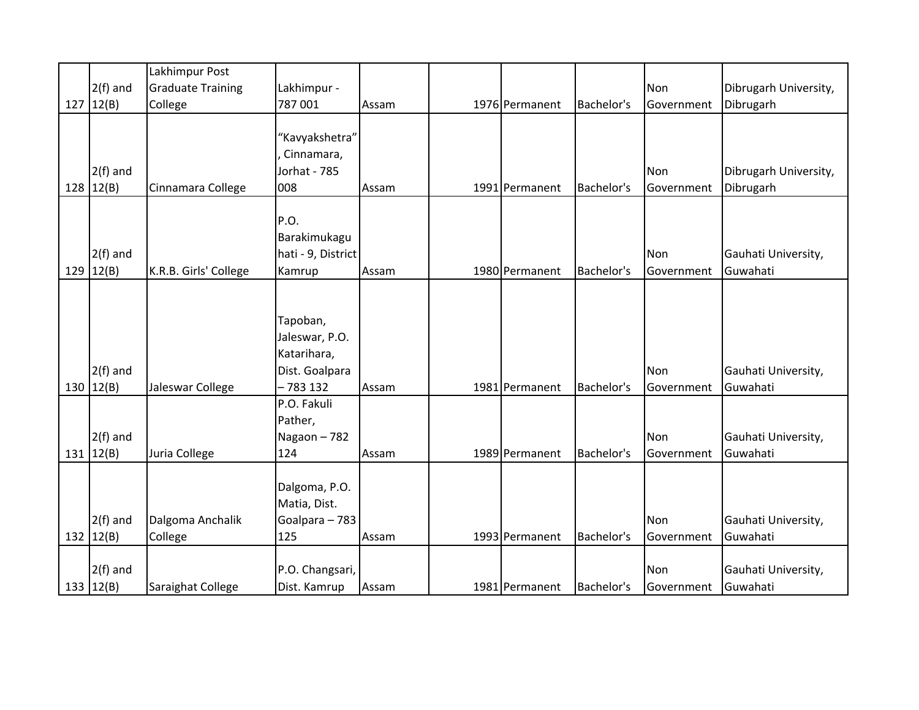| | | | | | | | | | |
|---|---|---|---|---|---|---|---|---|---|
| 127 | 2(f) and 12(B) | Lakhimpur Post Graduate Training College | Lakhimpur - 787 001 | Assam | | 1976 | Permanent | Bachelor's | Non Government | Dibrugarh University, Dibrugarh |
| 128 | 2(f) and 12(B) | Cinnamara College | "Kavyakshetra", Cinnamara, Jorhat - 785 008 | Assam | | 1991 | Permanent | Bachelor's | Non Government | Dibrugarh University, Dibrugarh |
| 129 | 2(f) and 12(B) | K.R.B. Girls' College | P.O. Barakimukaguhati - 9, District Kamrup | Assam | | 1980 | Permanent | Bachelor's | Non Government | Gauhati University, Guwahati |
| 130 | 2(f) and 12(B) | Jaleswar College | Tapoban, Jaleswar, P.O. Katarihara, Dist. Goalpara – 783 132 | Assam | | 1981 | Permanent | Bachelor's | Non Government | Gauhati University, Guwahati |
| 131 | 2(f) and 12(B) | Juria College | P.O. Fakuli Pather, Nagaon – 782 124 | Assam | | 1989 | Permanent | Bachelor's | Non Government | Gauhati University, Guwahati |
| 132 | 2(f) and 12(B) | Dalgoma Anchalik College | Dalgoma, P.O. Matia, Dist. Goalpara – 783 125 | Assam | | 1993 | Permanent | Bachelor's | Non Government | Gauhati University, Guwahati |
| 133 | 2(f) and 12(B) | Saraighat College | P.O. Changsari, Dist. Kamrup | Assam | | 1981 | Permanent | Bachelor's | Non Government | Gauhati University, Guwahati |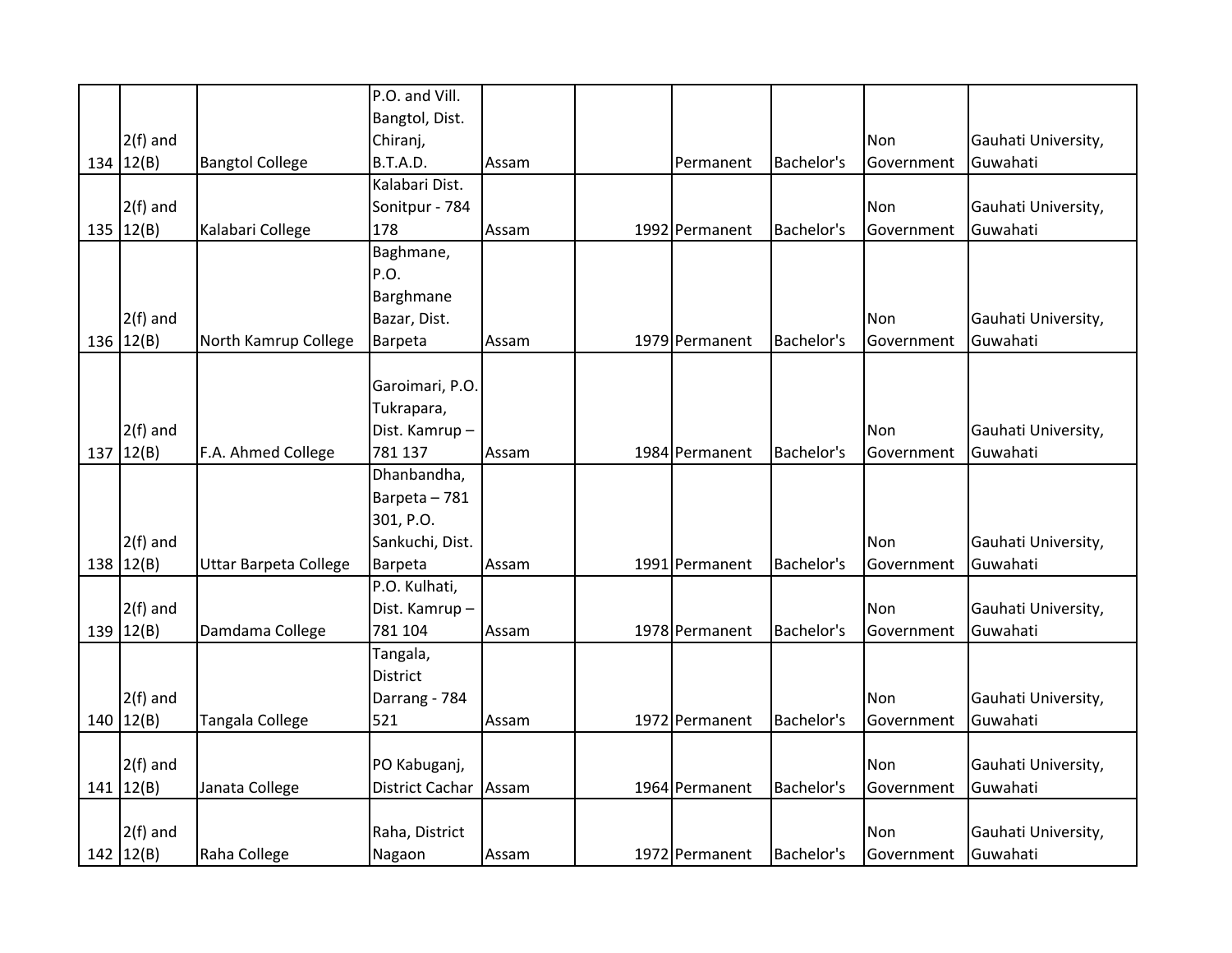| | | | | | | | | | |
|---|---|---|---|---|---|---|---|---|---|
| 134 | 2(f) and 12(B) | Bangtol College | P.O. and Vill. Bangtol, Dist. Chiranj, B.T.A.D. | Assam | | Permanent | Bachelor's | Non Government | Gauhati University, Guwahati |
| 135 | 2(f) and 12(B) | Kalabari College | Kalabari Dist. Sonitpur - 784 178 | Assam | 1992 | Permanent | Bachelor's | Non Government | Gauhati University, Guwahati |
| 136 | 2(f) and 12(B) | North Kamrup College | Baghmane, P.O. Barghmane Bazar, Dist. Barpeta | Assam | 1979 | Permanent | Bachelor's | Non Government | Gauhati University, Guwahati |
| 137 | 2(f) and 12(B) | F.A. Ahmed College | Garoimari, P.O. Tukrapara, Dist. Kamrup – 781 137 | Assam | 1984 | Permanent | Bachelor's | Non Government | Gauhati University, Guwahati |
| 138 | 2(f) and 12(B) | Uttar Barpeta College | Dhanbandha, Barpeta – 781 301, P.O. Sankuchi, Dist. Barpeta | Assam | 1991 | Permanent | Bachelor's | Non Government | Gauhati University, Guwahati |
| 139 | 2(f) and 12(B) | Damdama College | P.O. Kulhati, Dist. Kamrup – 781 104 | Assam | 1978 | Permanent | Bachelor's | Non Government | Gauhati University, Guwahati |
| 140 | 2(f) and 12(B) | Tangala College | Tangala, District Darrang - 784 521 | Assam | 1972 | Permanent | Bachelor's | Non Government | Gauhati University, Guwahati |
| 141 | 2(f) and 12(B) | Janata College | PO Kabuganj, District Cachar | Assam | 1964 | Permanent | Bachelor's | Non Government | Gauhati University, Guwahati |
| 142 | 2(f) and 12(B) | Raha College | Raha, District Nagaon | Assam | 1972 | Permanent | Bachelor's | Non Government | Gauhati University, Guwahati |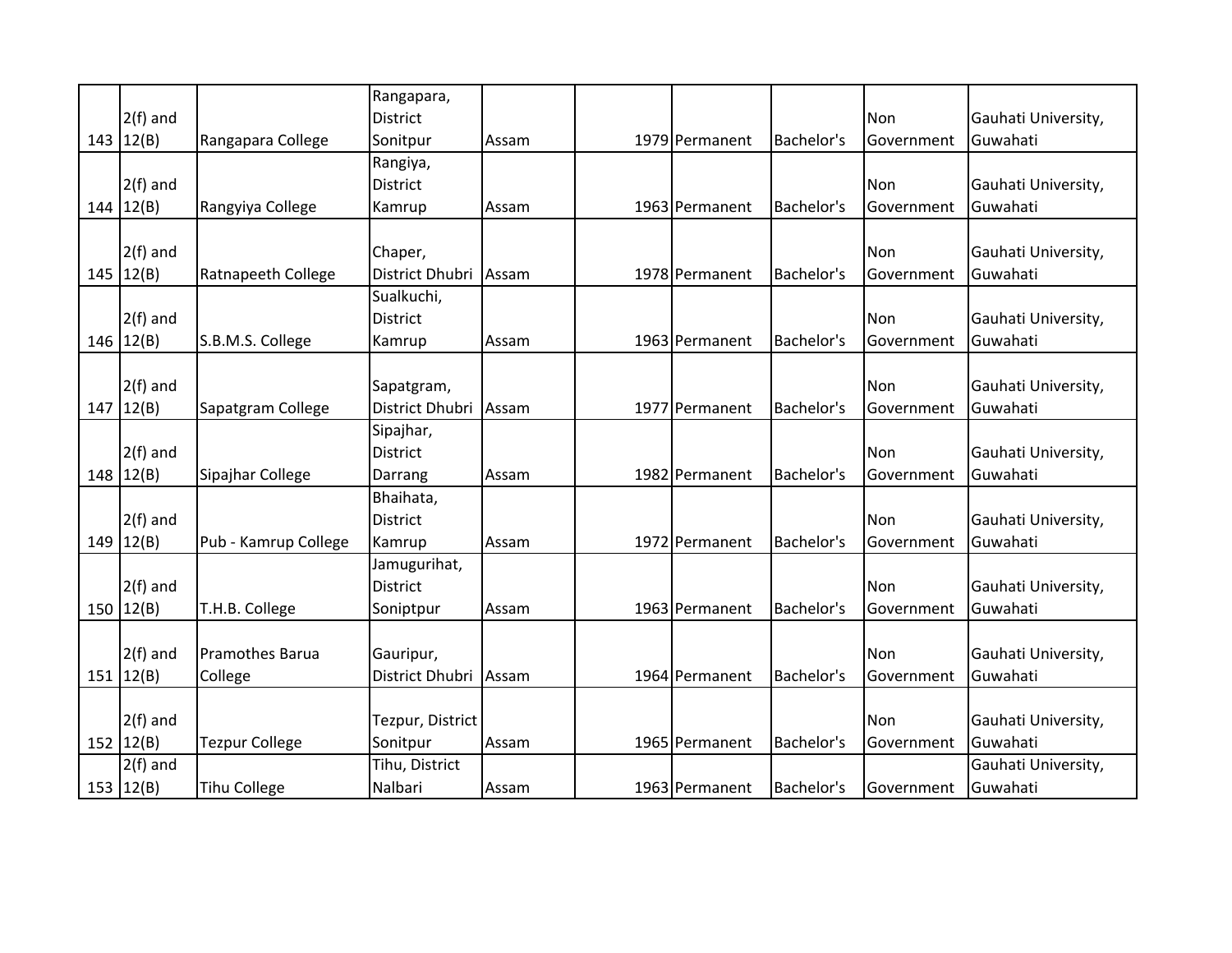| 143 | 2(f) and 12(B) | Rangapara College | Rangapara, District Sonitpur | Assam | | 1979 | Permanent | Bachelor's | Non Government | Gauhati University, Guwahati |
|---|---|---|---|---|---|---|---|---|---|---|
| 144 | 2(f) and 12(B) | Rangyiya College | Rangiya, District Kamrup | Assam | | 1963 | Permanent | Bachelor's | Non Government | Gauhati University, Guwahati |
| 145 | 2(f) and 12(B) | Ratnapeeth College | Chaper, District Dhubri | Assam | | 1978 | Permanent | Bachelor's | Non Government | Gauhati University, Guwahati |
| 146 | 2(f) and 12(B) | S.B.M.S. College | Sualkuchi, District Kamrup | Assam | | 1963 | Permanent | Bachelor's | Non Government | Gauhati University, Guwahati |
| 147 | 2(f) and 12(B) | Sapatgram College | Sapatgram, District Dhubri | Assam | | 1977 | Permanent | Bachelor's | Non Government | Gauhati University, Guwahati |
| 148 | 2(f) and 12(B) | Sipajhar College | Sipajhar, District Darrang | Assam | | 1982 | Permanent | Bachelor's | Non Government | Gauhati University, Guwahati |
| 149 | 2(f) and 12(B) | Pub - Kamrup College | Bhaihata, District Kamrup | Assam | | 1972 | Permanent | Bachelor's | Non Government | Gauhati University, Guwahati |
| 150 | 2(f) and 12(B) | T.H.B. College | Jamugurihat, District Soniptpur | Assam | | 1963 | Permanent | Bachelor's | Non Government | Gauhati University, Guwahati |
| 151 | 2(f) and 12(B) | Pramothes Barua College | Gauripur, District Dhubri | Assam | | 1964 | Permanent | Bachelor's | Non Government | Gauhati University, Guwahati |
| 152 | 2(f) and 12(B) | Tezpur College | Tezpur, District Sonitpur | Assam | | 1965 | Permanent | Bachelor's | Non Government | Gauhati University, Guwahati |
| 153 | 2(f) and 12(B) | Tihu College | Tihu, District Nalbari | Assam | | 1963 | Permanent | Bachelor's | Government | Gauhati University, Guwahati |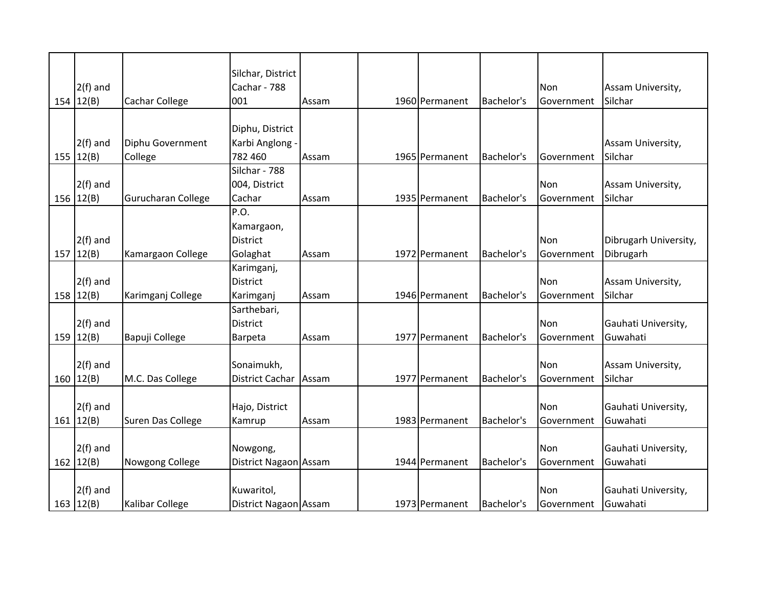| 154 | 2(f) and 12(B) | Cachar College | Silchar, District Cachar - 788 001 | Assam | | 1960 | Permanent | Bachelor's | Non Government | Assam University, Silchar |
|---|---|---|---|---|---|---|---|---|---|---|
| 155 | 2(f) and 12(B) | Diphu Government College | Diphu, District Karbi Anglong - 782 460 | Assam | | 1965 | Permanent | Bachelor's | Government | Assam University, Silchar |
| 156 | 2(f) and 12(B) | Gurucharan College | Silchar - 788 004, District Cachar | Assam | | 1935 | Permanent | Bachelor's | Non Government | Assam University, Silchar |
| 157 | 2(f) and 12(B) | Kamargaon College | P.O. Kamargaon, District Golaghat | Assam | | 1972 | Permanent | Bachelor's | Non Government | Dibrugarh University, Dibrugarh |
| 158 | 2(f) and 12(B) | Karimganj College | Karimganj, District Karimganj | Assam | | 1946 | Permanent | Bachelor's | Non Government | Assam University, Silchar |
| 159 | 2(f) and 12(B) | Bapuji College | Sarthebari, District Barpeta | Assam | | 1977 | Permanent | Bachelor's | Non Government | Gauhati University, Guwahati |
| 160 | 2(f) and 12(B) | M.C. Das College | Sonaimukh, District Cachar | Assam | | 1977 | Permanent | Bachelor's | Non Government | Assam University, Silchar |
| 161 | 2(f) and 12(B) | Suren Das College | Hajo, District Kamrup | Assam | | 1983 | Permanent | Bachelor's | Non Government | Gauhati University, Guwahati |
| 162 | 2(f) and 12(B) | Nowgong College | Nowgong, District Nagaon | Assam | | 1944 | Permanent | Bachelor's | Non Government | Gauhati University, Guwahati |
| 163 | 2(f) and 12(B) | Kalibar College | Kuwaritol, District Nagaon | Assam | | 1973 | Permanent | Bachelor's | Non Government | Gauhati University, Guwahati |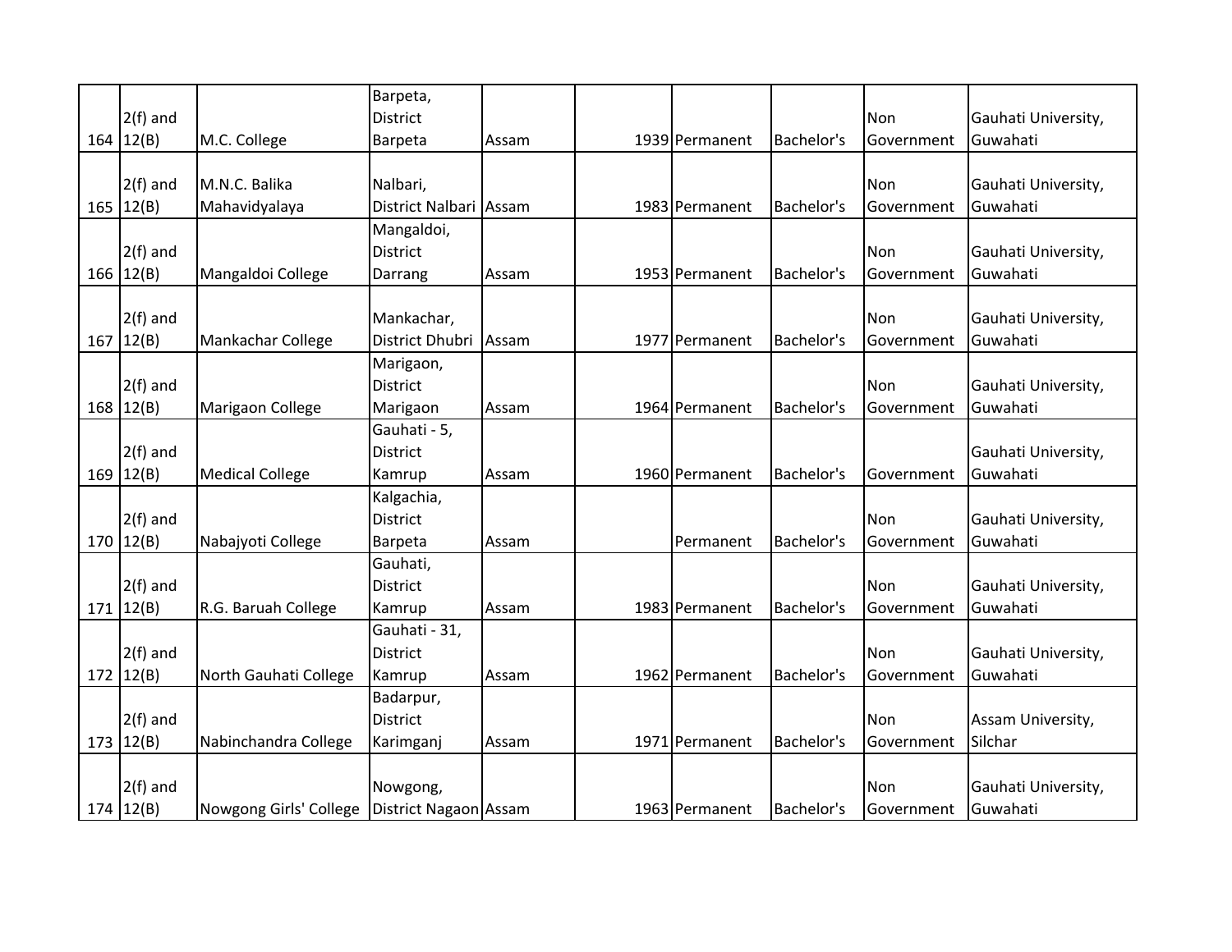| 164 | 2(f) and 12(B) | M.C. College | Barpeta, District Barpeta | Assam | 1939 | Permanent | Bachelor's | Non Government | Gauhati University, Guwahati |
|---|---|---|---|---|---|---|---|---|---|
| 165 | 2(f) and 12(B) | M.N.C. Balika Mahavidyalaya | Nalbari, District Nalbari | Assam | 1983 | Permanent | Bachelor's | Non Government | Gauhati University, Guwahati |
| 166 | 2(f) and 12(B) | Mangaldoi College | Mangaldoi, District Darrang | Assam | 1953 | Permanent | Bachelor's | Non Government | Gauhati University, Guwahati |
| 167 | 2(f) and 12(B) | Mankachar College | Mankachar, District Dhubri | Assam | 1977 | Permanent | Bachelor's | Non Government | Gauhati University, Guwahati |
| 168 | 2(f) and 12(B) | Marigaon College | Marigaon, District Marigaon | Assam | 1964 | Permanent | Bachelor's | Non Government | Gauhati University, Guwahati |
| 169 | 2(f) and 12(B) | Medical College | Gauhati - 5, District Kamrup | Assam | 1960 | Permanent | Bachelor's | Government | Gauhati University, Guwahati |
| 170 | 2(f) and 12(B) | Nabajyoti College | Kalgachia, District Barpeta | Assam | | Permanent | Bachelor's | Non Government | Gauhati University, Guwahati |
| 171 | 2(f) and 12(B) | R.G. Baruah College | Gauhati, District Kamrup | Assam | 1983 | Permanent | Bachelor's | Non Government | Gauhati University, Guwahati |
| 172 | 2(f) and 12(B) | North Gauhati College | Gauhati - 31, District Kamrup | Assam | 1962 | Permanent | Bachelor's | Non Government | Gauhati University, Guwahati |
| 173 | 2(f) and 12(B) | Nabinchandra College | Badarpur, District Karimganj | Assam | 1971 | Permanent | Bachelor's | Non Government | Assam University, Silchar |
| 174 | 2(f) and 12(B) | Nowgong Girls' College | Nowgong, District Nagaon | Assam | 1963 | Permanent | Bachelor's | Non Government | Gauhati University, Guwahati |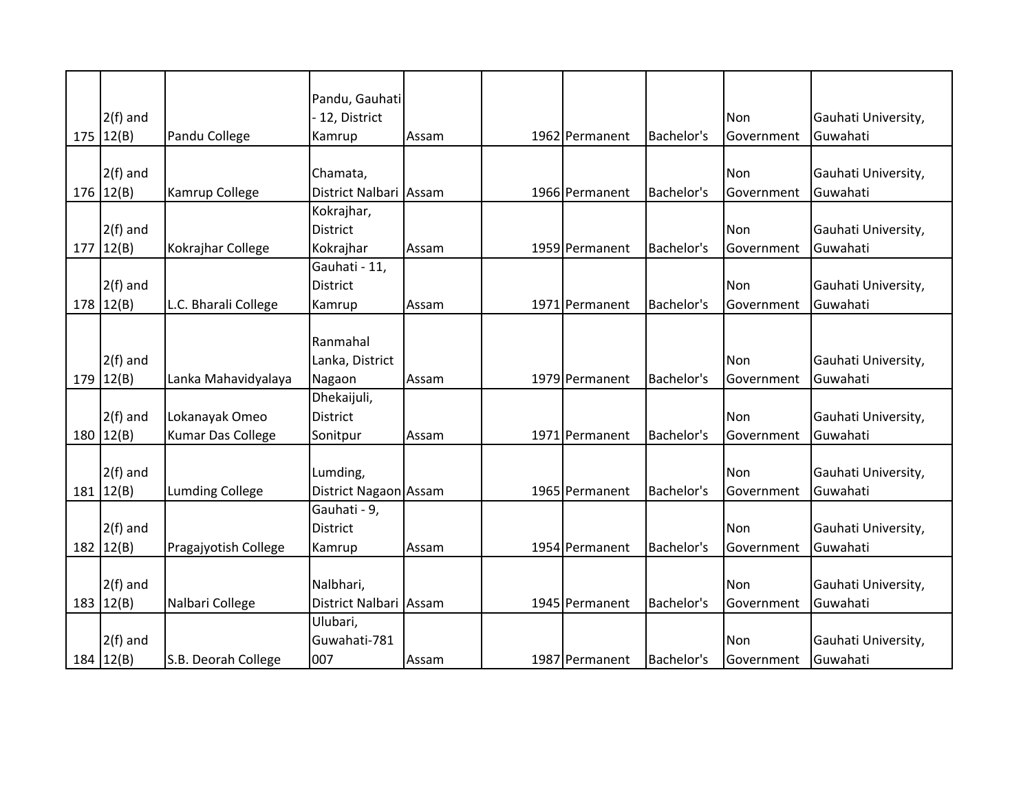| | | | | | | | | | |
|---|---|---|---|---|---|---|---|---|---|
| 175 | 2(f) and 12(B) | Pandu College | Pandu, Gauhati - 12, District Kamrup | Assam | 1962 | Permanent | Bachelor's | Non Government | Gauhati University, Guwahati |
| 176 | 2(f) and 12(B) | Kamrup College | Chamata, District Nalbari | Assam | 1966 | Permanent | Bachelor's | Non Government | Gauhati University, Guwahati |
| 177 | 2(f) and 12(B) | Kokrajhar College | Kokrajhar, District Kokrajhar | Assam | 1959 | Permanent | Bachelor's | Non Government | Gauhati University, Guwahati |
| 178 | 2(f) and 12(B) | L.C. Bharali College | Gauhati - 11, District Kamrup | Assam | 1971 | Permanent | Bachelor's | Non Government | Gauhati University, Guwahati |
| 179 | 2(f) and 12(B) | Lanka Mahavidyalaya | Ranmahal Lanka, District Nagaon | Assam | 1979 | Permanent | Bachelor's | Non Government | Gauhati University, Guwahati |
| 180 | 2(f) and 12(B) | Lokanayak Omeo Kumar Das College | Dhekaijuli, District Sonitpur | Assam | 1971 | Permanent | Bachelor's | Non Government | Gauhati University, Guwahati |
| 181 | 2(f) and 12(B) | Lumding College | Lumding, District Nagaon | Assam | 1965 | Permanent | Bachelor's | Non Government | Gauhati University, Guwahati |
| 182 | 2(f) and 12(B) | Pragajyotish College | Gauhati - 9, District Kamrup | Assam | 1954 | Permanent | Bachelor's | Non Government | Gauhati University, Guwahati |
| 183 | 2(f) and 12(B) | Nalbari College | Nalbhari, District Nalbari | Assam | 1945 | Permanent | Bachelor's | Non Government | Gauhati University, Guwahati |
| 184 | 2(f) and 12(B) | S.B. Deorah College | Ulubari, Guwahati-781 007 | Assam | 1987 | Permanent | Bachelor's | Non Government | Gauhati University, Guwahati |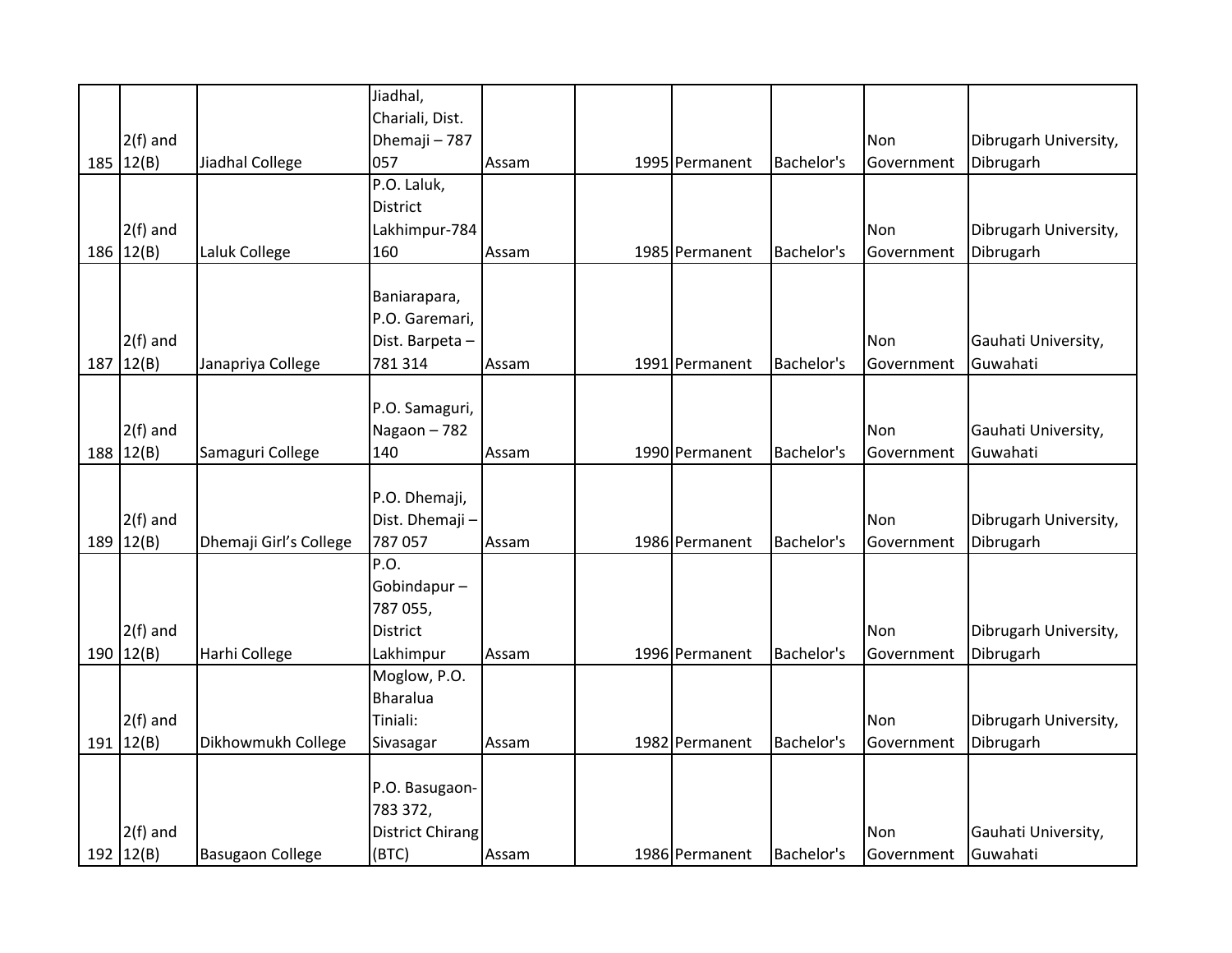| | | | | | | | | | |
|---|---|---|---|---|---|---|---|---|---|
| 185 | 2(f) and 12(B) | Jiadhal College | Jiadhal, Chariali, Dist. Dhemaji – 787 057 | Assam | 1995 | Permanent | Bachelor's | Non Government | Dibrugarh University, Dibrugarh |
| 186 | 2(f) and 12(B) | Laluk College | P.O. Laluk, District Lakhimpur-784 160 | Assam | 1985 | Permanent | Bachelor's | Non Government | Dibrugarh University, Dibrugarh |
| 187 | 2(f) and 12(B) | Janapriya College | Baniarapara, P.O. Garemari, Dist. Barpeta – 781 314 | Assam | 1991 | Permanent | Bachelor's | Non Government | Gauhati University, Guwahati |
| 188 | 2(f) and 12(B) | Samaguri College | P.O. Samaguri, Nagaon – 782 140 | Assam | 1990 | Permanent | Bachelor's | Non Government | Gauhati University, Guwahati |
| 189 | 2(f) and 12(B) | Dhemaji Girl's College | P.O. Dhemaji, Dist. Dhemaji – 787 057 | Assam | 1986 | Permanent | Bachelor's | Non Government | Dibrugarh University, Dibrugarh |
| 190 | 2(f) and 12(B) | Harhi College | P.O. Gobindapur – 787 055, District Lakhimpur | Assam | 1996 | Permanent | Bachelor's | Non Government | Dibrugarh University, Dibrugarh |
| 191 | 2(f) and 12(B) | Dikhowmukh College | Moglow, P.O. Bharalua Tiniali: Sivasagar | Assam | 1982 | Permanent | Bachelor's | Non Government | Dibrugarh University, Dibrugarh |
| 192 | 2(f) and 12(B) | Basugaon College | P.O. Basugaon-783 372, District Chirang (BTC) | Assam | 1986 | Permanent | Bachelor's | Non Government | Gauhati University, Guwahati |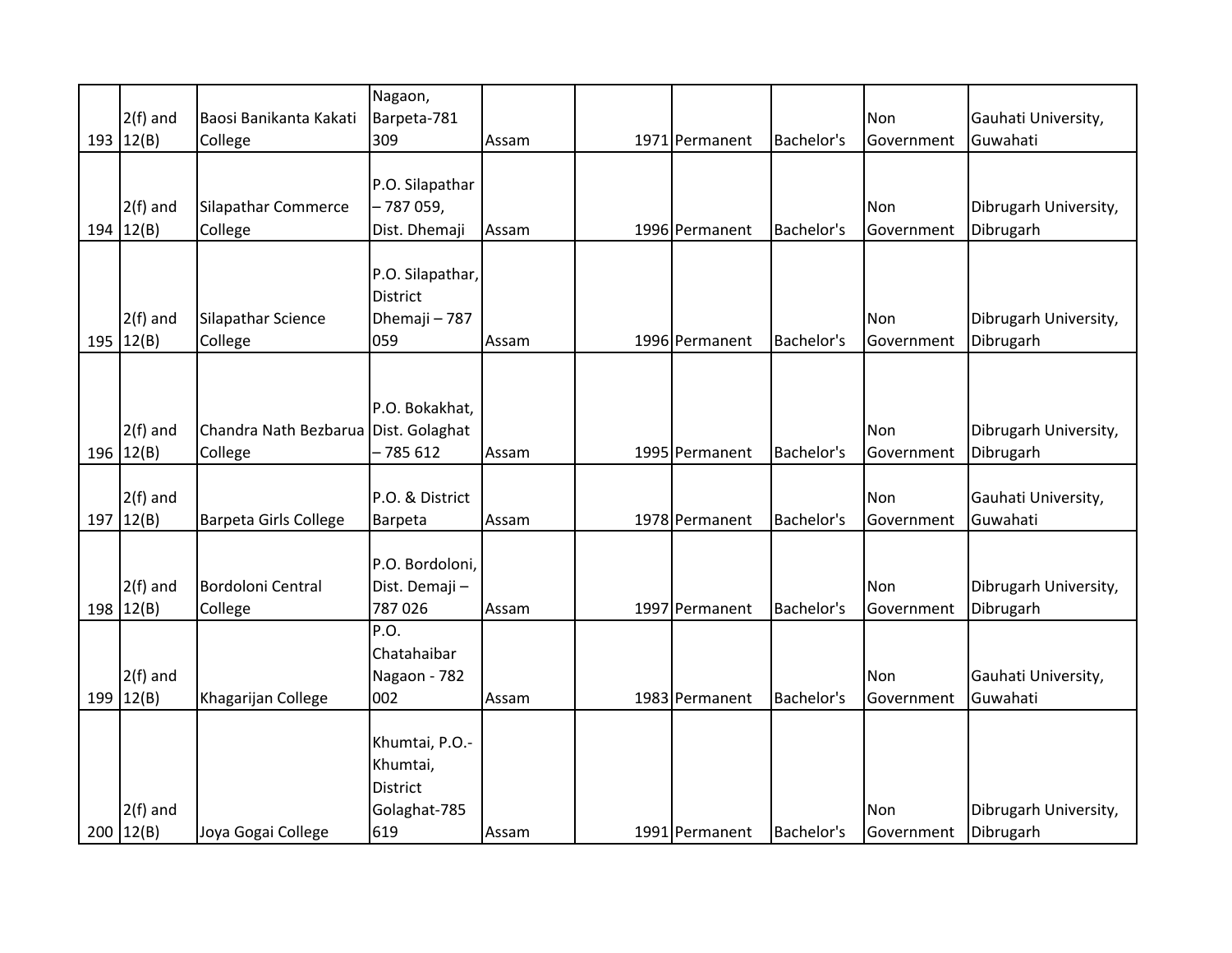| 193 | 2(f) and 12(B) | Baosi Banikanta Kakati College | Nagaon, Barpeta-781 309 | Assam | 1971 | Permanent | Bachelor's | Non Government | Gauhati University, Guwahati |
|---|---|---|---|---|---|---|---|---|---|
| 194 | 2(f) and 12(B) | Silapathar Commerce College | P.O. Silapathar – 787 059, Dist. Dhemaji | Assam | 1996 | Permanent | Bachelor's | Non Government | Dibrugarh University, Dibrugarh |
| 195 | 2(f) and 12(B) | Silapathar Science College | P.O. Silapathar, District Dhemaji – 787 059 | Assam | 1996 | Permanent | Bachelor's | Non Government | Dibrugarh University, Dibrugarh |
| 196 | 2(f) and 12(B) | Chandra Nath Bezbarua College | P.O. Bokakhat, Dist. Golaghat – 785 612 | Assam | 1995 | Permanent | Bachelor's | Non Government | Dibrugarh University, Dibrugarh |
| 197 | 2(f) and 12(B) | Barpeta Girls College | P.O. & District Barpeta | Assam | 1978 | Permanent | Bachelor's | Non Government | Gauhati University, Guwahati |
| 198 | 2(f) and 12(B) | Bordoloni Central College | P.O. Bordoloni, Dist. Demaji – 787 026 | Assam | 1997 | Permanent | Bachelor's | Non Government | Dibrugarh University, Dibrugarh |
| 199 | 2(f) and 12(B) | Khagarijan College | P.O. Chatahaibar Nagaon - 782 002 | Assam | 1983 | Permanent | Bachelor's | Non Government | Gauhati University, Guwahati |
| 200 | 2(f) and 12(B) | Joya Gogai College | Khumtai, P.O.-Khumtai, District Golaghat-785 619 | Assam | 1991 | Permanent | Bachelor's | Non Government | Dibrugarh University, Dibrugarh |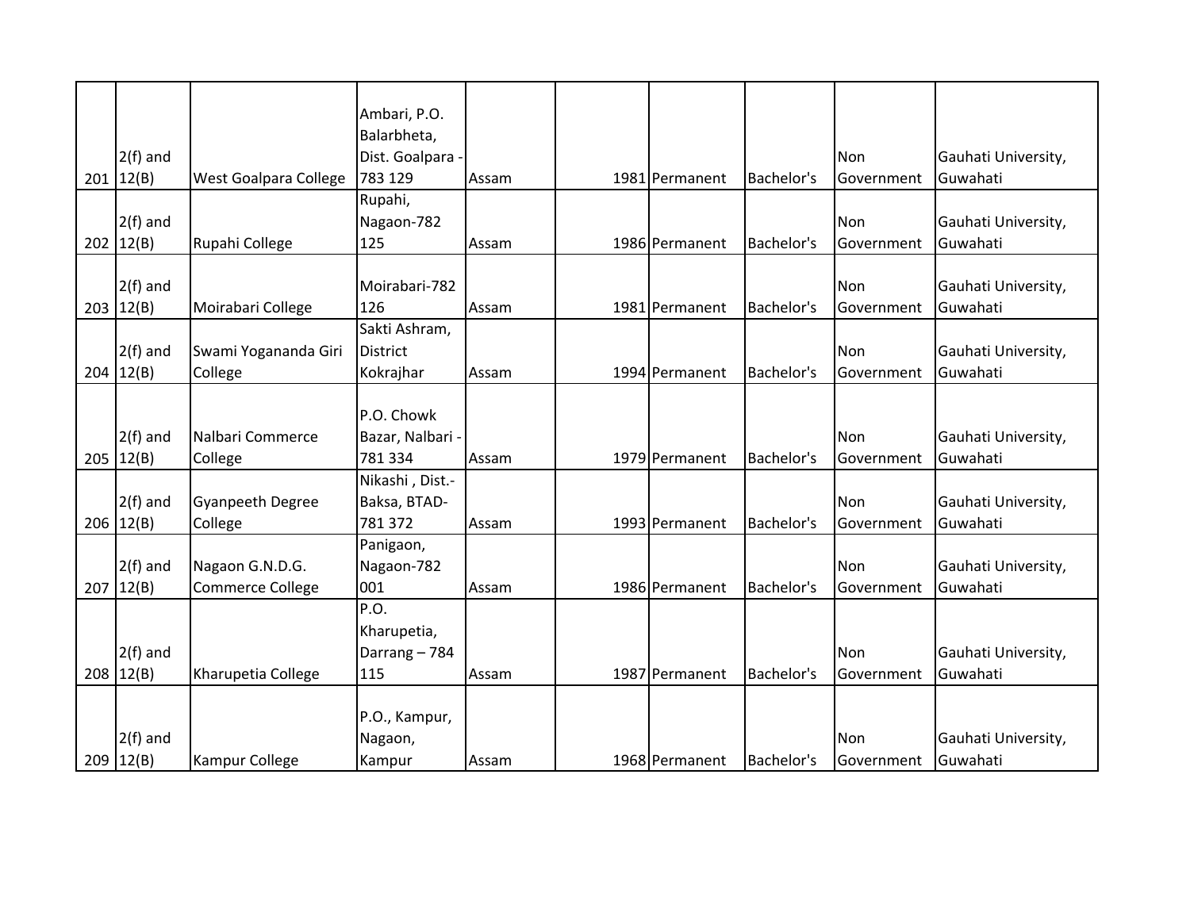| | | | | | | | | | | |
|---|---|---|---|---|---|---|---|---|---|---|
| 201 | 2(f) and 12(B) | West Goalpara College | Ambari, P.O. Balarbheta, Dist. Goalpara - 783 129 | Assam | | 1981 | Permanent | Bachelor's | Non Government | Gauhati University, Guwahati |
| 202 | 2(f) and 12(B) | Rupahi College | Rupahi, Nagaon-782 125 | Assam | | 1986 | Permanent | Bachelor's | Non Government | Gauhati University, Guwahati |
| 203 | 2(f) and 12(B) | Moirabari College | Moirabari-782 126 | Assam | | 1981 | Permanent | Bachelor's | Non Government | Gauhati University, Guwahati |
| 204 | 2(f) and 12(B) | Swami Yogananda Giri College | Sakti Ashram, District Kokrajhar | Assam | | 1994 | Permanent | Bachelor's | Non Government | Gauhati University, Guwahati |
| 205 | 2(f) and 12(B) | Nalbari Commerce College | P.O. Chowk Bazar, Nalbari - 781 334 | Assam | | 1979 | Permanent | Bachelor's | Non Government | Gauhati University, Guwahati |
| 206 | 2(f) and 12(B) | Gyanpeeth Degree College | Nikashi , Dist.- Baksa, BTAD- 781 372 | Assam | | 1993 | Permanent | Bachelor's | Non Government | Gauhati University, Guwahati |
| 207 | 2(f) and 12(B) | Nagaon G.N.D.G. Commerce College | Panigaon, Nagaon-782 001 | Assam | | 1986 | Permanent | Bachelor's | Non Government | Gauhati University, Guwahati |
| 208 | 2(f) and 12(B) | Kharupetia College | P.O. Kharupetia, Darrang – 784 115 | Assam | | 1987 | Permanent | Bachelor's | Non Government | Gauhati University, Guwahati |
| 209 | 2(f) and 12(B) | Kampur College | P.O., Kampur, Nagaon, Kampur | Assam | | 1968 | Permanent | Bachelor's | Non Government | Gauhati University, Guwahati |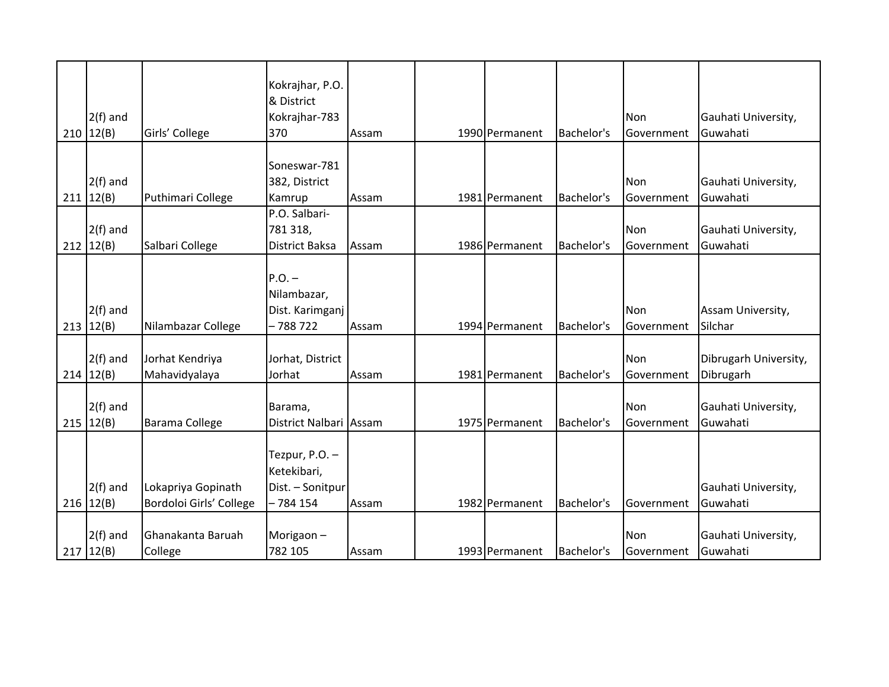| | | | | | | | | | |
|---|---|---|---|---|---|---|---|---|---|
| 210 | 2(f) and 12(B) | Girls' College | Kokrajhar, P.O. & District Kokrajhar-783 370 | Assam | | 1990 | Permanent | Bachelor's | Non Government | Gauhati University, Guwahati |
| 211 | 2(f) and 12(B) | Puthimari College | Soneswar-781 382, District Kamrup | Assam | | 1981 | Permanent | Bachelor's | Non Government | Gauhati University, Guwahati |
| 212 | 2(f) and 12(B) | Salbari College | P.O. Salbari-781 318, District Baksa | Assam | | 1986 | Permanent | Bachelor's | Non Government | Gauhati University, Guwahati |
| 213 | 2(f) and 12(B) | Nilambazar College | P.O. – Nilambazar, Dist. Karimganj – 788 722 | Assam | | 1994 | Permanent | Bachelor's | Non Government | Assam University, Silchar |
| 214 | 2(f) and 12(B) | Jorhat Kendriya Mahavidyalaya | Jorhat, District Jorhat | Assam | | 1981 | Permanent | Bachelor's | Non Government | Dibrugarh University, Dibrugarh |
| 215 | 2(f) and 12(B) | Barama College | Barama, District Nalbari | Assam | | 1975 | Permanent | Bachelor's | Non Government | Gauhati University, Guwahati |
| 216 | 2(f) and 12(B) | Lokapriya Gopinath Bordoloi Girls' College | Tezpur, P.O. – Ketekibari, Dist. – Sonitpur – 784 154 | Assam | | 1982 | Permanent | Bachelor's | Government | Gauhati University, Guwahati |
| 217 | 2(f) and 12(B) | Ghanakanta Baruah College | Morigaon – 782 105 | Assam | | 1993 | Permanent | Bachelor's | Non Government | Gauhati University, Guwahati |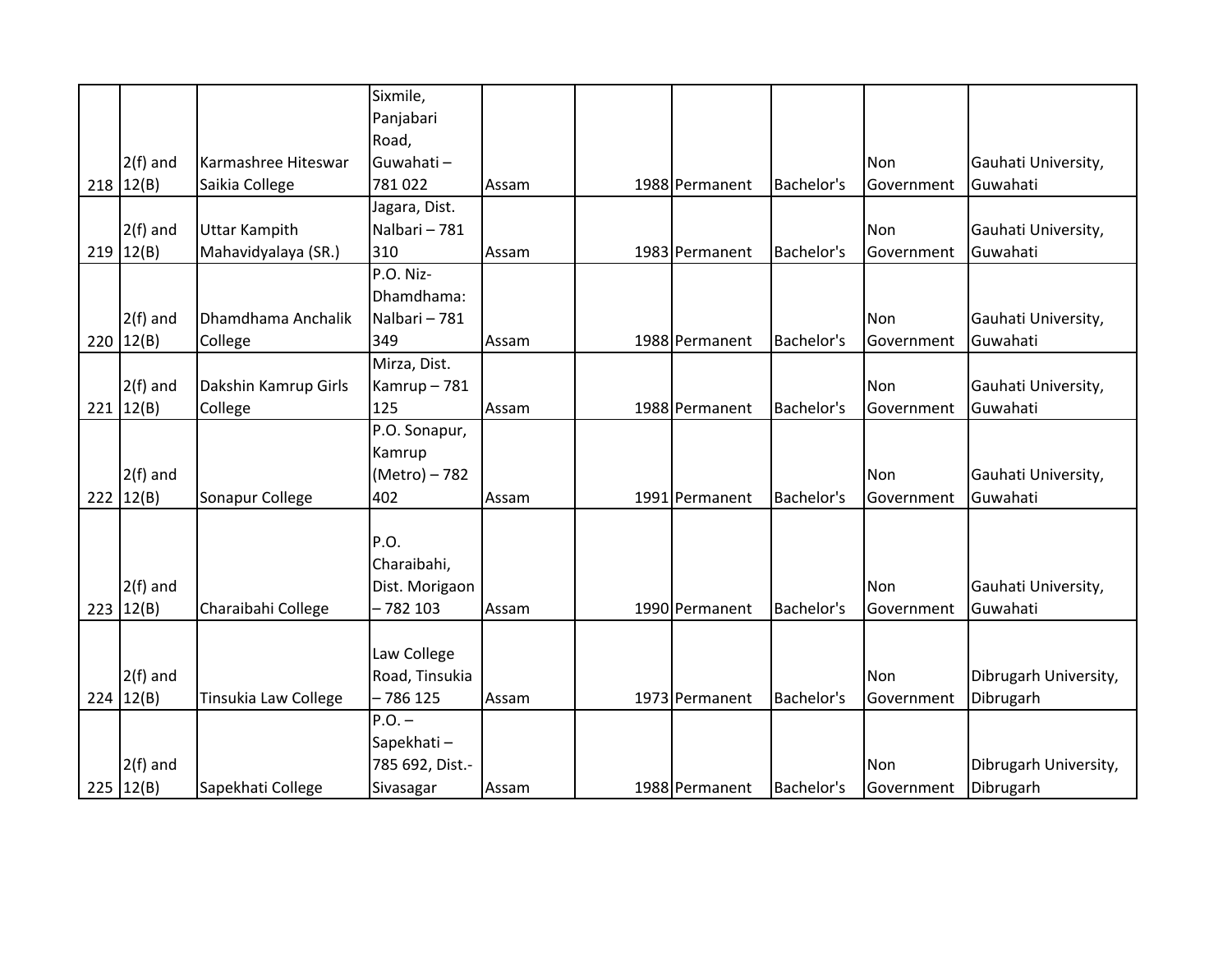| | | | | | | | | | |
|---|---|---|---|---|---|---|---|---|---|
| 218 | 2(f) and 12(B) | Karmashree Hiteswar Saikia College | Sixmile, Panjabari Road, Guwahati – 781 022 | Assam | | 1988 | Permanent | Bachelor's | Non Government | Gauhati University, Guwahati |
| 219 | 2(f) and 12(B) | Uttar Kampith Mahavidyalaya (SR.) | Jagara, Dist. Nalbari – 781 310 | Assam | | 1983 | Permanent | Bachelor's | Non Government | Gauhati University, Guwahati |
| 220 | 2(f) and 12(B) | Dhamdhama Anchalik College | P.O. Niz-Dhamdhama: Nalbari – 781 349 | Assam | | 1988 | Permanent | Bachelor's | Non Government | Gauhati University, Guwahati |
| 221 | 2(f) and 12(B) | Dakshin Kamrup Girls College | Mirza, Dist. Kamrup – 781 125 | Assam | | 1988 | Permanent | Bachelor's | Non Government | Gauhati University, Guwahati |
| 222 | 2(f) and 12(B) | Sonapur College | P.O. Sonapur, Kamrup (Metro) – 782 402 | Assam | | 1991 | Permanent | Bachelor's | Non Government | Gauhati University, Guwahati |
| 223 | 2(f) and 12(B) | Charaibahi College | P.O. Charaibahi, Dist. Morigaon – 782 103 | Assam | | 1990 | Permanent | Bachelor's | Non Government | Gauhati University, Guwahati |
| 224 | 2(f) and 12(B) | Tinsukia Law College | Law College Road, Tinsukia – 786 125 | Assam | | 1973 | Permanent | Bachelor's | Non Government | Dibrugarh University, Dibrugarh |
| 225 | 2(f) and 12(B) | Sapekhati College | P.O. – Sapekhati – 785 692, Dist.-Sivasagar | Assam | | 1988 | Permanent | Bachelor's | Non Government | Dibrugarh University, Dibrugarh |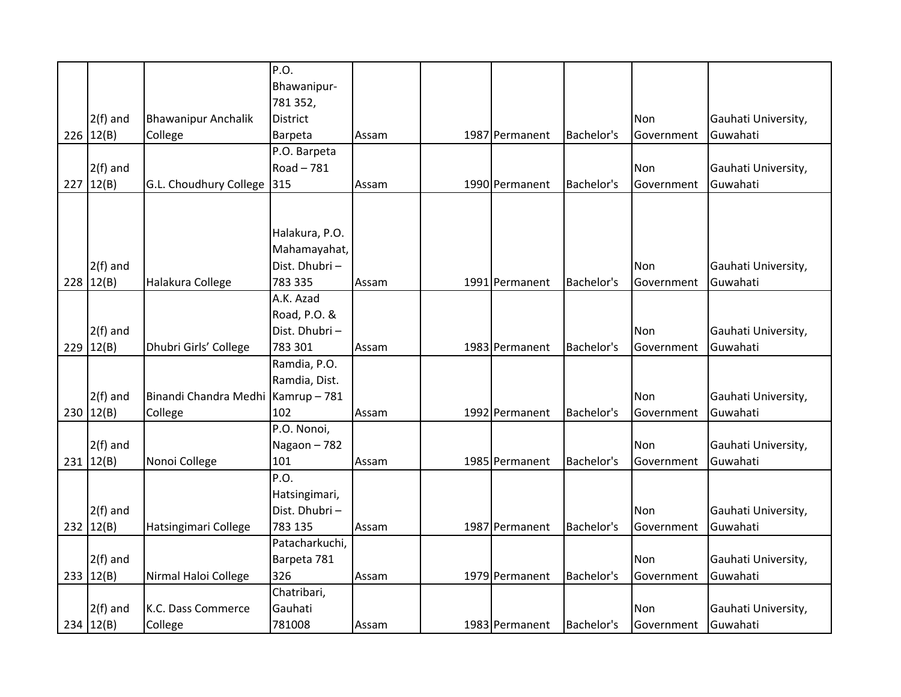| | | | | | | | | | |
|---|---|---|---|---|---|---|---|---|---|
| 226 | 2(f) and 12(B) | Bhawanipur Anchalik College | P.O. Bhawanipur-781 352, District Barpeta | Assam | 1987 | Permanent | Bachelor's | Non Government | Gauhati University, Guwahati |
| 227 | 2(f) and 12(B) | G.L. Choudhury College | P.O. Barpeta Road – 781 315 | Assam | 1990 | Permanent | Bachelor's | Non Government | Gauhati University, Guwahati |
| 228 | 2(f) and 12(B) | Halakura College | Halakura, P.O. Mahamayahat, Dist. Dhubri – 783 335 | Assam | 1991 | Permanent | Bachelor's | Non Government | Gauhati University, Guwahati |
| 229 | 2(f) and 12(B) | Dhubri Girls' College | A.K. Azad Road, P.O. & Dist. Dhubri – 783 301 | Assam | 1983 | Permanent | Bachelor's | Non Government | Gauhati University, Guwahati |
| 230 | 2(f) and 12(B) | Binandi Chandra Medhi College | Ramdia, P.O. Ramdia, Dist. Kamrup – 781 102 | Assam | 1992 | Permanent | Bachelor's | Non Government | Gauhati University, Guwahati |
| 231 | 2(f) and 12(B) | Nonoi College | P.O. Nonoi, Nagaon – 782 101 | Assam | 1985 | Permanent | Bachelor's | Non Government | Gauhati University, Guwahati |
| 232 | 2(f) and 12(B) | Hatsingimari College | P.O. Hatsingimari, Dist. Dhubri – 783 135 | Assam | 1987 | Permanent | Bachelor's | Non Government | Gauhati University, Guwahati |
| 233 | 2(f) and 12(B) | Nirmal Haloi College | Patacharkuchi, Barpeta 781 326 | Assam | 1979 | Permanent | Bachelor's | Non Government | Gauhati University, Guwahati |
| 234 | 2(f) and 12(B) | K.C. Dass Commerce College | Chatribari, Gauhati 781008 | Assam | 1983 | Permanent | Bachelor's | Non Government | Gauhati University, Guwahati |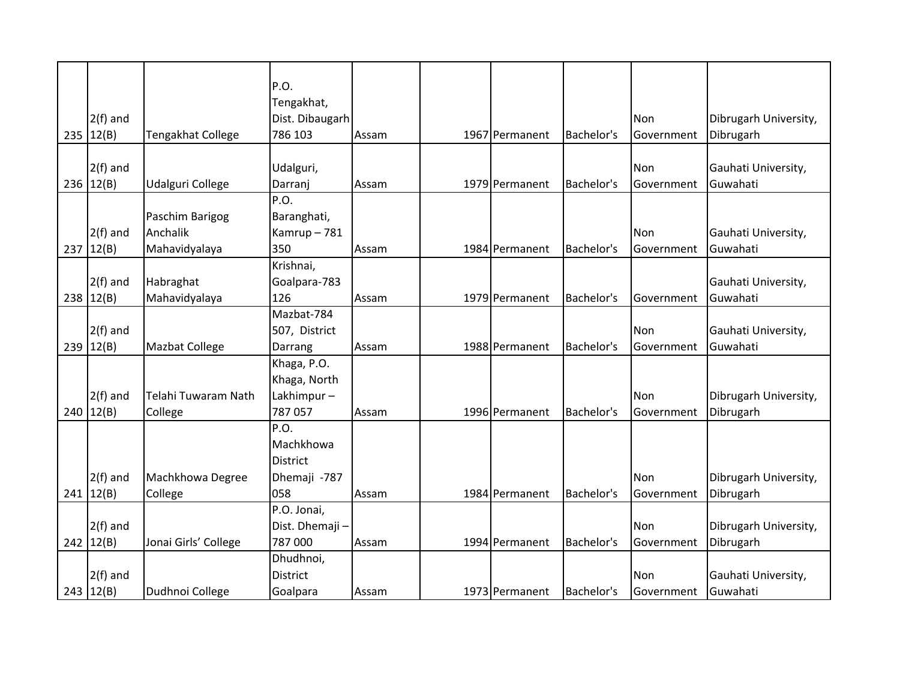| 235 | 2(f) and 12(B) | Tengakhat College | P.O. Tengakhat, Dist. Dibaugarh 786 103 | Assam | 1967 | Permanent | Bachelor's | Non Government | Dibrugarh University, Dibrugarh |
|---|---|---|---|---|---|---|---|---|---|
| 236 | 2(f) and 12(B) | Udalguri College | Udalguri, Darranj | Assam | 1979 | Permanent | Bachelor's | Non Government | Gauhati University, Guwahati |
| 237 | 2(f) and 12(B) | Paschim Barigog Anchalik Mahavidyalaya | P.O. Baranghati, Kamrup – 781 350 | Assam | 1984 | Permanent | Bachelor's | Non Government | Gauhati University, Guwahati |
| 238 | 2(f) and 12(B) | Habraghat Mahavidyalaya | Krishnai, Goalpara-783 126 | Assam | 1979 | Permanent | Bachelor's | Government | Gauhati University, Guwahati |
| 239 | 2(f) and 12(B) | Mazbat College | Mazbat-784 507, District Darrang | Assam | 1988 | Permanent | Bachelor's | Non Government | Gauhati University, Guwahati |
| 240 | 2(f) and 12(B) | Telahi Tuwaram Nath College | Khaga, P.O. Khaga, North Lakhimpur – 787 057 | Assam | 1996 | Permanent | Bachelor's | Non Government | Dibrugarh University, Dibrugarh |
| 241 | 2(f) and 12(B) | Machkhowa Degree College | P.O. Machkhowa District Dhemaji -787 058 | Assam | 1984 | Permanent | Bachelor's | Non Government | Dibrugarh University, Dibrugarh |
| 242 | 2(f) and 12(B) | Jonai Girls' College | P.O. Jonai, Dist. Dhemaji – 787 000 | Assam | 1994 | Permanent | Bachelor's | Non Government | Dibrugarh University, Dibrugarh |
| 243 | 2(f) and 12(B) | Dudhnoi College | Dhudhnoi, District Goalpara | Assam | 1973 | Permanent | Bachelor's | Non Government | Gauhati University, Guwahati |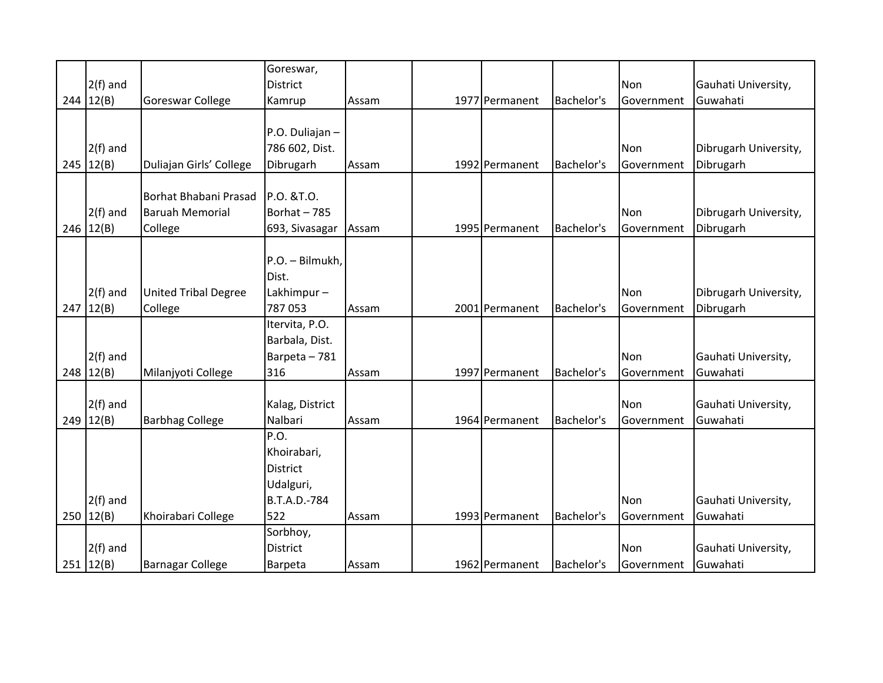| | | | | | | | | | |
|---|---|---|---|---|---|---|---|---|---|
| 244 | 2(f) and 12(B) | Goreswar College | Goreswar, District Kamrup | Assam | 1977 | Permanent | Bachelor's | Non Government | Gauhati University, Guwahati |
| 245 | 2(f) and 12(B) | Duliajan Girls' College | P.O. Duliajan – 786 602, Dist. Dibrugarh | Assam | 1992 | Permanent | Bachelor's | Non Government | Dibrugarh University, Dibrugarh |
| 246 | 2(f) and 12(B) | Borhat Bhabani Prasad Baruah Memorial College | P.O. &T.O. Borhat – 785 693, Sivasagar | Assam | 1995 | Permanent | Bachelor's | Non Government | Dibrugarh University, Dibrugarh |
| 247 | 2(f) and 12(B) | United Tribal Degree College | P.O. – Bilmukh, Dist. Lakhimpur – 787 053 | Assam | 2001 | Permanent | Bachelor's | Non Government | Dibrugarh University, Dibrugarh |
| 248 | 2(f) and 12(B) | Milanjyoti College | Itervita, P.O. Barbala, Dist. Barpeta – 781 316 | Assam | 1997 | Permanent | Bachelor's | Non Government | Gauhati University, Guwahati |
| 249 | 2(f) and 12(B) | Barbhag College | Kalag, District Nalbari | Assam | 1964 | Permanent | Bachelor's | Non Government | Gauhati University, Guwahati |
| 250 | 2(f) and 12(B) | Khoirabari College | P.O. Khoirabari, District Udalguri, B.T.A.D.-784 522 | Assam | 1993 | Permanent | Bachelor's | Non Government | Gauhati University, Guwahati |
| 251 | 2(f) and 12(B) | Barnagar College | Sorbhoy, District Barpeta | Assam | 1962 | Permanent | Bachelor's | Non Government | Gauhati University, Guwahati |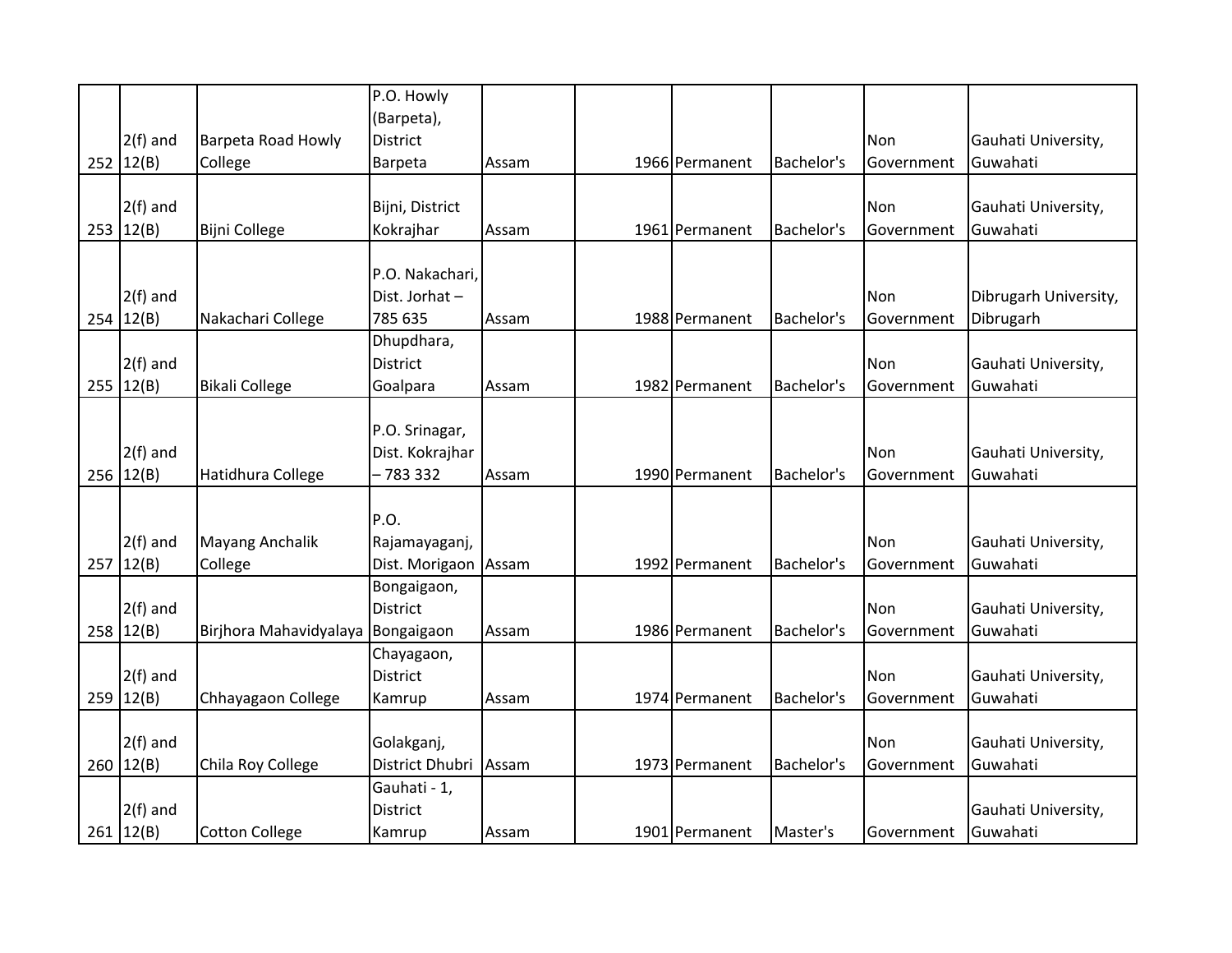| | | | | | | | | | |
|---|---|---|---|---|---|---|---|---|---|
| 252 | 2(f) and 12(B) | Barpeta Road Howly College | P.O. Howly (Barpeta), District Barpeta | Assam | | 1966 | Permanent | Bachelor's | Non Government | Gauhati University, Guwahati |
| 253 | 2(f) and 12(B) | Bijni College | Bijni, District Kokrajhar | Assam | | 1961 | Permanent | Bachelor's | Non Government | Gauhati University, Guwahati |
| 254 | 2(f) and 12(B) | Nakachari College | P.O. Nakachari, Dist. Jorhat – 785 635 | Assam | | 1988 | Permanent | Bachelor's | Non Government | Dibrugarh University, Dibrugarh |
| 255 | 2(f) and 12(B) | Bikali College | Dhupdhara, District Goalpara | Assam | | 1982 | Permanent | Bachelor's | Non Government | Gauhati University, Guwahati |
| 256 | 2(f) and 12(B) | Hatidhura College | P.O. Srinagar, Dist. Kokrajhar – 783 332 | Assam | | 1990 | Permanent | Bachelor's | Non Government | Gauhati University, Guwahati |
| 257 | 2(f) and 12(B) | Mayang Anchalik College | P.O. Rajamayaganj, Dist. Morigaon | Assam | | 1992 | Permanent | Bachelor's | Non Government | Gauhati University, Guwahati |
| 258 | 2(f) and 12(B) | Birjhora Mahavidyalaya | Bongaigaon, District Bongaigaon | Assam | | 1986 | Permanent | Bachelor's | Non Government | Gauhati University, Guwahati |
| 259 | 2(f) and 12(B) | Chhayagaon College | Chayagaon, District Kamrup | Assam | | 1974 | Permanent | Bachelor's | Non Government | Gauhati University, Guwahati |
| 260 | 2(f) and 12(B) | Chila Roy College | Golakganj, District Dhubri | Assam | | 1973 | Permanent | Bachelor's | Non Government | Gauhati University, Guwahati |
| 261 | 2(f) and 12(B) | Cotton College | Gauhati - 1, District Kamrup | Assam | | 1901 | Permanent | Master's | Government | Gauhati University, Guwahati |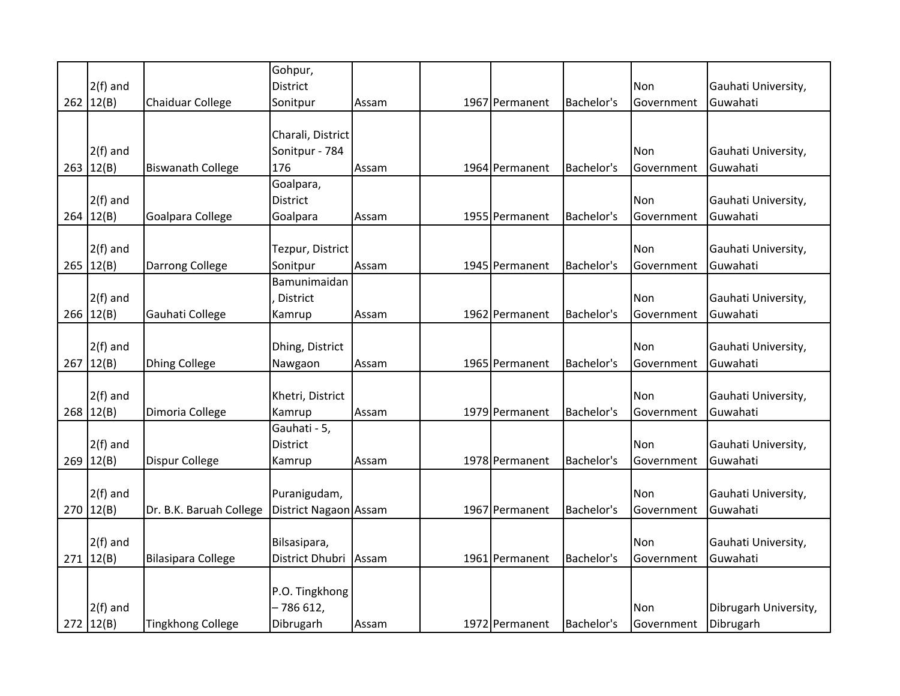| 262 | 2(f) and 12(B) | Chaiduar College | Gohpur, District Sonitpur | Assam | 1967 | Permanent | Bachelor's | Non Government | Gauhati University, Guwahati |
|---|---|---|---|---|---|---|---|---|---|
| 263 | 2(f) and 12(B) | Biswanath College | Charali, District Sonitpur - 784 176 | Assam | 1964 | Permanent | Bachelor's | Non Government | Gauhati University, Guwahati |
| 264 | 2(f) and 12(B) | Goalpara College | Goalpara, District Goalpara | Assam | 1955 | Permanent | Bachelor's | Non Government | Gauhati University, Guwahati |
| 265 | 2(f) and 12(B) | Darrong College | Tezpur, District Sonitpur | Assam | 1945 | Permanent | Bachelor's | Non Government | Gauhati University, Guwahati |
| 266 | 2(f) and 12(B) | Gauhati College | Bamunimaidan, District Kamrup | Assam | 1962 | Permanent | Bachelor's | Non Government | Gauhati University, Guwahati |
| 267 | 2(f) and 12(B) | Dhing College | Dhing, District Nawgaon | Assam | 1965 | Permanent | Bachelor's | Non Government | Gauhati University, Guwahati |
| 268 | 2(f) and 12(B) | Dimoria College | Khetri, District Kamrup | Assam | 1979 | Permanent | Bachelor's | Non Government | Gauhati University, Guwahati |
| 269 | 2(f) and 12(B) | Dispur College | Gauhati - 5, District Kamrup | Assam | 1978 | Permanent | Bachelor's | Non Government | Gauhati University, Guwahati |
| 270 | 2(f) and 12(B) | Dr. B.K. Baruah College | Puranigudam, District Nagaon | Assam | 1967 | Permanent | Bachelor's | Non Government | Gauhati University, Guwahati |
| 271 | 2(f) and 12(B) | Bilasipara College | Bilsasipara, District Dhubri | Assam | 1961 | Permanent | Bachelor's | Non Government | Gauhati University, Guwahati |
| 272 | 2(f) and 12(B) | Tingkhong College | P.O. Tingkhong – 786 612, Dibrugarh | Assam | 1972 | Permanent | Bachelor's | Non Government | Dibrugarh University, Dibrugarh |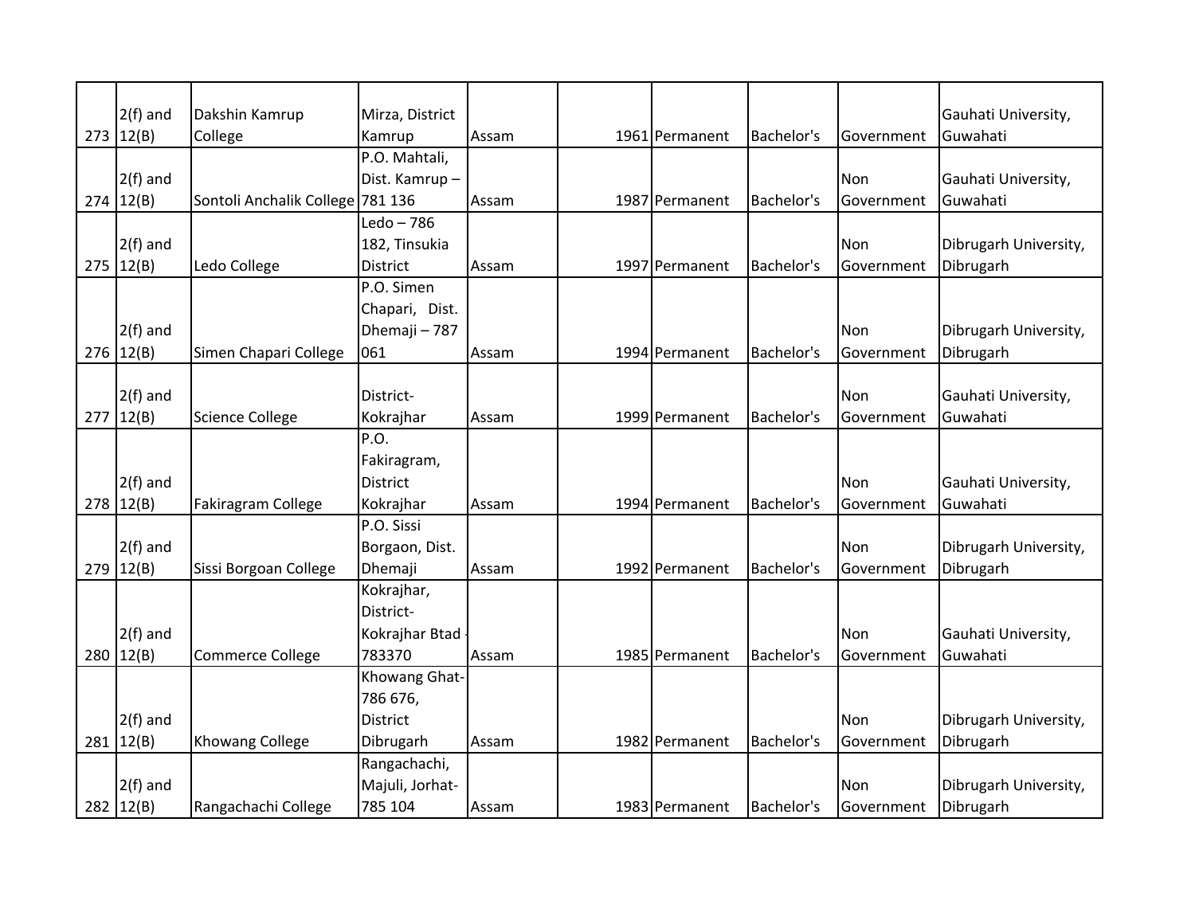| | | | | | | | | | | |
|---|---|---|---|---|---|---|---|---|---|---|
| 273 | 2(f) and 12(B) | Dakshin Kamrup College | Mirza, District Kamrup | Assam | | 1961 | Permanent | Bachelor's | Government | Gauhati University, Guwahati |
| 274 | 2(f) and 12(B) | Sontoli Anchalik College | P.O. Mahtali, Dist. Kamrup – 781 136 | Assam | | 1987 | Permanent | Bachelor's | Non Government | Gauhati University, Guwahati |
| 275 | 2(f) and 12(B) | Ledo College | Ledo – 786 182, Tinsukia District | Assam | | 1997 | Permanent | Bachelor's | Non Government | Dibrugarh University, Dibrugarh |
| 276 | 2(f) and 12(B) | Simen Chapari College | P.O. Simen Chapari, Dist. Dhemaji – 787 061 | Assam | | 1994 | Permanent | Bachelor's | Non Government | Dibrugarh University, Dibrugarh |
| 277 | 2(f) and 12(B) | Science College | District-Kokrajhar | Assam | | 1999 | Permanent | Bachelor's | Non Government | Gauhati University, Guwahati |
| 278 | 2(f) and 12(B) | Fakiragram College | P.O. Fakiragram, District Kokrajhar | Assam | | 1994 | Permanent | Bachelor's | Non Government | Gauhati University, Guwahati |
| 279 | 2(f) and 12(B) | Sissi Borgoan College | P.O. Sissi Borgaon, Dist. Dhemaji | Assam | | 1992 | Permanent | Bachelor's | Non Government | Dibrugarh University, Dibrugarh |
| 280 | 2(f) and 12(B) | Commerce College | Kokrajhar, District-Kokrajhar Btad - 783370 | Assam | | 1985 | Permanent | Bachelor's | Non Government | Gauhati University, Guwahati |
| 281 | 2(f) and 12(B) | Khowang College | Khowang Ghat-786 676, District Dibrugarh | Assam | | 1982 | Permanent | Bachelor's | Non Government | Dibrugarh University, Dibrugarh |
| 282 | 2(f) and 12(B) | Rangachachi College | Rangachachi, Majuli, Jorhat-785 104 | Assam | | 1983 | Permanent | Bachelor's | Non Government | Dibrugarh University, Dibrugarh |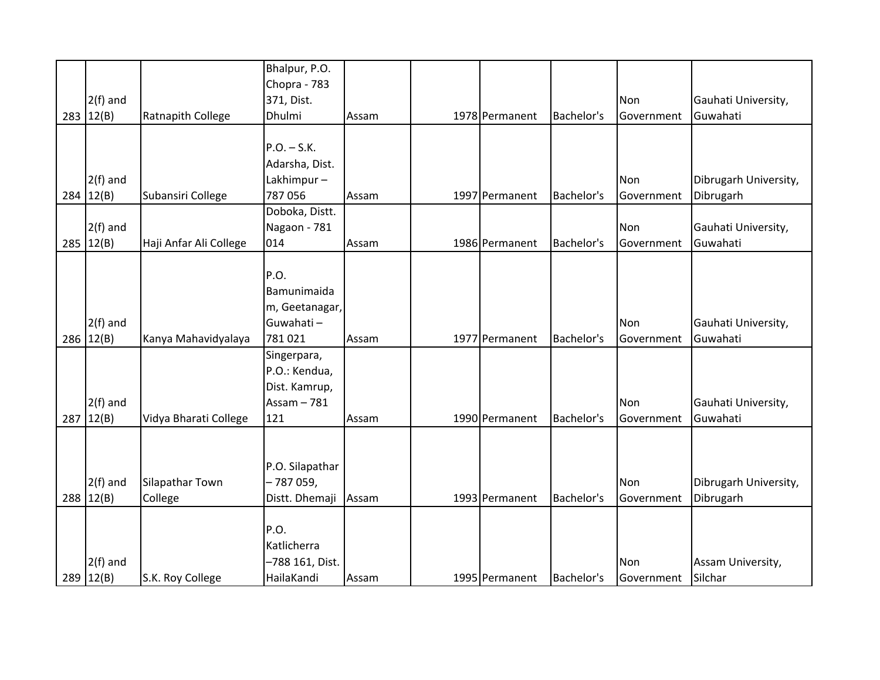| | | | | | | | | | |
|---|---|---|---|---|---|---|---|---|---|
| 283 | 2(f) and 12(B) | Ratnapith College | Bhalpur, P.O. Chopra - 783 371, Dist. Dhulmi | Assam | 1978 | Permanent | Bachelor's | Non Government | Gauhati University, Guwahati |
| 284 | 2(f) and 12(B) | Subansiri College | P.O. – S.K. Adarsha, Dist. Lakhimpur – 787 056 | Assam | 1997 | Permanent | Bachelor's | Non Government | Dibrugarh University, Dibrugarh |
| 285 | 2(f) and 12(B) | Haji Anfar Ali College | Doboka, Distt. Nagaon - 781 014 | Assam | 1986 | Permanent | Bachelor's | Non Government | Gauhati University, Guwahati |
| 286 | 2(f) and 12(B) | Kanya Mahavidyalaya | P.O. Bamunimaidam, Geetanagar, Guwahati – 781 021 | Assam | 1977 | Permanent | Bachelor's | Non Government | Gauhati University, Guwahati |
| 287 | 2(f) and 12(B) | Vidya Bharati College | Singerpara, P.O.: Kendua, Dist. Kamrup, Assam – 781 121 | Assam | 1990 | Permanent | Bachelor's | Non Government | Gauhati University, Guwahati |
| 288 | 2(f) and 12(B) | Silapathar Town College | P.O. Silapathar – 787 059, Distt. Dhemaji | Assam | 1993 | Permanent | Bachelor's | Non Government | Dibrugarh University, Dibrugarh |
| 289 | 2(f) and 12(B) | S.K. Roy College | P.O. Katlicherra –788 161, Dist. HailaKandi | Assam | 1995 | Permanent | Bachelor's | Non Government | Assam University, Silchar |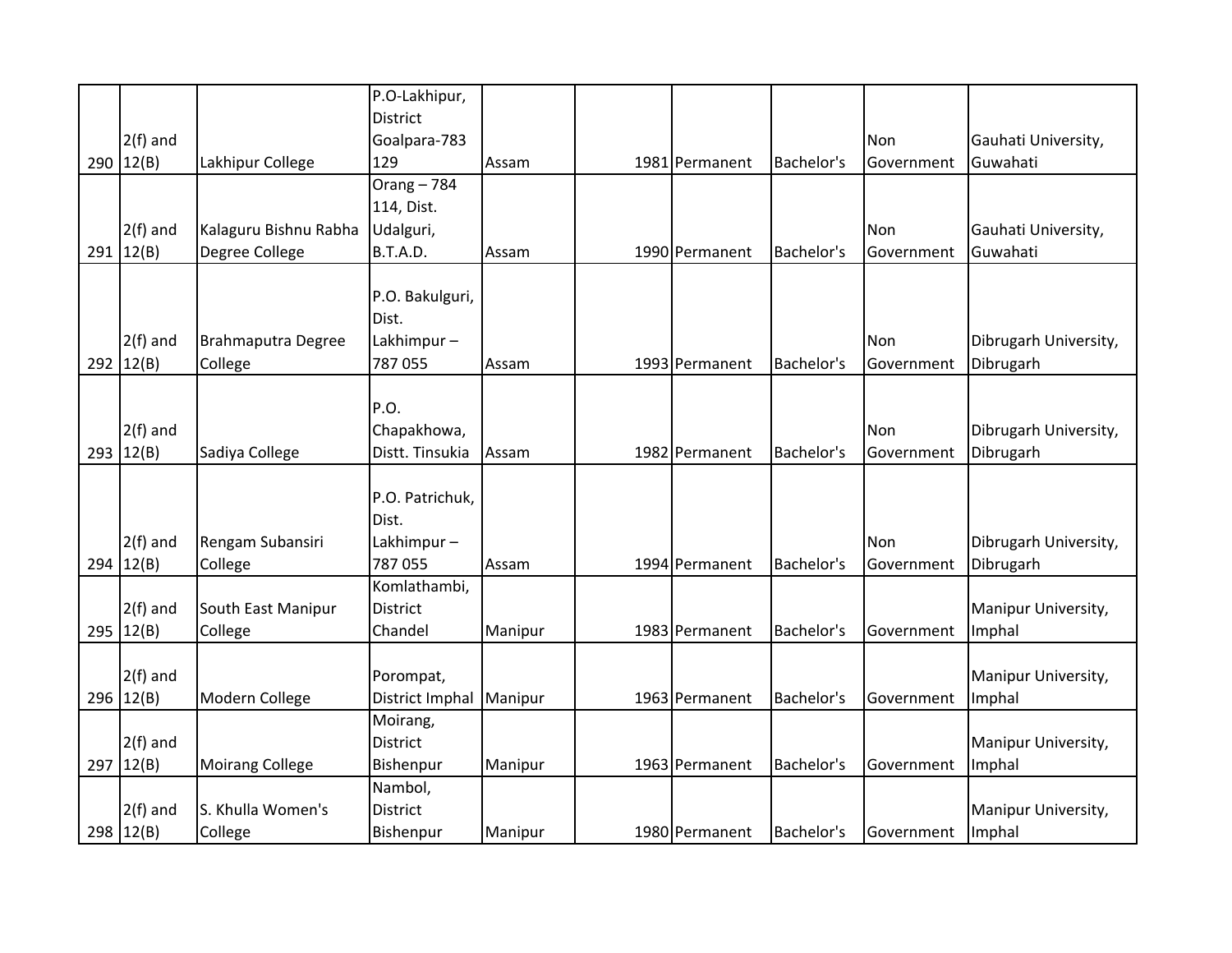| 290 | 2(f) and 12(B) | Lakhipur College | P.O-Lakhipur, District Goalpara-783 129 | Assam | 1981 | Permanent | Bachelor's | Non Government | Gauhati University, Guwahati |
|---|---|---|---|---|---|---|---|---|---|
| 291 | 2(f) and 12(B) | Kalaguru Bishnu Rabha Degree College | Orang – 784 114, Dist. Udalguri, B.T.A.D. | Assam | 1990 | Permanent | Bachelor's | Non Government | Gauhati University, Guwahati |
| 292 | 2(f) and 12(B) | Brahmaputra Degree College | P.O. Bakulguri, Dist. Lakhimpur – 787 055 | Assam | 1993 | Permanent | Bachelor's | Non Government | Dibrugarh University, Dibrugarh |
| 293 | 2(f) and 12(B) | Sadiya College | P.O. Chapakhowa, Distt. Tinsukia | Assam | 1982 | Permanent | Bachelor's | Non Government | Dibrugarh University, Dibrugarh |
| 294 | 2(f) and 12(B) | Rengam Subansiri College | P.O. Patrichuk, Dist. Lakhimpur – 787 055 | Assam | 1994 | Permanent | Bachelor's | Non Government | Dibrugarh University, Dibrugarh |
| 295 | 2(f) and 12(B) | South East Manipur College | Komlathambi, District Chandel | Manipur | 1983 | Permanent | Bachelor's | Government | Manipur University, Imphal |
| 296 | 2(f) and 12(B) | Modern College | Porompat, District Imphal | Manipur | 1963 | Permanent | Bachelor's | Government | Manipur University, Imphal |
| 297 | 2(f) and 12(B) | Moirang College | Moirang, District Bishenpur | Manipur | 1963 | Permanent | Bachelor's | Government | Manipur University, Imphal |
| 298 | 2(f) and 12(B) | S. Khulla Women's College | Nambol, District Bishenpur | Manipur | 1980 | Permanent | Bachelor's | Government | Manipur University, Imphal |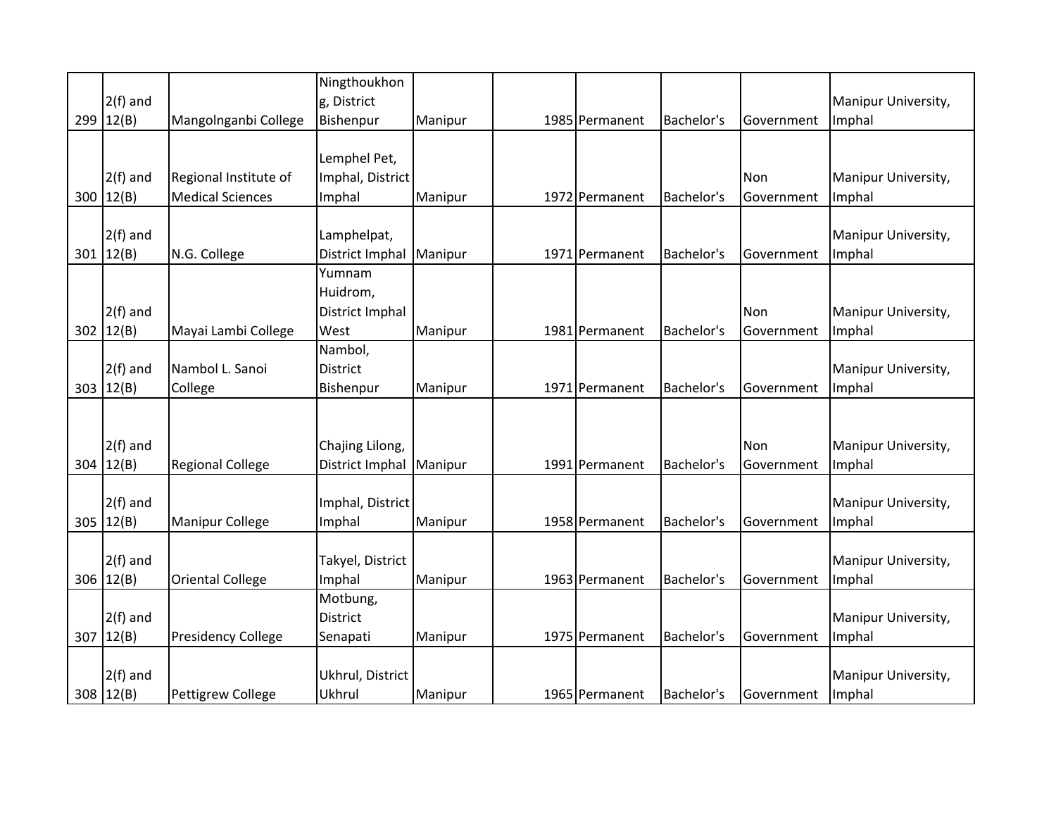| 299 | 2(f) and 12(B) | Mangolnganbi College | Ningthoukhong, District Bishenpur | Manipur | 1985 | Permanent | Bachelor's | Government | Manipur University, Imphal |
|---|---|---|---|---|---|---|---|---|---|
| 300 | 2(f) and 12(B) | Regional Institute of Medical Sciences | Lemphel Pet, Imphal, District Imphal | Manipur | 1972 | Permanent | Bachelor's | Non Government | Manipur University, Imphal |
| 301 | 2(f) and 12(B) | N.G. College | Lamphelpat, District Imphal | Manipur | 1971 | Permanent | Bachelor's | Government | Manipur University, Imphal |
| 302 | 2(f) and 12(B) | Mayai Lambi College | Yumnam Huidrom, District Imphal West | Manipur | 1981 | Permanent | Bachelor's | Non Government | Manipur University, Imphal |
| 303 | 2(f) and 12(B) | Nambol L. Sanoi College | Nambol, District Bishenpur | Manipur | 1971 | Permanent | Bachelor's | Government | Manipur University, Imphal |
| 304 | 2(f) and 12(B) | Regional College | Chajing Lilong, District Imphal | Manipur | 1991 | Permanent | Bachelor's | Non Government | Manipur University, Imphal |
| 305 | 2(f) and 12(B) | Manipur College | Imphal, District Imphal | Manipur | 1958 | Permanent | Bachelor's | Government | Manipur University, Imphal |
| 306 | 2(f) and 12(B) | Oriental College | Takyel, District Imphal | Manipur | 1963 | Permanent | Bachelor's | Government | Manipur University, Imphal |
| 307 | 2(f) and 12(B) | Presidency College | Motbung, District Senapati | Manipur | 1975 | Permanent | Bachelor's | Government | Manipur University, Imphal |
| 308 | 2(f) and 12(B) | Pettigrew College | Ukhrul, District Ukhrul | Manipur | 1965 | Permanent | Bachelor's | Government | Manipur University, Imphal |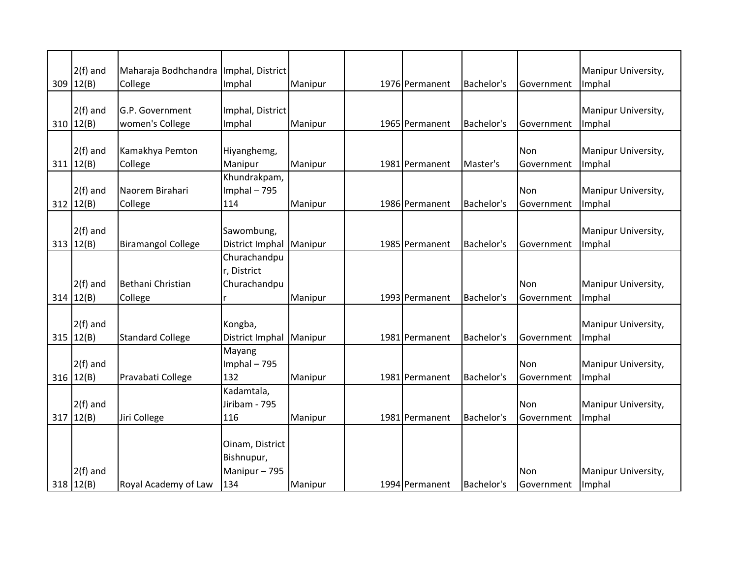| | | | | | | | | | |
|---|---|---|---|---|---|---|---|---|---|
| 309 | 2(f) and 12(B) | Maharaja Bodhchandra College | Imphal, District Imphal | Manipur | | 1976 | Permanent | Bachelor's | Government | Manipur University, Imphal |
| 310 | 2(f) and 12(B) | G.P. Government women's College | Imphal, District Imphal | Manipur | | 1965 | Permanent | Bachelor's | Government | Manipur University, Imphal |
| 311 | 2(f) and 12(B) | Kamakhya Pemton College | Hiyanghemg, Manipur | Manipur | | 1981 | Permanent | Master's | Non Government | Manipur University, Imphal |
| 312 | 2(f) and 12(B) | Naorem Birahari College | Khundrakpam, Imphal – 795 114 | Manipur | | 1986 | Permanent | Bachelor's | Non Government | Manipur University, Imphal |
| 313 | 2(f) and 12(B) | Biramangol College | Sawombung, District Imphal | Manipur | | 1985 | Permanent | Bachelor's | Government | Manipur University, Imphal |
| 314 | 2(f) and 12(B) | Bethani Christian College | Churachandpur, District Churachandpur | Manipur | | 1993 | Permanent | Bachelor's | Non Government | Manipur University, Imphal |
| 315 | 2(f) and 12(B) | Standard College | Kongba, District Imphal | Manipur | | 1981 | Permanent | Bachelor's | Government | Manipur University, Imphal |
| 316 | 2(f) and 12(B) | Pravabati College | Mayang Imphal – 795 132 | Manipur | | 1981 | Permanent | Bachelor's | Non Government | Manipur University, Imphal |
| 317 | 2(f) and 12(B) | Jiri College | Kadamtala, Jiribam - 795 116 | Manipur | | 1981 | Permanent | Bachelor's | Non Government | Manipur University, Imphal |
| 318 | 2(f) and 12(B) | Royal Academy of Law | Oinam, District Bishnupur, Manipur – 795 134 | Manipur | | 1994 | Permanent | Bachelor's | Non Government | Manipur University, Imphal |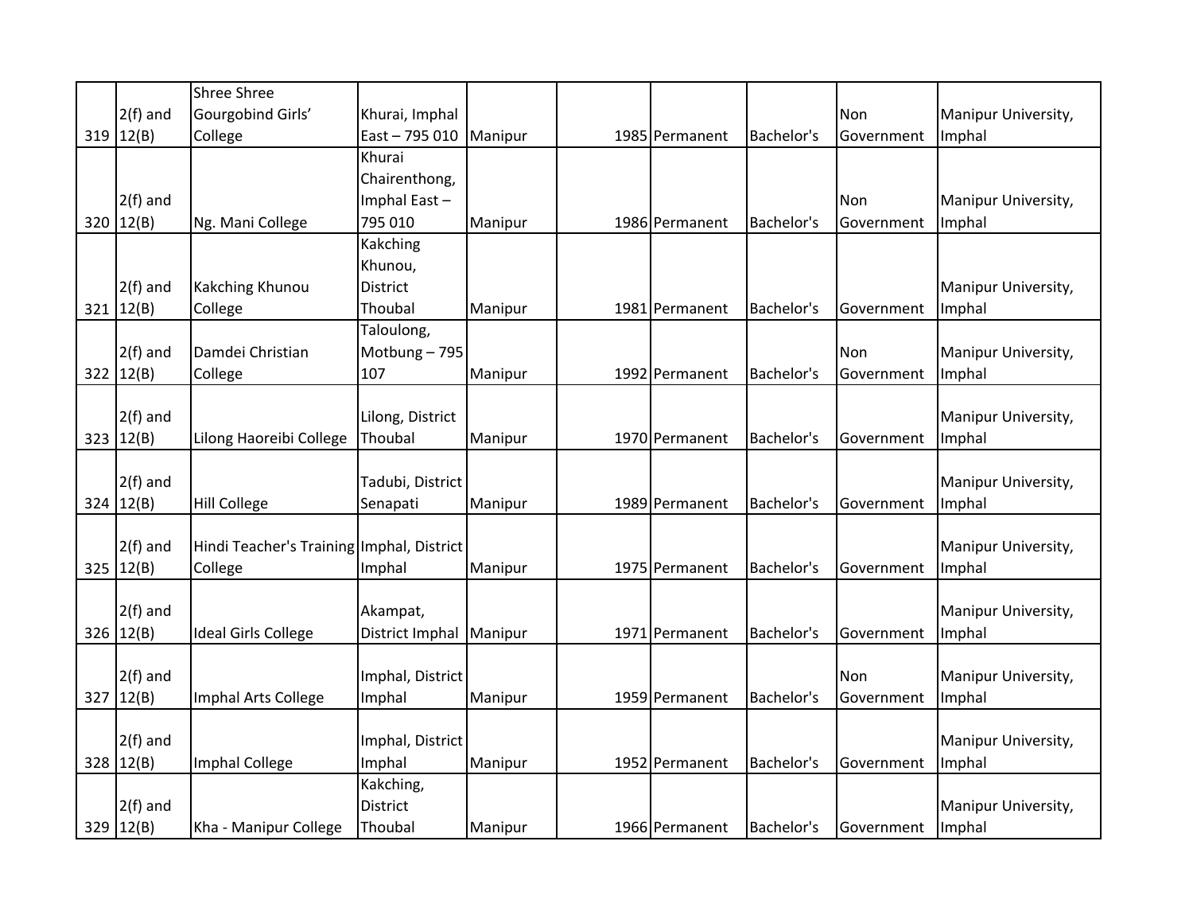| | | | | | | | | | |
|---|---|---|---|---|---|---|---|---|---|
| 319 | 2(f) and 12(B) | Shree Shree Gourgobind Girls' College | Khurai, Imphal East – 795 010 | Manipur | | 1985 | Permanent | Bachelor's | Non Government | Manipur University, Imphal |
| 320 | 2(f) and 12(B) | Ng. Mani College | Khurai Chairenthong, Imphal East – 795 010 | Manipur | | 1986 | Permanent | Bachelor's | Non Government | Manipur University, Imphal |
| 321 | 2(f) and 12(B) | Kakching Khunou College | Kakching Khunou, District Thoubal | Manipur | | 1981 | Permanent | Bachelor's | Government | Manipur University, Imphal |
| 322 | 2(f) and 12(B) | Damdei Christian College | Taloulong, Motbung – 795 107 | Manipur | | 1992 | Permanent | Bachelor's | Non Government | Manipur University, Imphal |
| 323 | 2(f) and 12(B) | Lilong Haoreibi College | Lilong, District Thoubal | Manipur | | 1970 | Permanent | Bachelor's | Government | Manipur University, Imphal |
| 324 | 2(f) and 12(B) | Hill College | Tadubi, District Senapati | Manipur | | 1989 | Permanent | Bachelor's | Government | Manipur University, Imphal |
| 325 | 2(f) and 12(B) | Hindi Teacher's Training College | Imphal, District Imphal | Manipur | | 1975 | Permanent | Bachelor's | Government | Manipur University, Imphal |
| 326 | 2(f) and 12(B) | Ideal Girls College | Akampat, District Imphal | Manipur | | 1971 | Permanent | Bachelor's | Government | Manipur University, Imphal |
| 327 | 2(f) and 12(B) | Imphal Arts College | Imphal, District Imphal | Manipur | | 1959 | Permanent | Bachelor's | Non Government | Manipur University, Imphal |
| 328 | 2(f) and 12(B) | Imphal College | Imphal, District Imphal | Manipur | | 1952 | Permanent | Bachelor's | Government | Manipur University, Imphal |
| 329 | 2(f) and 12(B) | Kha - Manipur College | Kakching, District Thoubal | Manipur | | 1966 | Permanent | Bachelor's | Government | Manipur University, Imphal |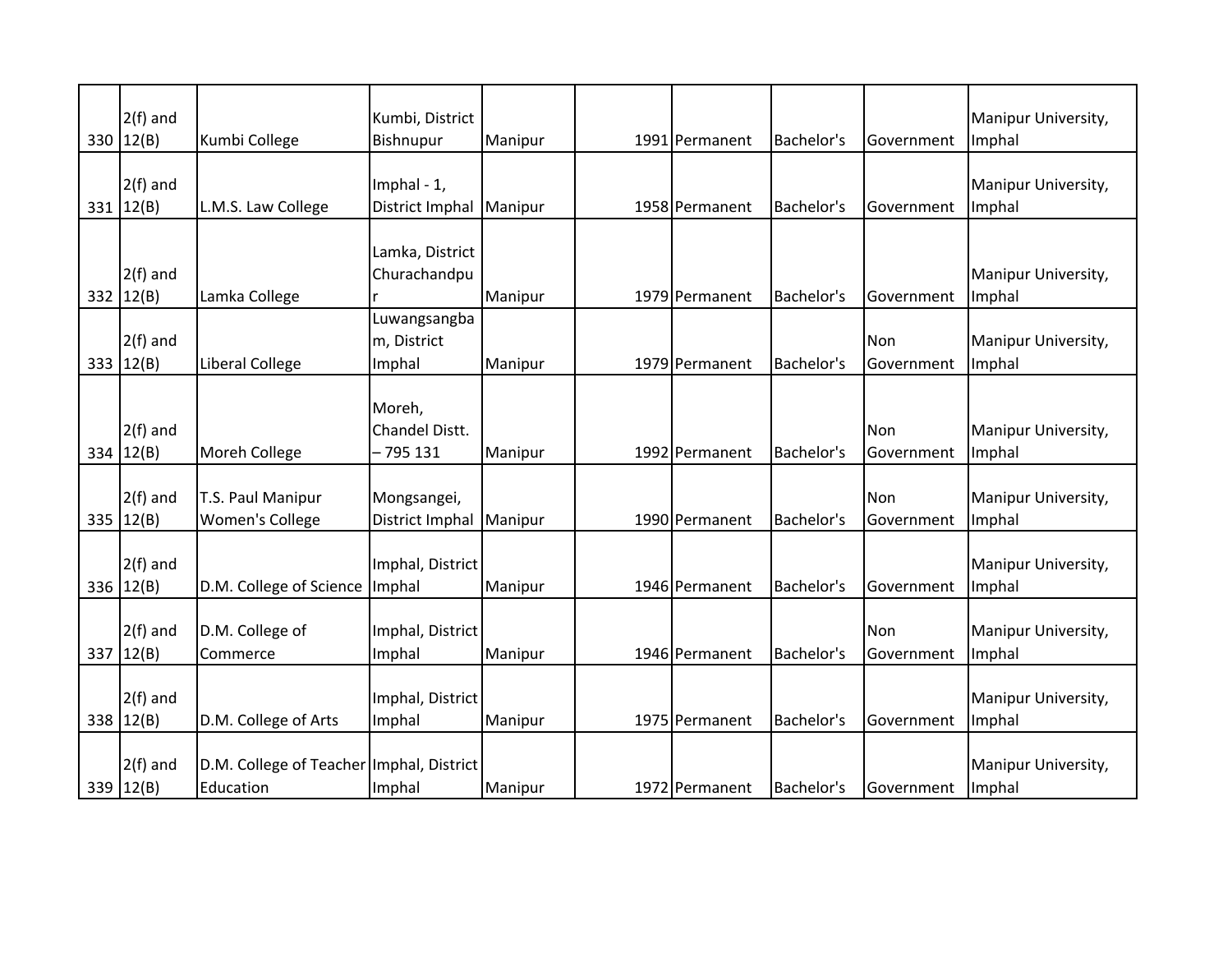| 330 | 2(f) and 12(B) | Kumbi College | Kumbi, District Bishnupur | Manipur | | 1991 | Permanent | Bachelor's | Government | Manipur University, Imphal |
|---|---|---|---|---|---|---|---|---|---|---|
| 331 | 2(f) and 12(B) | L.M.S. Law College | Imphal - 1, District Imphal | Manipur | | 1958 | Permanent | Bachelor's | Government | Manipur University, Imphal |
| 332 | 2(f) and 12(B) | Lamka College | Lamka, District Churachandpur | Manipur | | 1979 | Permanent | Bachelor's | Government | Manipur University, Imphal |
| 333 | 2(f) and 12(B) | Liberal College | Luwangsangbam, District Imphal | Manipur | | 1979 | Permanent | Bachelor's | Non Government | Manipur University, Imphal |
| 334 | 2(f) and 12(B) | Moreh College | Moreh, Chandel Distt. – 795 131 | Manipur | | 1992 | Permanent | Bachelor's | Non Government | Manipur University, Imphal |
| 335 | 2(f) and 12(B) | T.S. Paul Manipur Women's College | Mongsangei, District Imphal | Manipur | | 1990 | Permanent | Bachelor's | Non Government | Manipur University, Imphal |
| 336 | 2(f) and 12(B) | D.M. College of Science | Imphal, District Imphal | Manipur | | 1946 | Permanent | Bachelor's | Government | Manipur University, Imphal |
| 337 | 2(f) and 12(B) | D.M. College of Commerce | Imphal, District Imphal | Manipur | | 1946 | Permanent | Bachelor's | Non Government | Manipur University, Imphal |
| 338 | 2(f) and 12(B) | D.M. College of Arts | Imphal, District Imphal | Manipur | | 1975 | Permanent | Bachelor's | Government | Manipur University, Imphal |
| 339 | 2(f) and 12(B) | D.M. College of Teacher Education | Imphal, District Imphal | Manipur | | 1972 | Permanent | Bachelor's | Government | Manipur University, Imphal |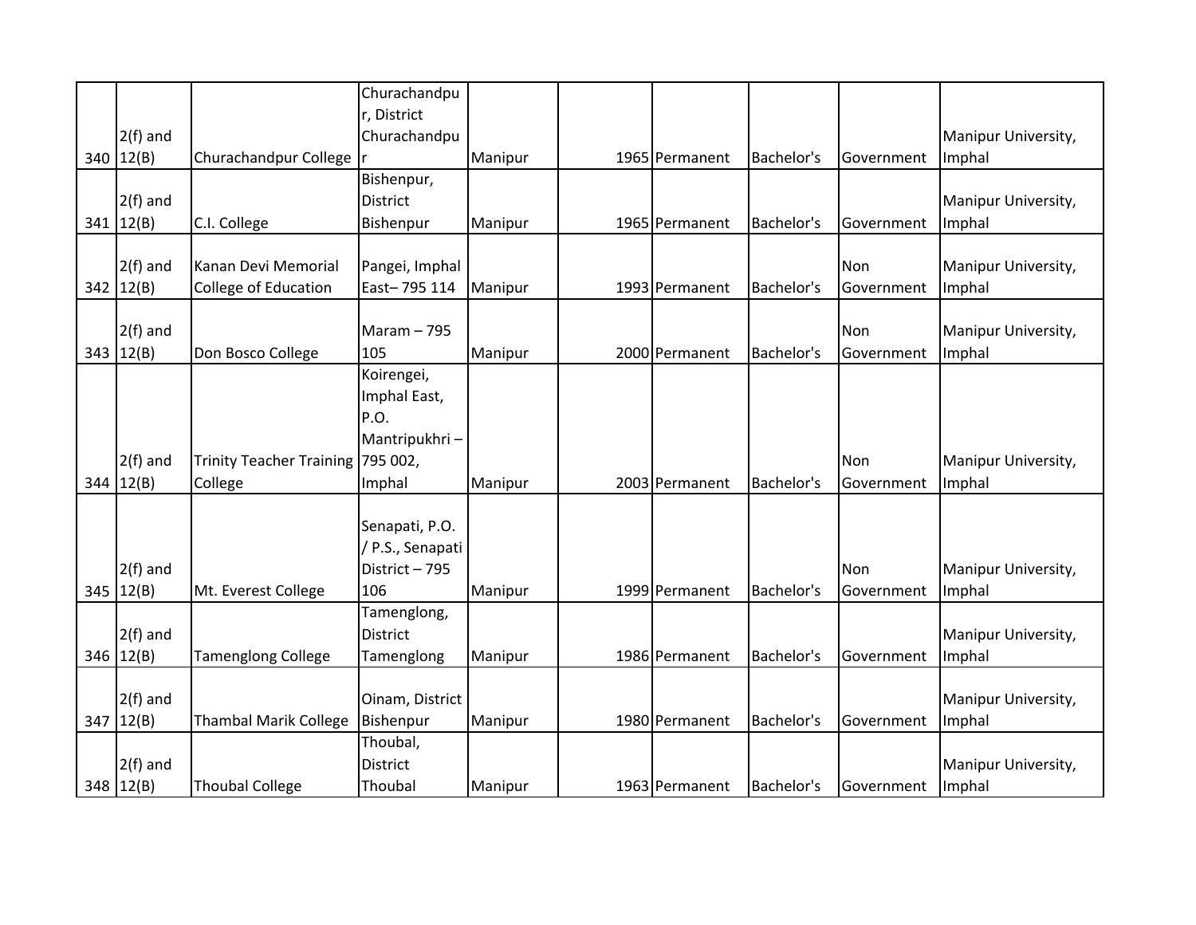| | | | | | | | | | |
|---|---|---|---|---|---|---|---|---|---|
| 340 | 2(f) and 12(B) | Churachandpur College | Churachandpur, District Churachandpur | Manipur | 1965 | Permanent | Bachelor's | Government | Manipur University, Imphal |
| 341 | 2(f) and 12(B) | C.I. College | Bishenpur, District Bishenpur | Manipur | 1965 | Permanent | Bachelor's | Government | Manipur University, Imphal |
| 342 | 2(f) and 12(B) | Kanan Devi Memorial College of Education | Pangei, Imphal East– 795 114 | Manipur | 1993 | Permanent | Bachelor's | Non Government | Manipur University, Imphal |
| 343 | 2(f) and 12(B) | Don Bosco College | Maram – 795 105 | Manipur | 2000 | Permanent | Bachelor's | Non Government | Manipur University, Imphal |
| 344 | 2(f) and 12(B) | Trinity Teacher Training College | Koirengei, Imphal East, P.O. Mantripukhri – 795 002, Imphal | Manipur | 2003 | Permanent | Bachelor's | Non Government | Manipur University, Imphal |
| 345 | 2(f) and 12(B) | Mt. Everest College | Senapati, P.O. / P.S., Senapati District – 795 106 | Manipur | 1999 | Permanent | Bachelor's | Non Government | Manipur University, Imphal |
| 346 | 2(f) and 12(B) | Tamenglong College | Tamenglong, District Tamenglong | Manipur | 1986 | Permanent | Bachelor's | Government | Manipur University, Imphal |
| 347 | 2(f) and 12(B) | Thambal Marik College | Oinam, District Bishenpur | Manipur | 1980 | Permanent | Bachelor's | Government | Manipur University, Imphal |
| 348 | 2(f) and 12(B) | Thoubal College | Thoubal, District Thoubal | Manipur | 1963 | Permanent | Bachelor's | Government | Manipur University, Imphal |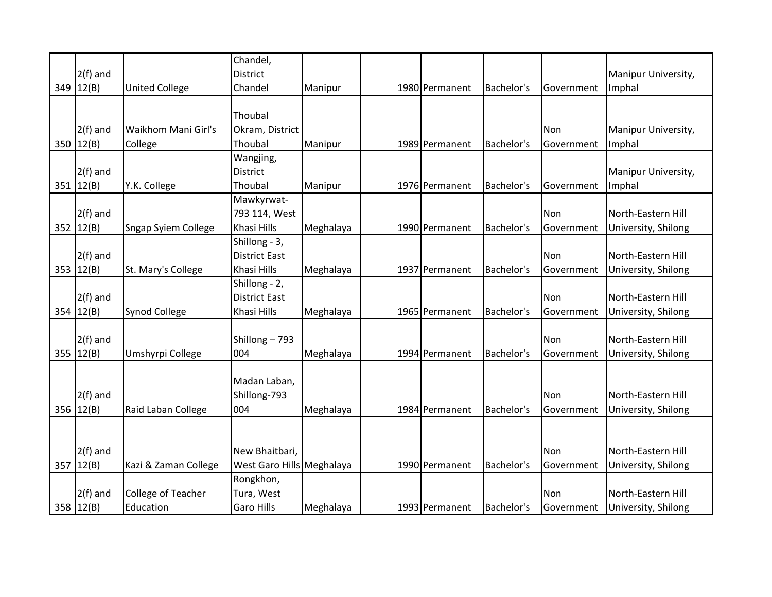| 349 | 2(f) and 12(B) | United College | Chandel, District Chandel | Manipur | 1980 | Permanent | Bachelor's | Government | Manipur University, Imphal |
|---|---|---|---|---|---|---|---|---|---|
| 350 | 2(f) and 12(B) | Waikhom Mani Girl's College | Thoubal Okram, District Thoubal | Manipur | 1989 | Permanent | Bachelor's | Non Government | Manipur University, Imphal |
| 351 | 2(f) and 12(B) | Y.K. College | Wangjing, District Thoubal | Manipur | 1976 | Permanent | Bachelor's | Government | Manipur University, Imphal |
| 352 | 2(f) and 12(B) | Sngap Syiem College | Mawkyrwat-793 114, West Khasi Hills | Meghalaya | 1990 | Permanent | Bachelor's | Non Government | North-Eastern Hill University, Shilong |
| 353 | 2(f) and 12(B) | St. Mary's College | Shillong - 3, District East Khasi Hills | Meghalaya | 1937 | Permanent | Bachelor's | Non Government | North-Eastern Hill University, Shilong |
| 354 | 2(f) and 12(B) | Synod College | Shillong - 2, District East Khasi Hills | Meghalaya | 1965 | Permanent | Bachelor's | Non Government | North-Eastern Hill University, Shilong |
| 355 | 2(f) and 12(B) | Umshyrpi College | Shillong – 793 004 | Meghalaya | 1994 | Permanent | Bachelor's | Non Government | North-Eastern Hill University, Shilong |
| 356 | 2(f) and 12(B) | Raid Laban College | Madan Laban, Shillong-793 004 | Meghalaya | 1984 | Permanent | Bachelor's | Non Government | North-Eastern Hill University, Shilong |
| 357 | 2(f) and 12(B) | Kazi & Zaman College | New Bhaitbari, West Garo Hills | Meghalaya | 1990 | Permanent | Bachelor's | Non Government | North-Eastern Hill University, Shilong |
| 358 | 2(f) and 12(B) | College of Teacher Education | Rongkhon, Tura, West Garo Hills | Meghalaya | 1993 | Permanent | Bachelor's | Non Government | North-Eastern Hill University, Shilong |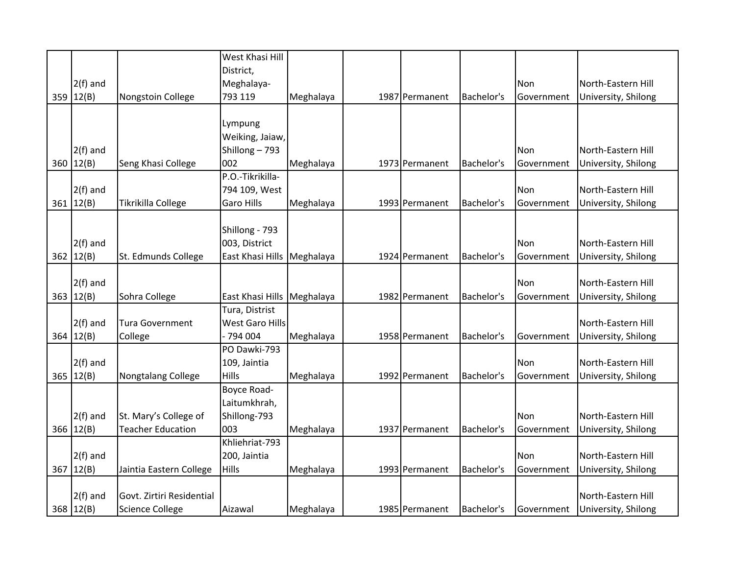| 359 | 2(f) and 12(B) | Nongstoin College | West Khasi Hill District, Meghalaya-793 119 | Meghalaya | | 1987 | Permanent | Bachelor's | Non Government | North-Eastern Hill University, Shilong |
|---|---|---|---|---|---|---|---|---|---|---|
| 360 | 2(f) and 12(B) | Seng Khasi College | Lympung Weiking, Jaiaw, Shillong – 793 002 | Meghalaya | | 1973 | Permanent | Bachelor's | Non Government | North-Eastern Hill University, Shilong |
| 361 | 2(f) and 12(B) | Tikrikilla College | P.O.-Tikrikilla-794 109, West Garo Hills | Meghalaya | | 1993 | Permanent | Bachelor's | Non Government | North-Eastern Hill University, Shilong |
| 362 | 2(f) and 12(B) | St. Edmunds College | Shillong - 793 003, District East Khasi Hills | Meghalaya | | 1924 | Permanent | Bachelor's | Non Government | North-Eastern Hill University, Shilong |
| 363 | 2(f) and 12(B) | Sohra College | East Khasi Hills | Meghalaya | | 1982 | Permanent | Bachelor's | Non Government | North-Eastern Hill University, Shilong |
| 364 | 2(f) and 12(B) | Tura Government College | Tura, Distrist West Garo Hills - 794 004 | Meghalaya | | 1958 | Permanent | Bachelor's | Government | North-Eastern Hill University, Shilong |
| 365 | 2(f) and 12(B) | Nongtalang College | PO Dawki-793 109, Jaintia Hills | Meghalaya | | 1992 | Permanent | Bachelor's | Non Government | North-Eastern Hill University, Shilong |
| 366 | 2(f) and 12(B) | St. Mary's College of Teacher Education | Boyce Road-Laitumkhrah, Shillong-793 003 | Meghalaya | | 1937 | Permanent | Bachelor's | Non Government | North-Eastern Hill University, Shilong |
| 367 | 2(f) and 12(B) | Jaintia Eastern College | Khliehriat-793 200, Jaintia Hills | Meghalaya | | 1993 | Permanent | Bachelor's | Non Government | North-Eastern Hill University, Shilong |
| 368 | 2(f) and 12(B) | Govt. Zirtiri Residential Science College | Aizawal | Meghalaya | | 1985 | Permanent | Bachelor's | Government | North-Eastern Hill University, Shilong |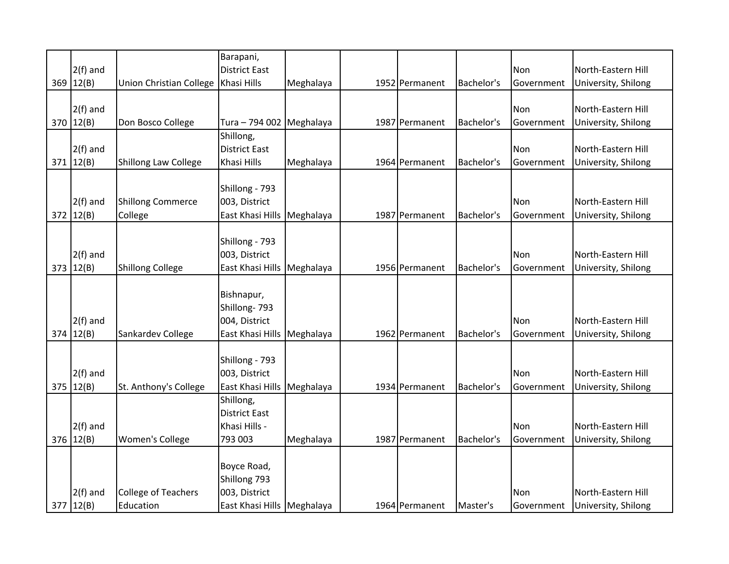| | | | | | | | | | | |
|---|---|---|---|---|---|---|---|---|---|---|
| 369 | 2(f) and 12(B) | Union Christian College | Barapani, District East Khasi Hills | Meghalaya | | 1952 | Permanent | Bachelor's | Non Government | North-Eastern Hill University, Shilong |
| 370 | 2(f) and 12(B) | Don Bosco College | Tura – 794 002 | Meghalaya | | 1987 | Permanent | Bachelor's | Non Government | North-Eastern Hill University, Shilong |
| 371 | 2(f) and 12(B) | Shillong Law College | Shillong, District East Khasi Hills | Meghalaya | | 1964 | Permanent | Bachelor's | Non Government | North-Eastern Hill University, Shilong |
| 372 | 2(f) and 12(B) | Shillong Commerce College | Shillong - 793 003, District East Khasi Hills | Meghalaya | | 1987 | Permanent | Bachelor's | Non Government | North-Eastern Hill University, Shilong |
| 373 | 2(f) and 12(B) | Shillong College | Shillong - 793 003, District East Khasi Hills | Meghalaya | | 1956 | Permanent | Bachelor's | Non Government | North-Eastern Hill University, Shilong |
| 374 | 2(f) and 12(B) | Sankardev College | Bishnapur, Shillong- 793 004, District East Khasi Hills | Meghalaya | | 1962 | Permanent | Bachelor's | Non Government | North-Eastern Hill University, Shilong |
| 375 | 2(f) and 12(B) | St. Anthony's College | Shillong - 793 003, District East Khasi Hills | Meghalaya | | 1934 | Permanent | Bachelor's | Non Government | North-Eastern Hill University, Shilong |
| 376 | 2(f) and 12(B) | Women's College | Shillong, District East Khasi Hills - 793 003 | Meghalaya | | 1987 | Permanent | Bachelor's | Non Government | North-Eastern Hill University, Shilong |
| 377 | 2(f) and 12(B) | College of Teachers Education | Boyce Road, Shillong 793 003, District East Khasi Hills | Meghalaya | | 1964 | Permanent | Master's | Non Government | North-Eastern Hill University, Shilong |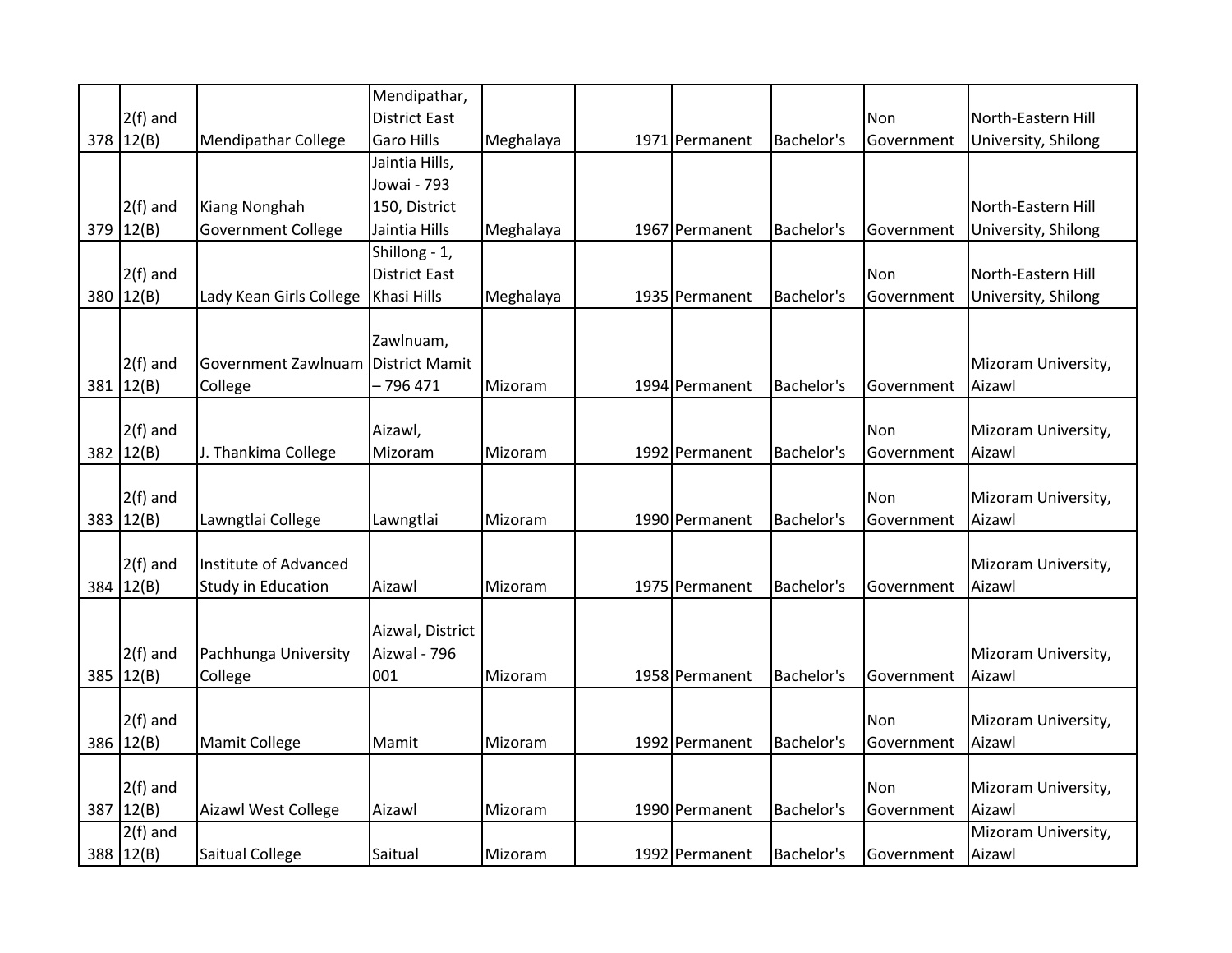| | | | | | | | | | |
|---|---|---|---|---|---|---|---|---|---|
| 378 | 2(f) and 12(B) | Mendipathar College | Mendipathar, District East Garo Hills | Meghalaya | 1971 | Permanent | Bachelor's | Non Government | North-Eastern Hill University, Shilong |
| 379 | 2(f) and 12(B) | Kiang Nonghah Government College | Jaintia Hills, Jowai - 793 150, District Jaintia Hills | Meghalaya | 1967 | Permanent | Bachelor's | Government | North-Eastern Hill University, Shilong |
| 380 | 2(f) and 12(B) | Lady Kean Girls College | Shillong - 1, District East Khasi Hills | Meghalaya | 1935 | Permanent | Bachelor's | Non Government | North-Eastern Hill University, Shilong |
| 381 | 2(f) and 12(B) | Government Zawlnuam College | Zawlnuam, District Mamit – 796 471 | Mizoram | 1994 | Permanent | Bachelor's | Government | Mizoram University, Aizawl |
| 382 | 2(f) and 12(B) | J. Thankima College | Aizawl, Mizoram | Mizoram | 1992 | Permanent | Bachelor's | Non Government | Mizoram University, Aizawl |
| 383 | 2(f) and 12(B) | Lawngtlai College | Lawngtlai | Mizoram | 1990 | Permanent | Bachelor's | Non Government | Mizoram University, Aizawl |
| 384 | 2(f) and 12(B) | Institute of Advanced Study in Education | Aizawl | Mizoram | 1975 | Permanent | Bachelor's | Government | Mizoram University, Aizawl |
| 385 | 2(f) and 12(B) | Pachhunga University College | Aizwal, District Aizwal - 796 001 | Mizoram | 1958 | Permanent | Bachelor's | Government | Mizoram University, Aizawl |
| 386 | 2(f) and 12(B) | Mamit College | Mamit | Mizoram | 1992 | Permanent | Bachelor's | Non Government | Mizoram University, Aizawl |
| 387 | 2(f) and 12(B) | Aizawl West College | Aizawl | Mizoram | 1990 | Permanent | Bachelor's | Non Government | Mizoram University, Aizawl |
| 388 | 2(f) and 12(B) | Saitual College | Saitual | Mizoram | 1992 | Permanent | Bachelor's | Government | Mizoram University, Aizawl |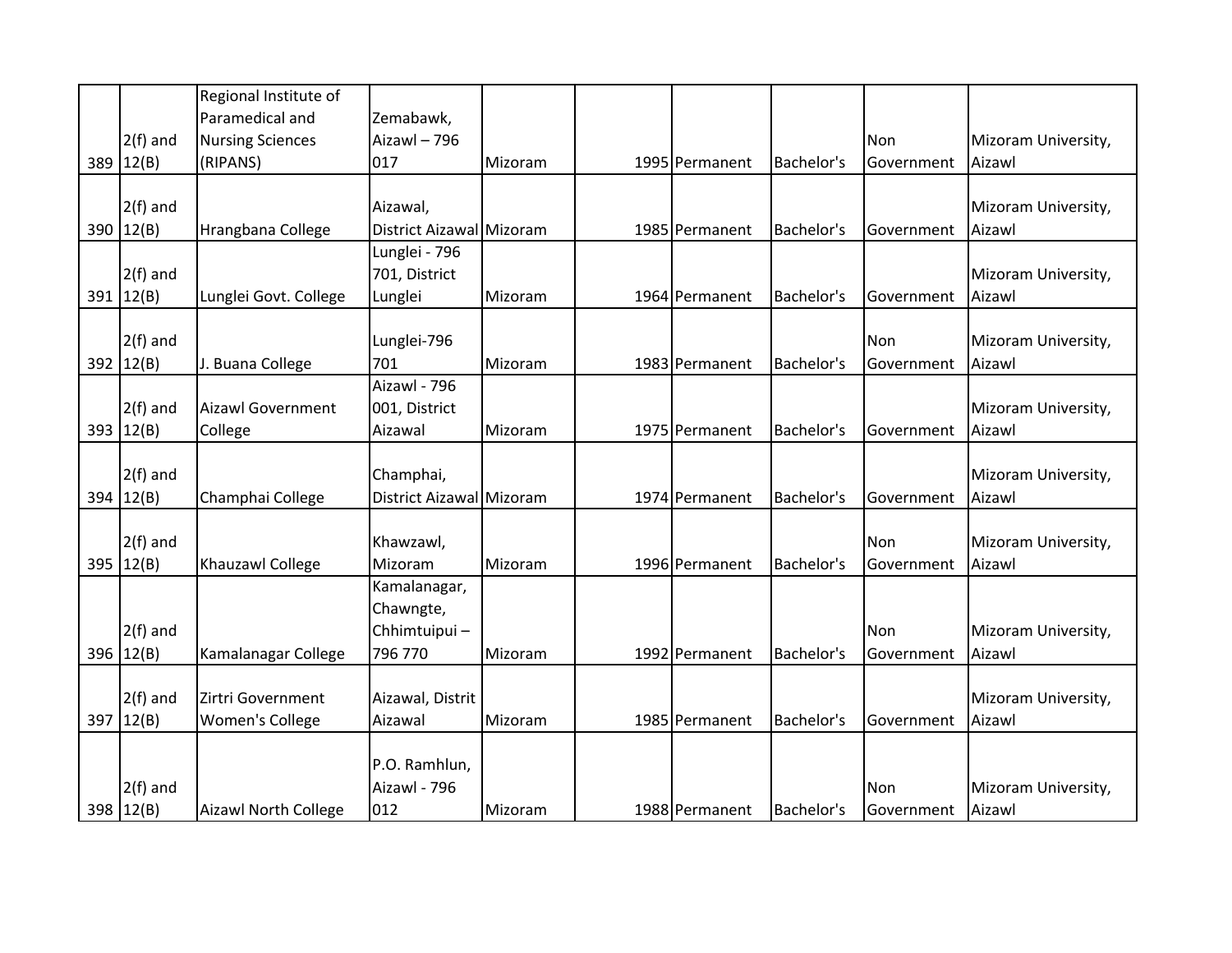| | | | | | | | | | |
|---|---|---|---|---|---|---|---|---|---|
| 389 | 2(f) and 12(B) | Regional Institute of Paramedical and Nursing Sciences (RIPANS) | Zemabawk, Aizawl – 796 017 | Mizoram | 1995 | Permanent | Bachelor's | Non Government | Mizoram University, Aizawl |
| 390 | 2(f) and 12(B) | Hrangbana College | Aizawal, District Aizawal | Mizoram | 1985 | Permanent | Bachelor's | Government | Mizoram University, Aizawl |
| 391 | 2(f) and 12(B) | Lunglei Govt. College | Lunglei - 796 701, District Lunglei | Mizoram | 1964 | Permanent | Bachelor's | Government | Mizoram University, Aizawl |
| 392 | 2(f) and 12(B) | J. Buana College | Lunglei-796 701 | Mizoram | 1983 | Permanent | Bachelor's | Non Government | Mizoram University, Aizawl |
| 393 | 2(f) and 12(B) | Aizawl Government College | Aizawl - 796 001, District Aizawal | Mizoram | 1975 | Permanent | Bachelor's | Government | Mizoram University, Aizawl |
| 394 | 2(f) and 12(B) | Champhai College | Champhai, District Aizawal | Mizoram | 1974 | Permanent | Bachelor's | Government | Mizoram University, Aizawl |
| 395 | 2(f) and 12(B) | Khauzawl College | Khawzawl, Mizoram | Mizoram | 1996 | Permanent | Bachelor's | Non Government | Mizoram University, Aizawl |
| 396 | 2(f) and 12(B) | Kamalanagar College | Kamalanagar, Chawngte, Chhimtuipui – 796 770 | Mizoram | 1992 | Permanent | Bachelor's | Non Government | Mizoram University, Aizawl |
| 397 | 2(f) and 12(B) | Zirtri Government Women's College | Aizawal, Distrit Aizawal | Mizoram | 1985 | Permanent | Bachelor's | Government | Mizoram University, Aizawl |
| 398 | 2(f) and 12(B) | Aizawl North College | P.O. Ramhlun, Aizawl - 796 012 | Mizoram | 1988 | Permanent | Bachelor's | Non Government | Mizoram University, Aizawl |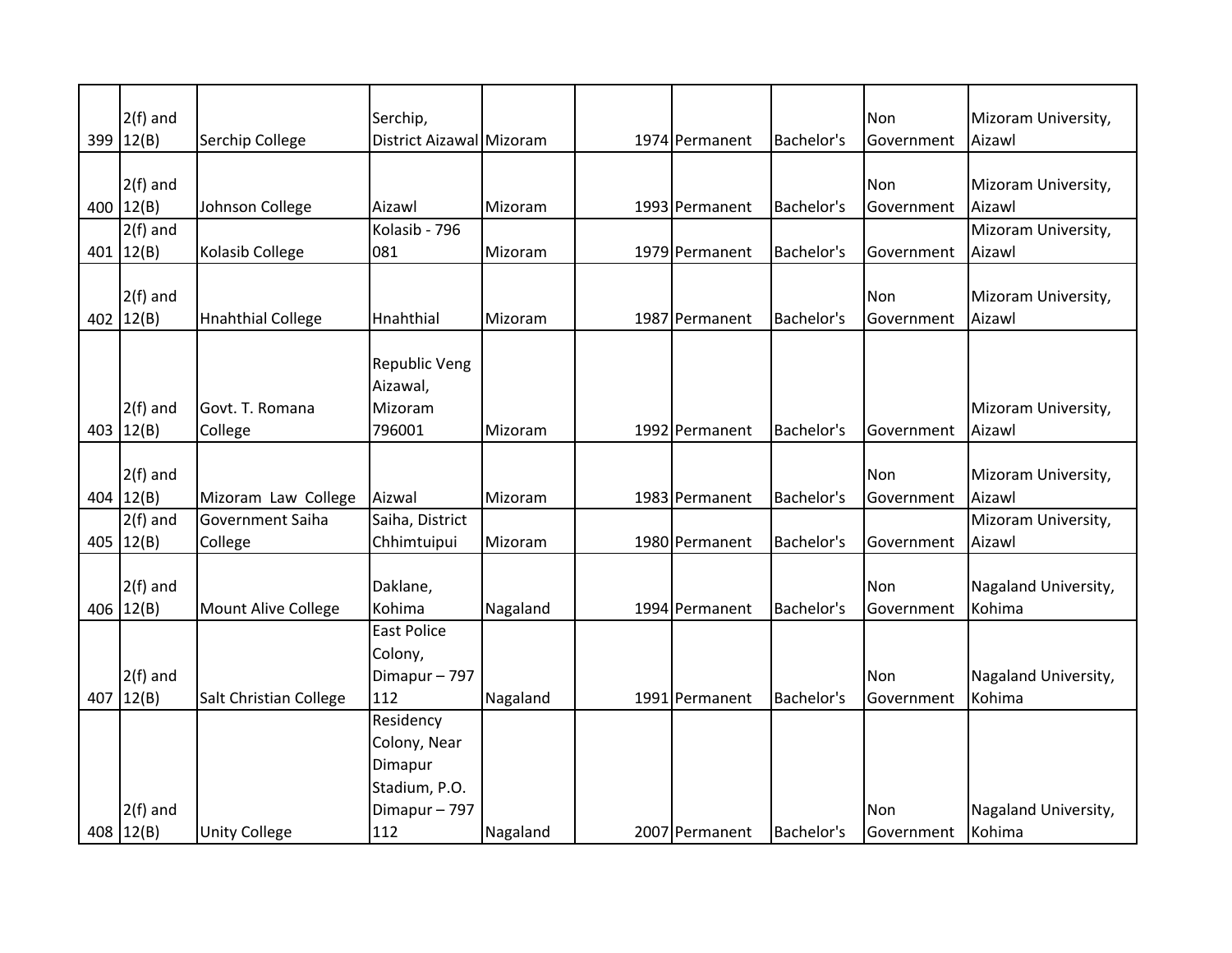| | | | | | | | | | |
|---|---|---|---|---|---|---|---|---|---|
| 399 | 2(f) and 12(B) | Serchip College | Serchip, District Aizawal | Mizoram | 1974 | Permanent | Bachelor's | Non Government | Mizoram University, Aizawl |
| 400 | 2(f) and 12(B) | Johnson College | Aizawl | Mizoram | 1993 | Permanent | Bachelor's | Non Government | Mizoram University, Aizawl |
| 401 | 2(f) and 12(B) | Kolasib College | Kolasib - 796 081 | Mizoram | 1979 | Permanent | Bachelor's | Government | Mizoram University, Aizawl |
| 402 | 2(f) and 12(B) | Hnahthial College | Hnahthial | Mizoram | 1987 | Permanent | Bachelor's | Non Government | Mizoram University, Aizawl |
| 403 | 2(f) and 12(B) | Govt. T. Romana College | Republic Veng Aizawal, Mizoram 796001 | Mizoram | 1992 | Permanent | Bachelor's | Government | Mizoram University, Aizawl |
| 404 | 2(f) and 12(B) | Mizoram Law College | Aizwal | Mizoram | 1983 | Permanent | Bachelor's | Non Government | Mizoram University, Aizawl |
| 405 | 2(f) and 12(B) | Government Saiha College | Saiha, District Chhimtuipui | Mizoram | 1980 | Permanent | Bachelor's | Government | Mizoram University, Aizawl |
| 406 | 2(f) and 12(B) | Mount Alive College | Daklane, Kohima | Nagaland | 1994 | Permanent | Bachelor's | Non Government | Nagaland University, Kohima |
| 407 | 2(f) and 12(B) | Salt Christian College | East Police Colony, Dimapur – 797 112 | Nagaland | 1991 | Permanent | Bachelor's | Non Government | Nagaland University, Kohima |
| 408 | 2(f) and 12(B) | Unity College | Residency Colony, Near Dimapur Stadium, P.O. Dimapur – 797 112 | Nagaland | 2007 | Permanent | Bachelor's | Non Government | Nagaland University, Kohima |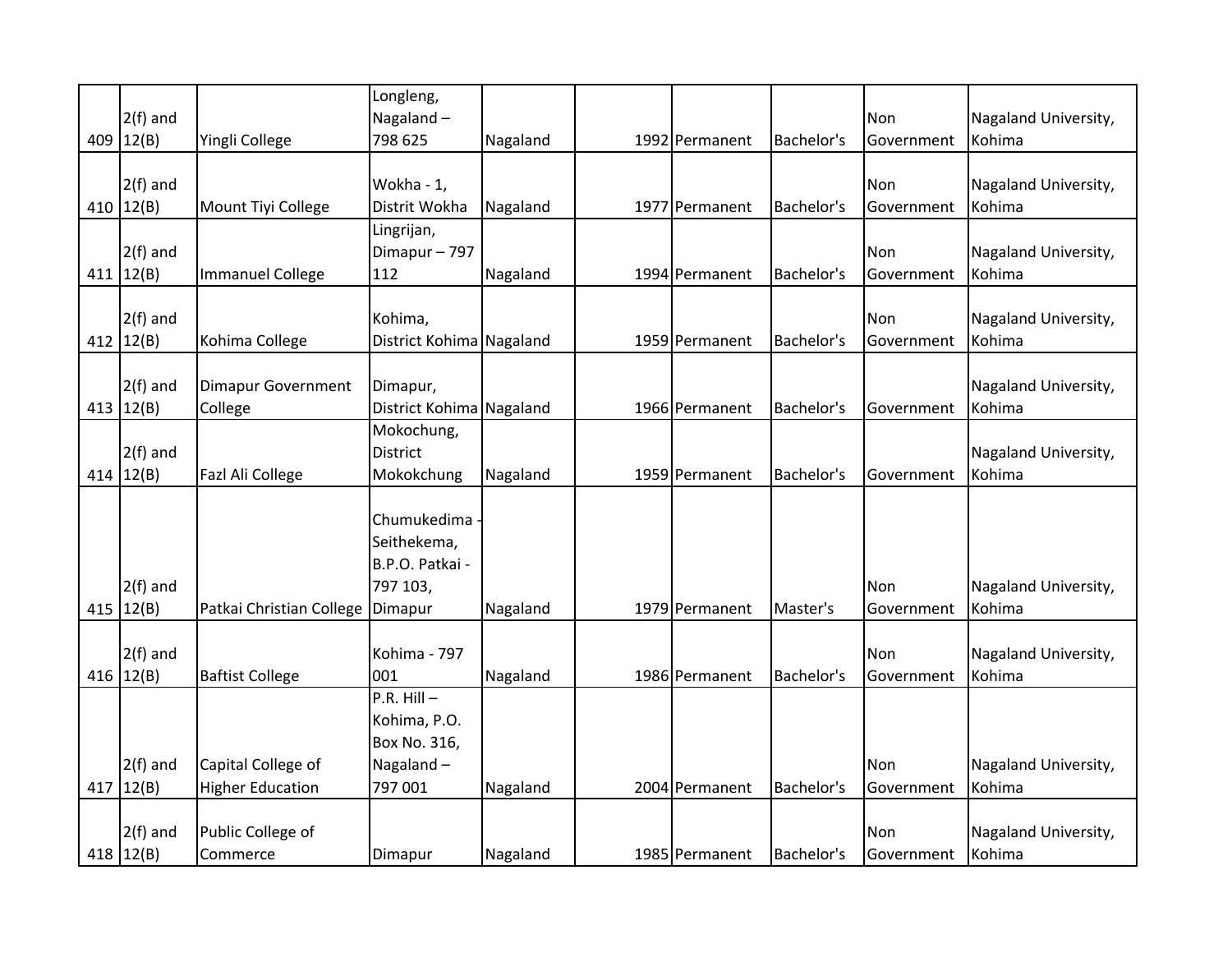| | | | | | | | | | |
|---|---|---|---|---|---|---|---|---|---|
| 409 | 2(f) and 12(B) | Yingli College | Longleng, Nagaland – 798 625 | Nagaland | 1992 | Permanent | Bachelor's | Non Government | Nagaland University, Kohima |
| 410 | 2(f) and 12(B) | Mount Tiyi College | Wokha - 1, Distrit Wokha | Nagaland | 1977 | Permanent | Bachelor's | Non Government | Nagaland University, Kohima |
| 411 | 2(f) and 12(B) | Immanuel College | Lingrijan, Dimapur – 797 112 | Nagaland | 1994 | Permanent | Bachelor's | Non Government | Nagaland University, Kohima |
| 412 | 2(f) and 12(B) | Kohima College | Kohima, District Kohima | Nagaland | 1959 | Permanent | Bachelor's | Non Government | Nagaland University, Kohima |
| 413 | 2(f) and 12(B) | Dimapur Government College | Dimapur, District Kohima | Nagaland | 1966 | Permanent | Bachelor's | Government | Nagaland University, Kohima |
| 414 | 2(f) and 12(B) | Fazl Ali College | Mokochung, District Mokokchung | Nagaland | 1959 | Permanent | Bachelor's | Government | Nagaland University, Kohima |
| 415 | 2(f) and 12(B) | Patkai Christian College | Chumukedima - Seithekema, B.P.O. Patkai - 797 103, Dimapur | Nagaland | 1979 | Permanent | Master's | Non Government | Nagaland University, Kohima |
| 416 | 2(f) and 12(B) | Baftist College | Kohima - 797 001 | Nagaland | 1986 | Permanent | Bachelor's | Non Government | Nagaland University, Kohima |
| 417 | 2(f) and 12(B) | Capital College of Higher Education | P.R. Hill – Kohima, P.O. Box No. 316, Nagaland – 797 001 | Nagaland | 2004 | Permanent | Bachelor's | Non Government | Nagaland University, Kohima |
| 418 | 2(f) and 12(B) | Public College of Commerce | Dimapur | Nagaland | 1985 | Permanent | Bachelor's | Non Government | Nagaland University, Kohima |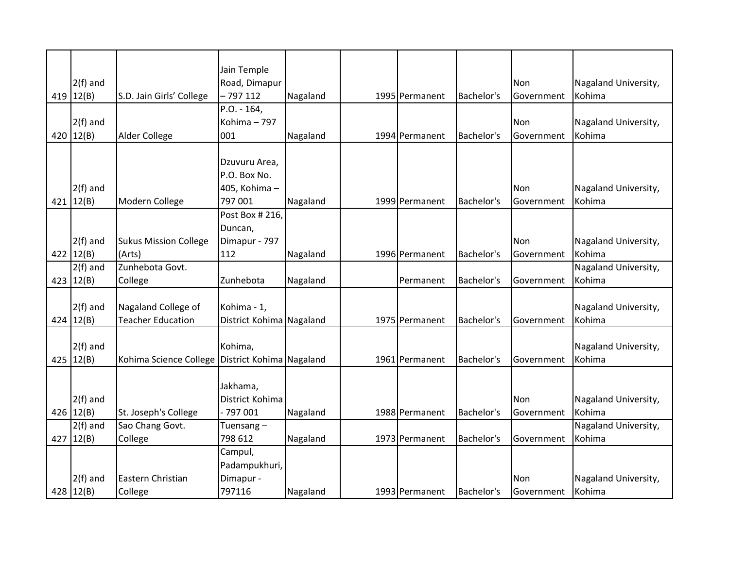| 419 | 2(f) and 12(B) | S.D. Jain Girls’ College | Jain Temple Road, Dimapur – 797 112 | Nagaland | 1995 | Permanent | Bachelor's | Non Government | Nagaland University, Kohima |
|---|---|---|---|---|---|---|---|---|---|
| 420 | 2(f) and 12(B) | Alder College | P.O. - 164, Kohima – 797 001 | Nagaland | 1994 | Permanent | Bachelor's | Non Government | Nagaland University, Kohima |
| 421 | 2(f) and 12(B) | Modern College | Dzuvuru Area, P.O. Box No. 405, Kohima – 797 001 | Nagaland | 1999 | Permanent | Bachelor's | Non Government | Nagaland University, Kohima |
| 422 | 2(f) and 12(B) | Sukus Mission College (Arts) | Post Box # 216, Duncan, Dimapur - 797 112 | Nagaland | 1996 | Permanent | Bachelor's | Non Government | Nagaland University, Kohima |
| 423 | 2(f) and 12(B) | Zunhebota Govt. College | Zunhebota | Nagaland | | Permanent | Bachelor's | Government | Nagaland University, Kohima |
| 424 | 2(f) and 12(B) | Nagaland College of Teacher Education | Kohima - 1, District Kohima | Nagaland | 1975 | Permanent | Bachelor's | Government | Nagaland University, Kohima |
| 425 | 2(f) and 12(B) | Kohima Science College | Kohima, District Kohima | Nagaland | 1961 | Permanent | Bachelor's | Government | Nagaland University, Kohima |
| 426 | 2(f) and 12(B) | St. Joseph's College | Jakhama, District Kohima - 797 001 | Nagaland | 1988 | Permanent | Bachelor's | Non Government | Nagaland University, Kohima |
| 427 | 2(f) and 12(B) | Sao Chang Govt. College | Tuensang – 798 612 | Nagaland | 1973 | Permanent | Bachelor's | Government | Nagaland University, Kohima |
| 428 | 2(f) and 12(B) | Eastern Christian College | Campul, Padampukhuri, Dimapur - 797116 | Nagaland | 1993 | Permanent | Bachelor's | Non Government | Nagaland University, Kohima |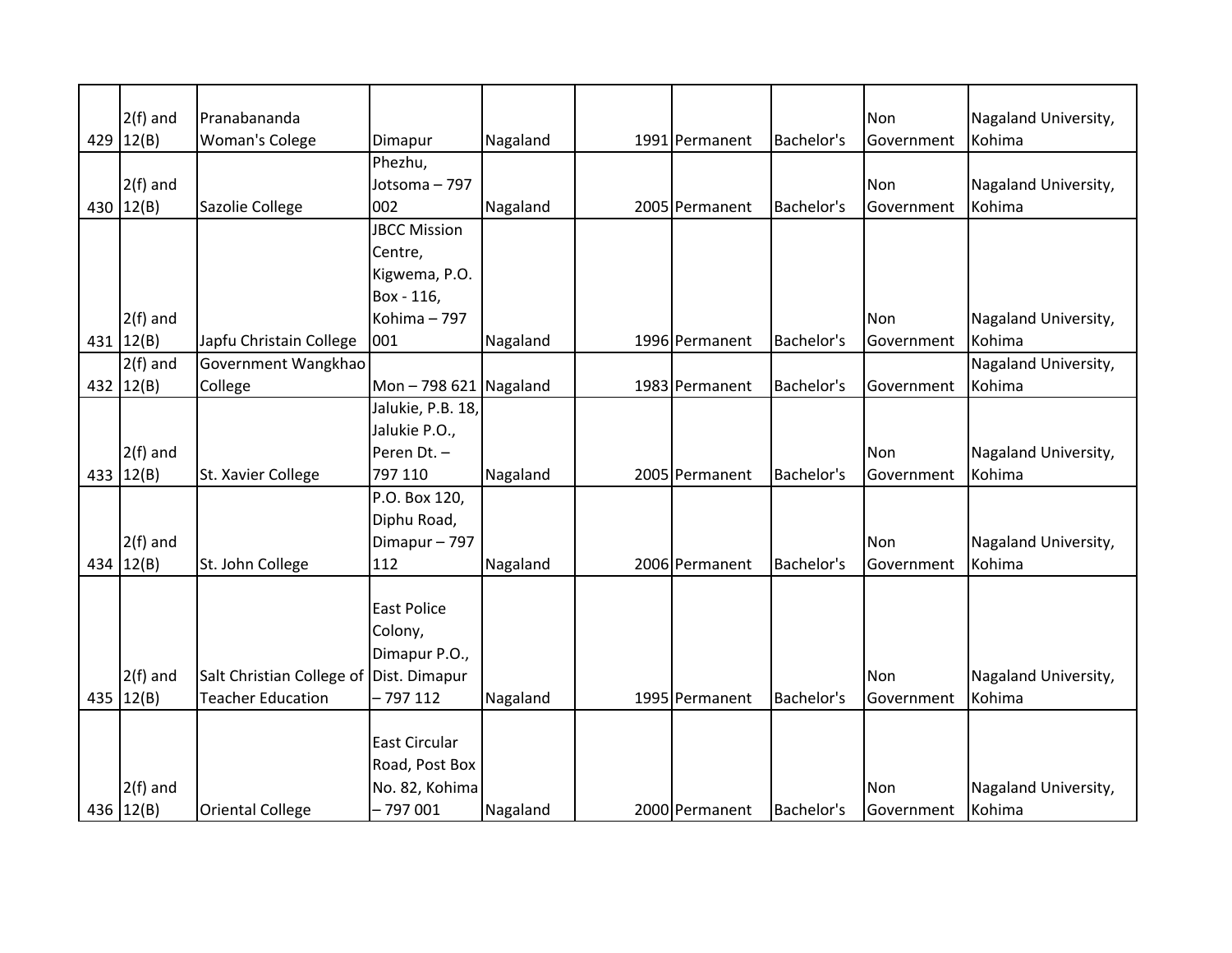| | | | | | | | | | |
|---|---|---|---|---|---|---|---|---|---|
| 429 | 2(f) and 12(B) | Pranabananda Woman's Colege | Dimapur | Nagaland | 1991 | Permanent | Bachelor's | Non Government | Nagaland University, Kohima |
| 430 | 2(f) and 12(B) | Sazolie College | Phezhu, Jotsoma – 797 002 | Nagaland | 2005 | Permanent | Bachelor's | Non Government | Nagaland University, Kohima |
| 431 | 2(f) and 12(B) | Japfu Christain College | JBCC Mission Centre, Kigwema, P.O. Box - 116, Kohima – 797 001 | Nagaland | 1996 | Permanent | Bachelor's | Non Government | Nagaland University, Kohima |
| 432 | 2(f) and 12(B) | Government Wangkhao College | Mon – 798 621 | Nagaland | 1983 | Permanent | Bachelor's | Government | Nagaland University, Kohima |
| 433 | 2(f) and 12(B) | St. Xavier College | Jalukie, P.B. 18, Jalukie P.O., Peren Dt. – 797 110 | Nagaland | 2005 | Permanent | Bachelor's | Non Government | Nagaland University, Kohima |
| 434 | 2(f) and 12(B) | St. John College | P.O. Box 120, Diphu Road, Dimapur – 797 112 | Nagaland | 2006 | Permanent | Bachelor's | Non Government | Nagaland University, Kohima |
| 435 | 2(f) and 12(B) | Salt Christian College of Teacher Education | East Police Colony, Dimapur P.O., Dist. Dimapur – 797 112 | Nagaland | 1995 | Permanent | Bachelor's | Non Government | Nagaland University, Kohima |
| 436 | 2(f) and 12(B) | Oriental College | East Circular Road, Post Box No. 82, Kohima – 797 001 | Nagaland | 2000 | Permanent | Bachelor's | Non Government | Nagaland University, Kohima |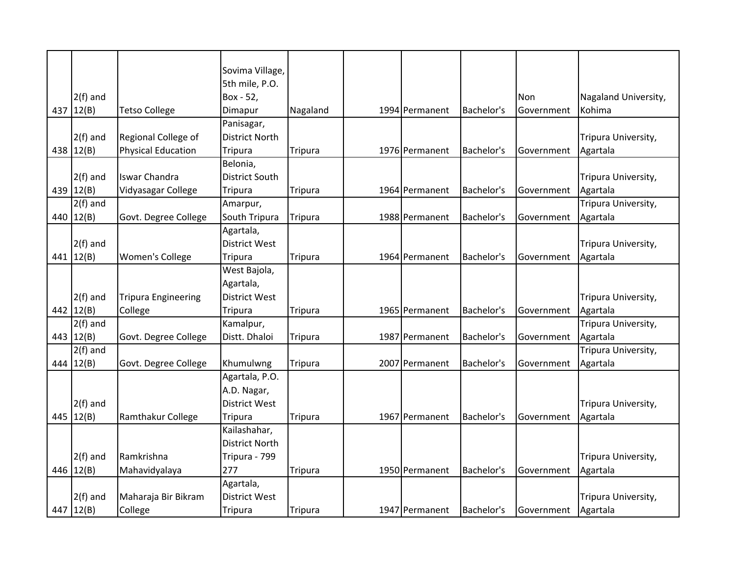| | | | | | | | | | | |
|---|---|---|---|---|---|---|---|---|---|---|
| 437 | 2(f) and 12(B) | Tetso College | Sovima Village, 5th mile, P.O. Box - 52, Dimapur | Nagaland | | 1994 | Permanent | Bachelor's | Non Government | Nagaland University, Kohima |
| 438 | 2(f) and 12(B) | Regional College of Physical Education | Panisagar, District North Tripura | Tripura | | 1976 | Permanent | Bachelor's | Government | Tripura University, Agartala |
| 439 | 2(f) and 12(B) | Iswar Chandra Vidyasagar College | Belonia, District South Tripura | Tripura | | 1964 | Permanent | Bachelor's | Government | Tripura University, Agartala |
| 440 | 2(f) and 12(B) | Govt. Degree College | Amarpur, South Tripura | Tripura | | 1988 | Permanent | Bachelor's | Government | Tripura University, Agartala |
| 441 | 2(f) and 12(B) | Women's College | Agartala, District West Tripura | Tripura | | 1964 | Permanent | Bachelor's | Government | Tripura University, Agartala |
| 442 | 2(f) and 12(B) | Tripura Engineering College | West Bajola, Agartala, District West Tripura | Tripura | | 1965 | Permanent | Bachelor's | Government | Tripura University, Agartala |
| 443 | 2(f) and 12(B) | Govt. Degree College | Kamalpur, Distt. Dhaloi | Tripura | | 1987 | Permanent | Bachelor's | Government | Tripura University, Agartala |
| 444 | 2(f) and 12(B) | Govt. Degree College | Khumulwng | Tripura | | 2007 | Permanent | Bachelor's | Government | Tripura University, Agartala |
| 445 | 2(f) and 12(B) | Ramthakur College | Agartala, P.O. A.D. Nagar, District West Tripura | Tripura | | 1967 | Permanent | Bachelor's | Government | Tripura University, Agartala |
| 446 | 2(f) and 12(B) | Ramkrishna Mahavidyalaya | Kailashahar, District North Tripura - 799 277 | Tripura | | 1950 | Permanent | Bachelor's | Government | Tripura University, Agartala |
| 447 | 2(f) and 12(B) | Maharaja Bir Bikram College | Agartala, District West Tripura | Tripura | | 1947 | Permanent | Bachelor's | Government | Tripura University, Agartala |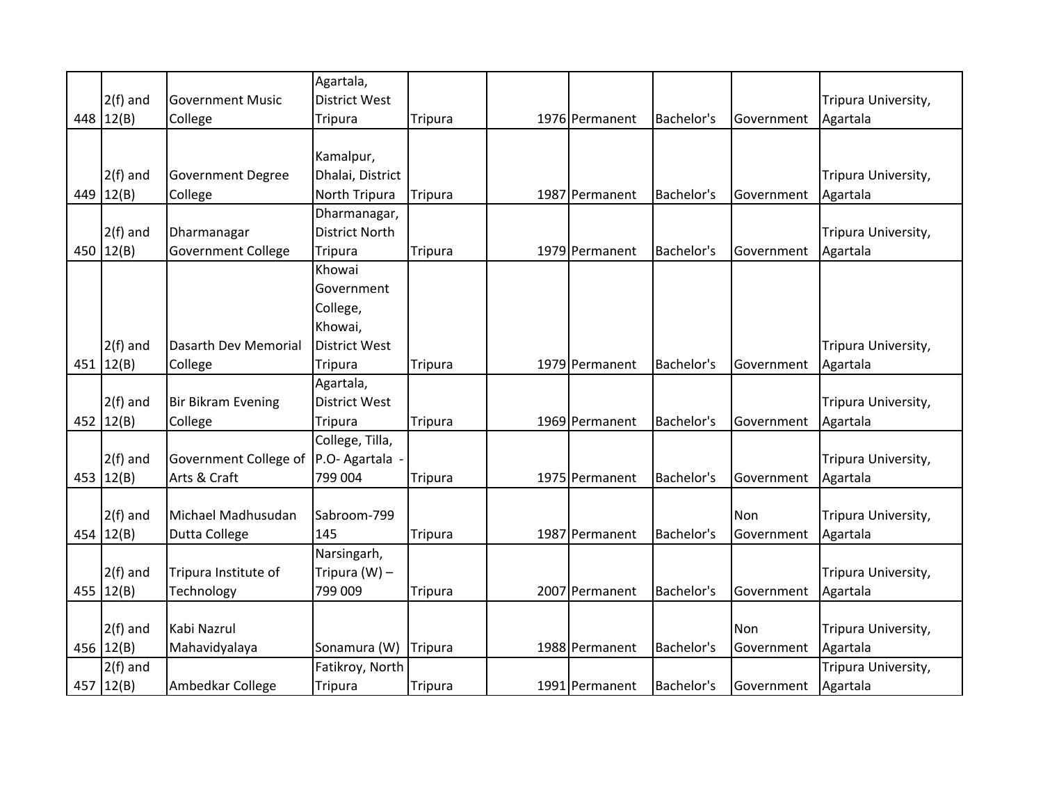| 448 | 2(f) and 12(B) | Government Music College | Agartala, District West Tripura | Tripura | | 1976 | Permanent | Bachelor's | Government | Tripura University, Agartala |
|---|---|---|---|---|---|---|---|---|---|---|
| 449 | 2(f) and 12(B) | Government Degree College | Kamalpur, Dhalai, District North Tripura | Tripura | | 1987 | Permanent | Bachelor's | Government | Tripura University, Agartala |
| 450 | 2(f) and 12(B) | Dharmanagar Government College | Dharmanagar, District North Tripura | Tripura | | 1979 | Permanent | Bachelor's | Government | Tripura University, Agartala |
| 451 | 2(f) and 12(B) | Dasarth Dev Memorial College | Khowai Government College, Khowai, District West Tripura | Tripura | | 1979 | Permanent | Bachelor's | Government | Tripura University, Agartala |
| 452 | 2(f) and 12(B) | Bir Bikram Evening College | Agartala, District West Tripura | Tripura | | 1969 | Permanent | Bachelor's | Government | Tripura University, Agartala |
| 453 | 2(f) and 12(B) | Government College of Arts & Craft | College, Tilla, P.O- Agartala - 799 004 | Tripura | | 1975 | Permanent | Bachelor's | Government | Tripura University, Agartala |
| 454 | 2(f) and 12(B) | Michael Madhusudan Dutta College | Sabroom-799 145 | Tripura | | 1987 | Permanent | Bachelor's | Non Government | Tripura University, Agartala |
| 455 | 2(f) and 12(B) | Tripura Institute of Technology | Narsingarh, Tripura (W) – 799 009 | Tripura | | 2007 | Permanent | Bachelor's | Government | Tripura University, Agartala |
| 456 | 2(f) and 12(B) | Kabi Nazrul Mahavidyalaya | Sonamura (W) | Tripura | | 1988 | Permanent | Bachelor's | Non Government | Tripura University, Agartala |
| 457 | 2(f) and 12(B) | Ambedkar College | Fatikroy, North Tripura | Tripura | | 1991 | Permanent | Bachelor's | Government | Tripura University, Agartala |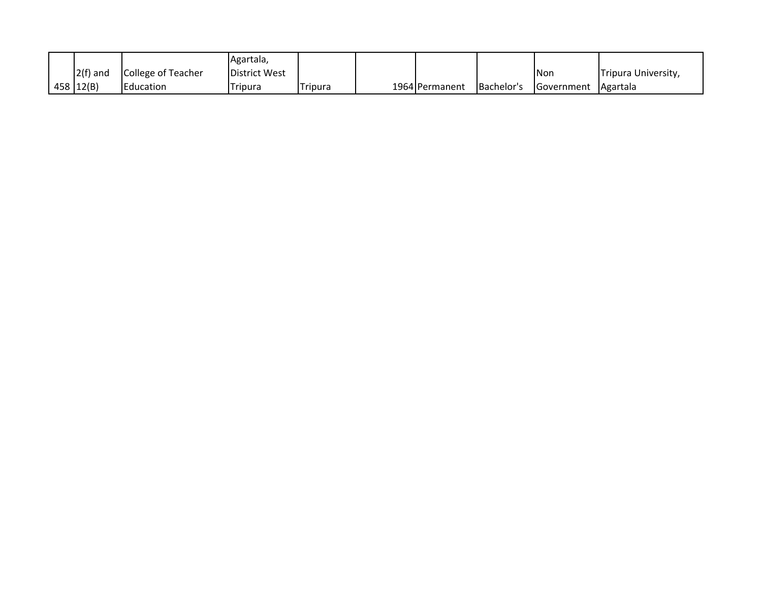| | | | | | | | | | | |
|---|---|---|---|---|---|---|---|---|---|---|
| 458 | 2(f) and 12(B) | College of Teacher Education | Agartala, District West Tripura | Tripura | | 1964 | Permanent | Bachelor's | Non Government | Tripura University, Agartala |